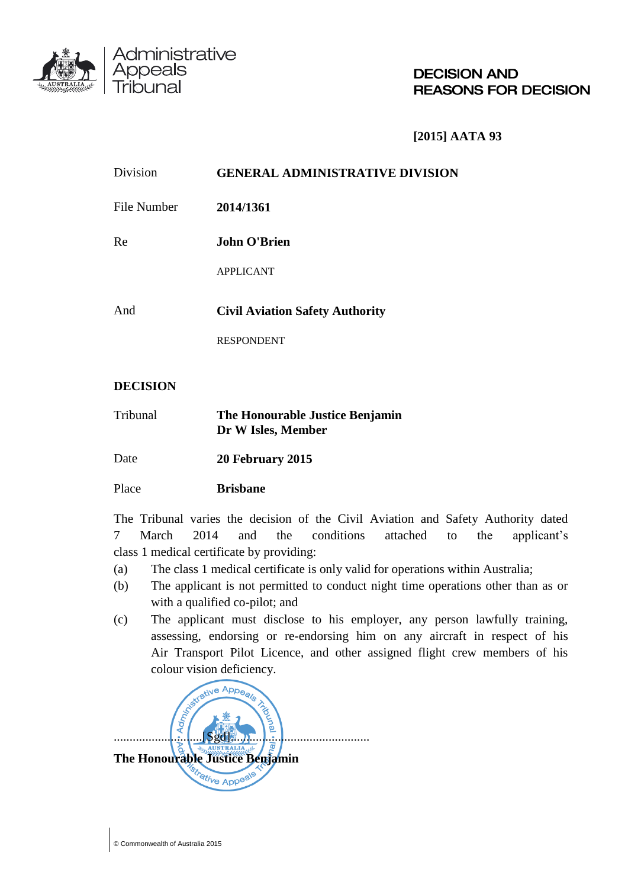Administrative Appeals Tribunal

**DECISION AND REASONS FOR DECISION**

**[2015] AATA 93**

| | |
|---|---|
| Division | **GENERAL ADMINISTRATIVE DIVISION** |
| File Number | **2014/1361** |
| Re | **John O'Brien** |
| | APPLICANT |
| And | **Civil Aviation Safety Authority** |
| | RESPONDENT |

**DECISION**

| | |
|---|---|
| Tribunal | **The Honourable Justice Benjamin**<br>**Dr W Isles, Member** |
| Date | **20 February 2015** |
| Place | **Brisbane** |

The Tribunal varies the decision of the Civil Aviation and Safety Authority dated 7 March 2014 and the conditions attached to the applicant's class 1 medical certificate by providing:

(a) The class 1 medical certificate is only valid for operations within Australia;

(b) The applicant is not permitted to conduct night time operations other than as or with a qualified co-pilot; and

(c) The applicant must disclose to his employer, any person lawfully training, assessing, endorsing or re-endorsing him on any aircraft in respect of his Air Transport Pilot Licence, and other assigned flight crew members of his colour vision deficiency.

...............................[Sgd]...............................

**The Honourable Justice Benjamin**

© Commonwealth of Australia 2015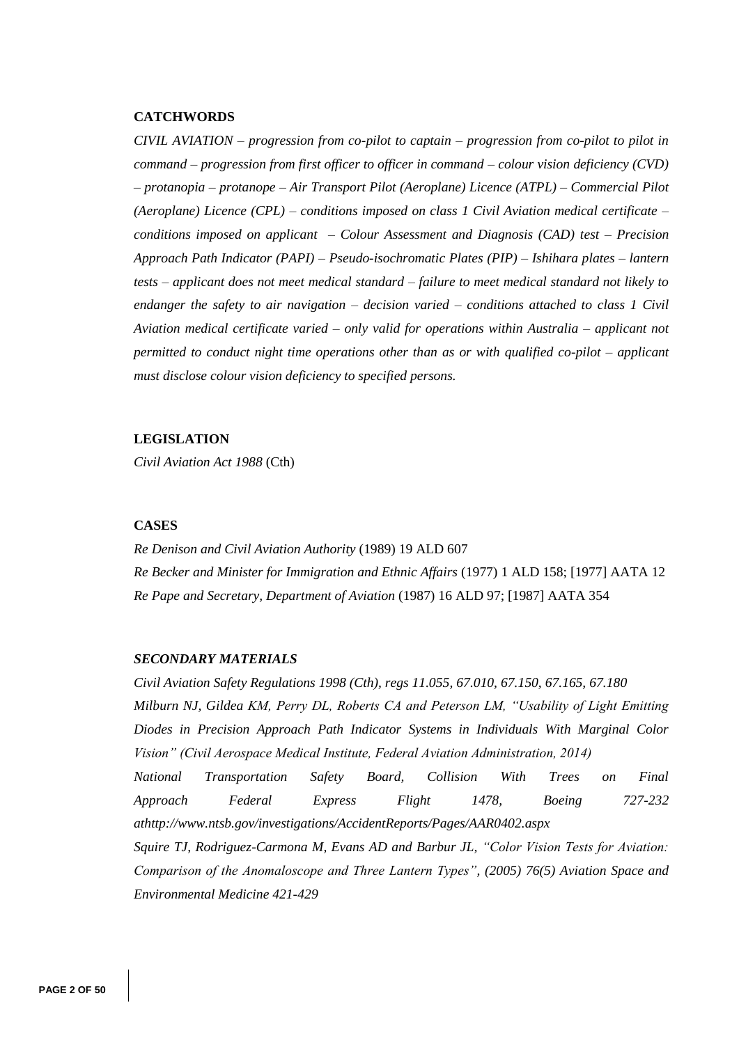**CATCHWORDS**

*CIVIL AVIATION – progression from co-pilot to captain – progression from co-pilot to pilot in command – progression from first officer to officer in command – colour vision deficiency (CVD) – protanopia – protanope – Air Transport Pilot (Aeroplane) Licence (ATPL) – Commercial Pilot (Aeroplane) Licence (CPL) – conditions imposed on class 1 Civil Aviation medical certificate – conditions imposed on applicant – Colour Assessment and Diagnosis (CAD) test – Precision Approach Path Indicator (PAPI) – Pseudo-isochromatic Plates (PIP) – Ishihara plates – lantern tests – applicant does not meet medical standard – failure to meet medical standard not likely to endanger the safety to air navigation – decision varied – conditions attached to class 1 Civil Aviation medical certificate varied – only valid for operations within Australia – applicant not permitted to conduct night time operations other than as or with qualified co-pilot – applicant must disclose colour vision deficiency to specified persons.*

**LEGISLATION**

*Civil Aviation Act 1988* (Cth)

**CASES**

*Re Denison and Civil Aviation Authority* (1989) 19 ALD 607

*Re Becker and Minister for Immigration and Ethnic Affairs* (1977) 1 ALD 158; [1977] AATA 12

*Re Pape and Secretary, Department of Aviation* (1987) 16 ALD 97; [1987] AATA 354

***SECONDARY MATERIALS***

*Civil Aviation Safety Regulations 1998 (Cth), regs 11.055, 67.010, 67.150, 67.165, 67.180*

*Milburn NJ, Gildea KM, Perry DL, Roberts CA and Peterson LM, "Usability of Light Emitting Diodes in Precision Approach Path Indicator Systems in Individuals With Marginal Color Vision" (Civil Aerospace Medical Institute, Federal Aviation Administration, 2014)*

*National Transportation Safety Board, Collision With Trees on Final Approach Federal Express Flight 1478, Boeing 727-232 athttp://www.ntsb.gov/investigations/AccidentReports/Pages/AAR0402.aspx*

*Squire TJ, Rodriguez-Carmona M, Evans AD and Barbur JL, "Color Vision Tests for Aviation: Comparison of the Anomaloscope and Three Lantern Types", (2005) 76(5) Aviation Space and Environmental Medicine 421-429*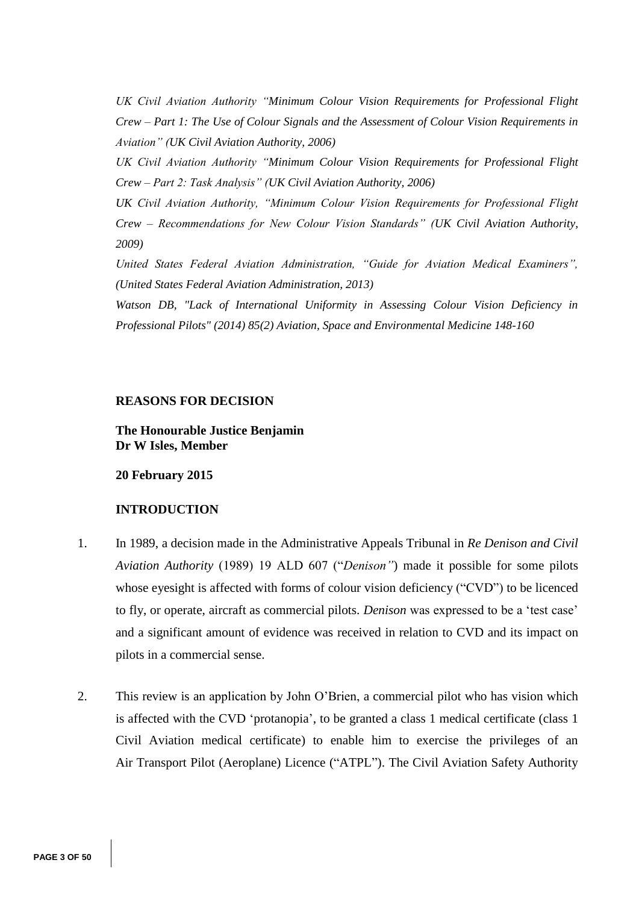*UK Civil Aviation Authority "Minimum Colour Vision Requirements for Professional Flight Crew – Part 1: The Use of Colour Signals and the Assessment of Colour Vision Requirements in Aviation" (UK Civil Aviation Authority, 2006)*

*UK Civil Aviation Authority "Minimum Colour Vision Requirements for Professional Flight Crew – Part 2: Task Analysis" (UK Civil Aviation Authority, 2006)*

*UK Civil Aviation Authority, "Minimum Colour Vision Requirements for Professional Flight Crew – Recommendations for New Colour Vision Standards" (UK Civil Aviation Authority, 2009)*

*United States Federal Aviation Administration, "Guide for Aviation Medical Examiners", (United States Federal Aviation Administration, 2013)*

*Watson DB, "Lack of International Uniformity in Assessing Colour Vision Deficiency in Professional Pilots" (2014) 85(2) Aviation, Space and Environmental Medicine 148-160*

## REASONS FOR DECISION

**The Honourable Justice Benjamin**
**Dr W Isles, Member**

**20 February 2015**

## INTRODUCTION

1. In 1989, a decision made in the Administrative Appeals Tribunal in *Re Denison and Civil Aviation Authority* (1989) 19 ALD 607 ("*Denison"*) made it possible for some pilots whose eyesight is affected with forms of colour vision deficiency ("CVD") to be licenced to fly, or operate, aircraft as commercial pilots. *Denison* was expressed to be a 'test case' and a significant amount of evidence was received in relation to CVD and its impact on pilots in a commercial sense.

2. This review is an application by John O'Brien, a commercial pilot who has vision which is affected with the CVD 'protanopia', to be granted a class 1 medical certificate (class 1 Civil Aviation medical certificate) to enable him to exercise the privileges of an Air Transport Pilot (Aeroplane) Licence ("ATPL"). The Civil Aviation Safety Authority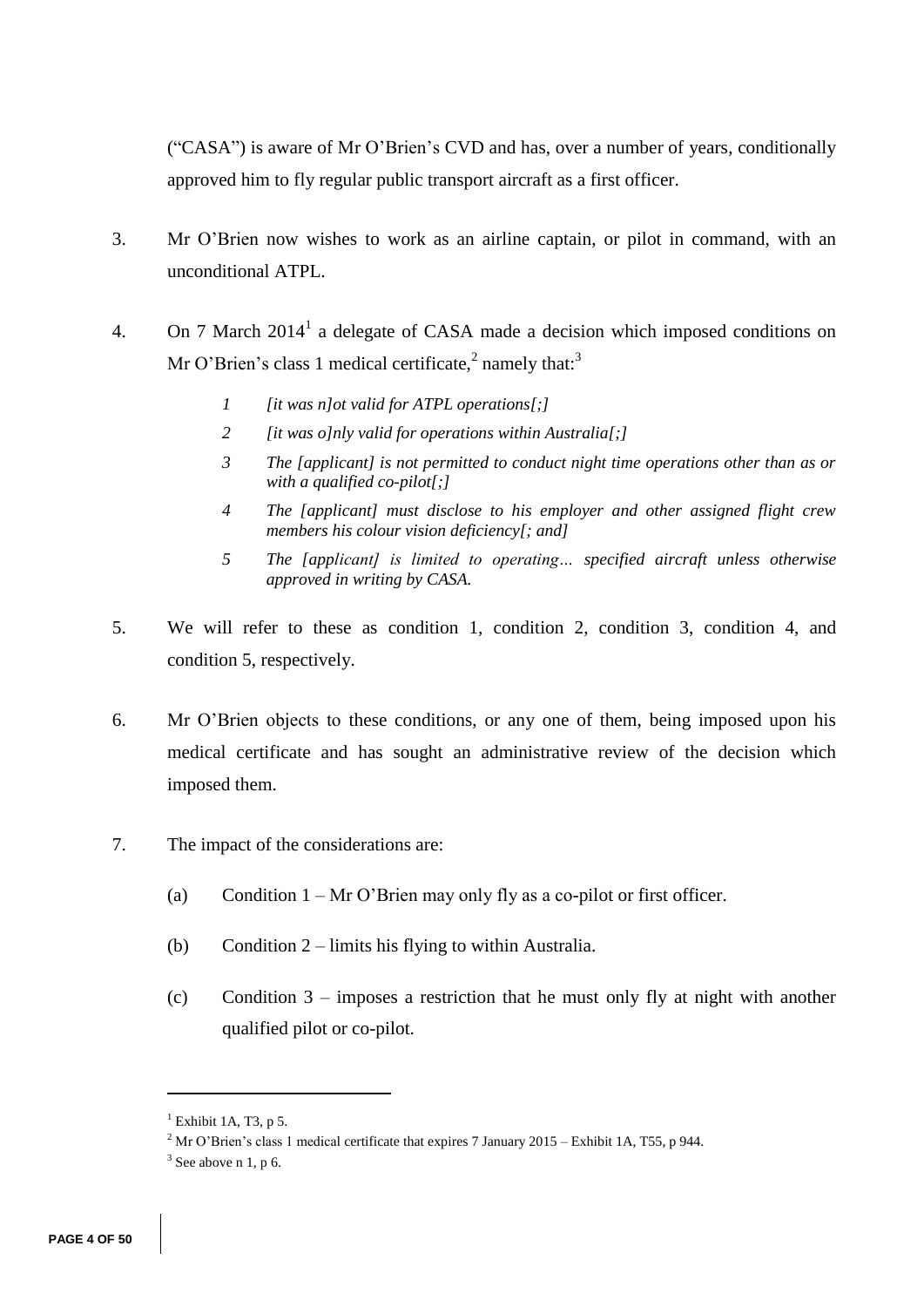("CASA") is aware of Mr O'Brien's CVD and has, over a number of years, conditionally approved him to fly regular public transport aircraft as a first officer.

3. Mr O'Brien now wishes to work as an airline captain, or pilot in command, with an unconditional ATPL.

4. On 7 March 2014[1] a delegate of CASA made a decision which imposed conditions on Mr O'Brien's class 1 medical certificate,[2] namely that:[3]

    *1 [it was n]ot valid for ATPL operations[;]*

    *2 [it was o]nly valid for operations within Australia[;]*

    *3 The [applicant] is not permitted to conduct night time operations other than as or with a qualified co-pilot[;]*

    *4 The [applicant] must disclose to his employer and other assigned flight crew members his colour vision deficiency[; and]*

    *5 The [applicant] is limited to operating… specified aircraft unless otherwise approved in writing by CASA.*

5. We will refer to these as condition 1, condition 2, condition 3, condition 4, and condition 5, respectively.

6. Mr O'Brien objects to these conditions, or any one of them, being imposed upon his medical certificate and has sought an administrative review of the decision which imposed them.

7. The impact of the considerations are:

    (a) Condition 1 – Mr O'Brien may only fly as a co-pilot or first officer.

    (b) Condition 2 – limits his flying to within Australia.

    (c) Condition 3 – imposes a restriction that he must only fly at night with another qualified pilot or co-pilot.

---

[1] Exhibit 1A, T3, p 5.

[2] Mr O'Brien's class 1 medical certificate that expires 7 January 2015 – Exhibit 1A, T55, p 944.

[3] See above n 1, p 6.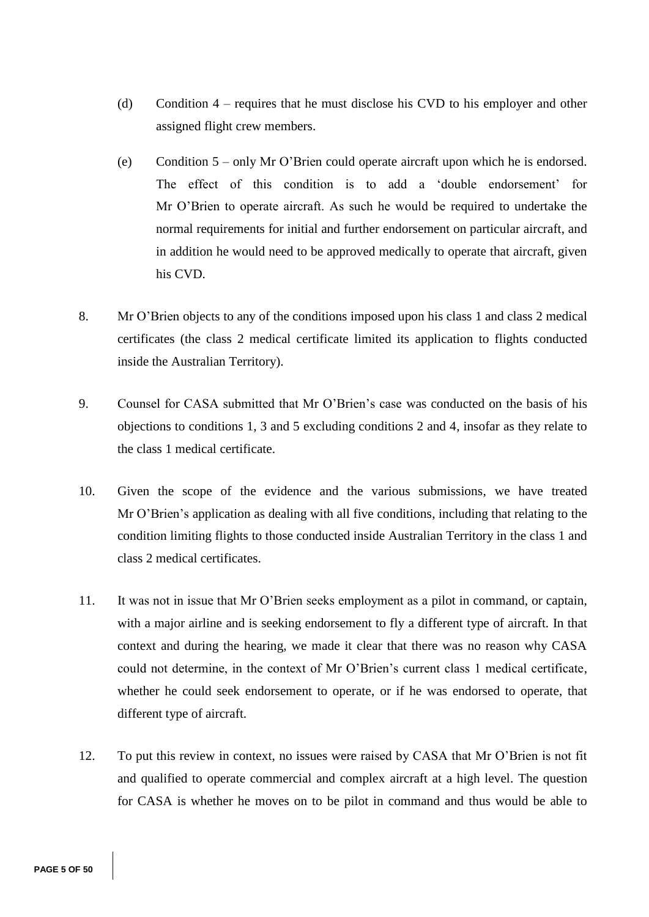(d) Condition 4 – requires that he must disclose his CVD to his employer and other assigned flight crew members.

(e) Condition 5 – only Mr O'Brien could operate aircraft upon which he is endorsed. The effect of this condition is to add a 'double endorsement' for Mr O'Brien to operate aircraft. As such he would be required to undertake the normal requirements for initial and further endorsement on particular aircraft, and in addition he would need to be approved medically to operate that aircraft, given his CVD.

8. Mr O'Brien objects to any of the conditions imposed upon his class 1 and class 2 medical certificates (the class 2 medical certificate limited its application to flights conducted inside the Australian Territory).

9. Counsel for CASA submitted that Mr O'Brien's case was conducted on the basis of his objections to conditions 1, 3 and 5 excluding conditions 2 and 4, insofar as they relate to the class 1 medical certificate.

10. Given the scope of the evidence and the various submissions, we have treated Mr O'Brien's application as dealing with all five conditions, including that relating to the condition limiting flights to those conducted inside Australian Territory in the class 1 and class 2 medical certificates.

11. It was not in issue that Mr O'Brien seeks employment as a pilot in command, or captain, with a major airline and is seeking endorsement to fly a different type of aircraft. In that context and during the hearing, we made it clear that there was no reason why CASA could not determine, in the context of Mr O'Brien's current class 1 medical certificate, whether he could seek endorsement to operate, or if he was endorsed to operate, that different type of aircraft.

12. To put this review in context, no issues were raised by CASA that Mr O'Brien is not fit and qualified to operate commercial and complex aircraft at a high level. The question for CASA is whether he moves on to be pilot in command and thus would be able to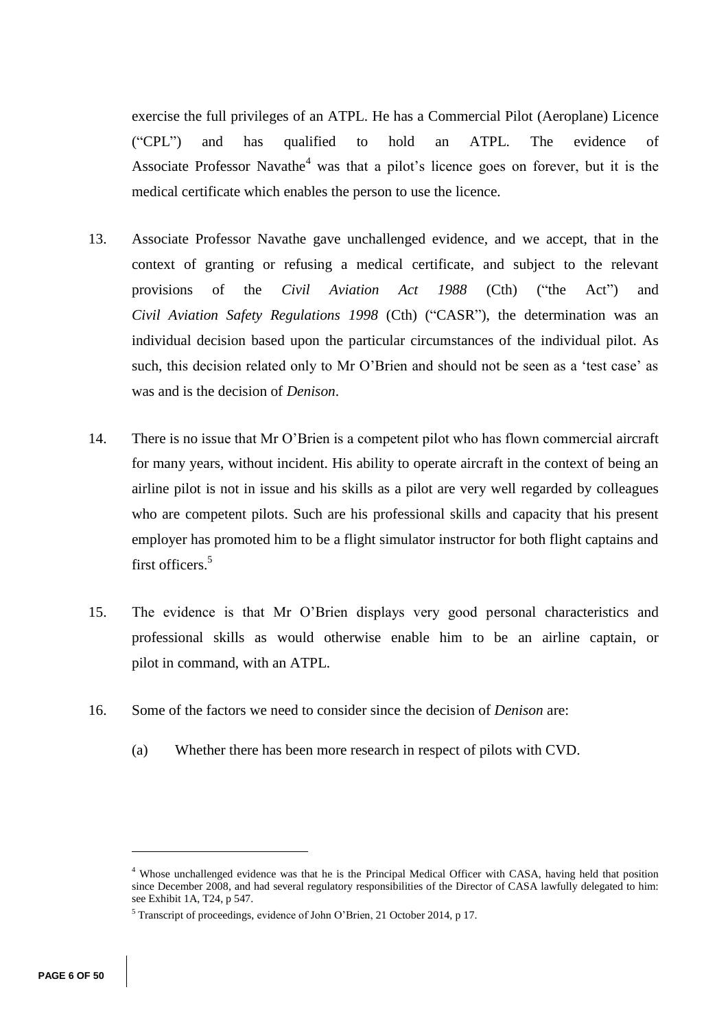exercise the full privileges of an ATPL. He has a Commercial Pilot (Aeroplane) Licence ("CPL") and has qualified to hold an ATPL. The evidence of Associate Professor Navathe[4] was that a pilot's licence goes on forever, but it is the medical certificate which enables the person to use the licence.

13. Associate Professor Navathe gave unchallenged evidence, and we accept, that in the context of granting or refusing a medical certificate, and subject to the relevant provisions of the *Civil Aviation Act 1988* (Cth) ("the Act") and *Civil Aviation Safety Regulations 1998* (Cth) ("CASR"), the determination was an individual decision based upon the particular circumstances of the individual pilot. As such, this decision related only to Mr O'Brien and should not be seen as a 'test case' as was and is the decision of *Denison*.

14. There is no issue that Mr O'Brien is a competent pilot who has flown commercial aircraft for many years, without incident. His ability to operate aircraft in the context of being an airline pilot is not in issue and his skills as a pilot are very well regarded by colleagues who are competent pilots. Such are his professional skills and capacity that his present employer has promoted him to be a flight simulator instructor for both flight captains and first officers.[5]

15. The evidence is that Mr O'Brien displays very good personal characteristics and professional skills as would otherwise enable him to be an airline captain, or pilot in command, with an ATPL.

16. Some of the factors we need to consider since the decision of *Denison* are:

    (a) Whether there has been more research in respect of pilots with CVD.

---

[4] Whose unchallenged evidence was that he is the Principal Medical Officer with CASA, having held that position since December 2008, and had several regulatory responsibilities of the Director of CASA lawfully delegated to him: see Exhibit 1A, T24, p 547.

[5] Transcript of proceedings, evidence of John O'Brien, 21 October 2014, p 17.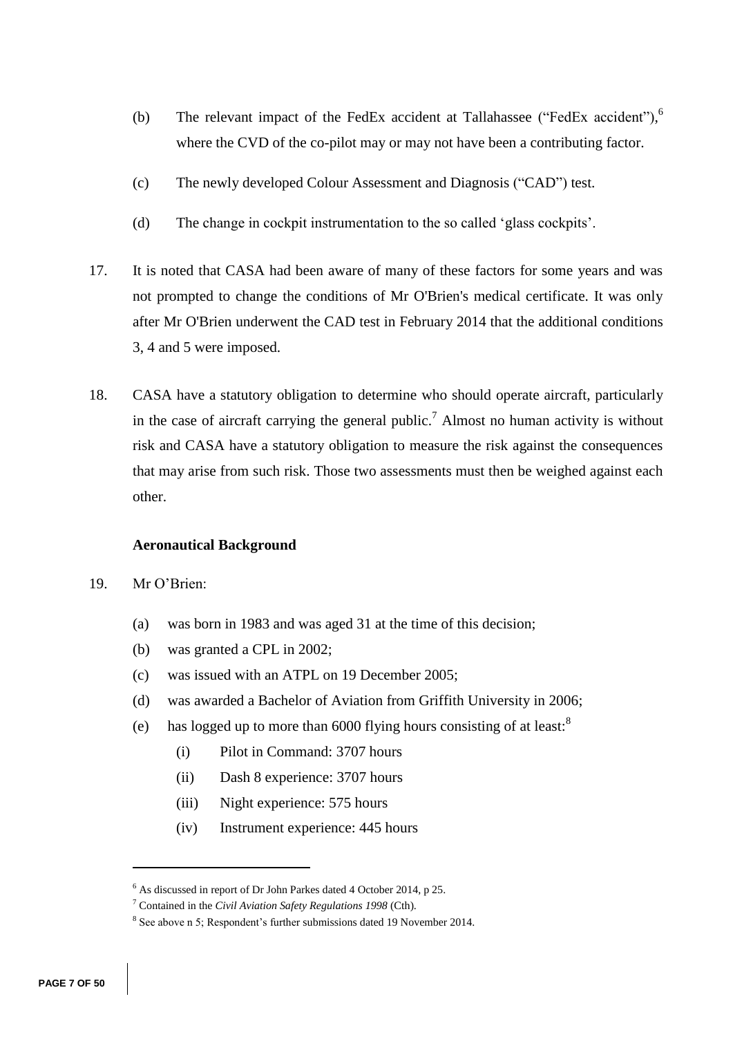(b) The relevant impact of the FedEx accident at Tallahassee ("FedEx accident"),[6] where the CVD of the co-pilot may or may not have been a contributing factor.

(c) The newly developed Colour Assessment and Diagnosis ("CAD") test.

(d) The change in cockpit instrumentation to the so called 'glass cockpits'.

17. It is noted that CASA had been aware of many of these factors for some years and was not prompted to change the conditions of Mr O'Brien's medical certificate. It was only after Mr O'Brien underwent the CAD test in February 2014 that the additional conditions 3, 4 and 5 were imposed.

18. CASA have a statutory obligation to determine who should operate aircraft, particularly in the case of aircraft carrying the general public.[7] Almost no human activity is without risk and CASA have a statutory obligation to measure the risk against the consequences that may arise from such risk. Those two assessments must then be weighed against each other.

### Aeronautical Background

19. Mr O'Brien:

 (a) was born in 1983 and was aged 31 at the time of this decision;
 (b) was granted a CPL in 2002;
 (c) was issued with an ATPL on 19 December 2005;
 (d) was awarded a Bachelor of Aviation from Griffith University in 2006;
 (e) has logged up to more than 6000 flying hours consisting of at least:[8]
  (i) Pilot in Command: 3707 hours
  (ii) Dash 8 experience: 3707 hours
  (iii) Night experience: 575 hours
  (iv) Instrument experience: 445 hours

---

[6] As discussed in report of Dr John Parkes dated 4 October 2014, p 25.

[7] Contained in the *Civil Aviation Safety Regulations 1998* (Cth).

[8] See above n 5; Respondent's further submissions dated 19 November 2014.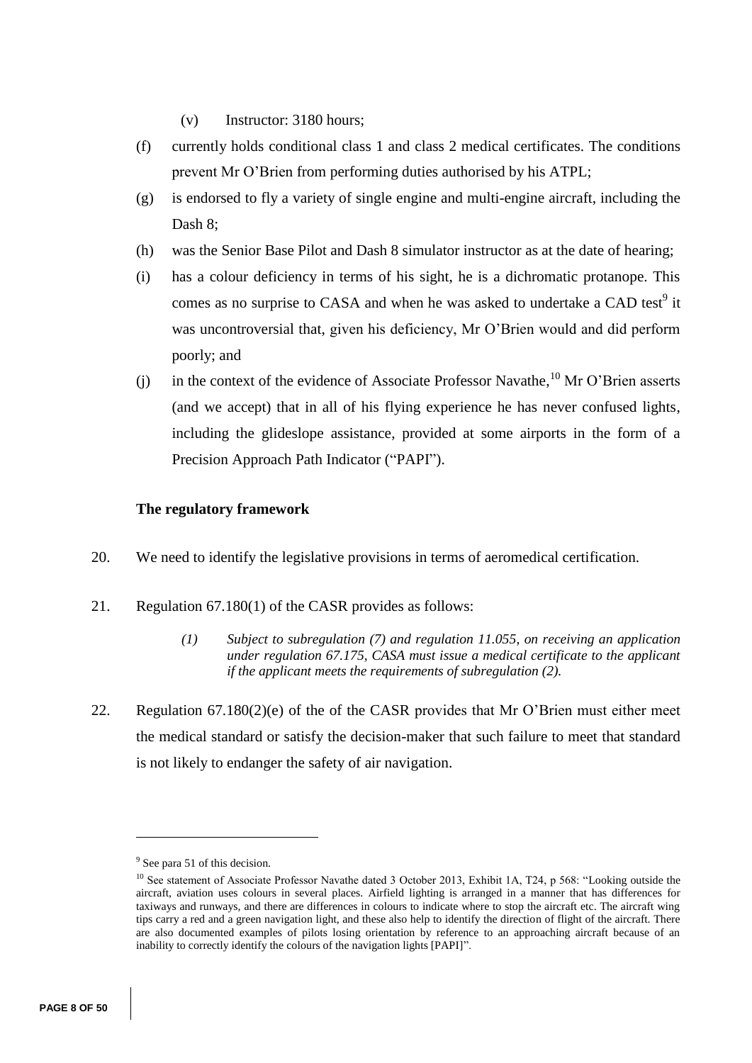(v) Instructor: 3180 hours;

(f) currently holds conditional class 1 and class 2 medical certificates. The conditions prevent Mr O'Brien from performing duties authorised by his ATPL;

(g) is endorsed to fly a variety of single engine and multi-engine aircraft, including the Dash 8;

(h) was the Senior Base Pilot and Dash 8 simulator instructor as at the date of hearing;

(i) has a colour deficiency in terms of his sight, he is a dichromatic protanope. This comes as no surprise to CASA and when he was asked to undertake a CAD test[9] it was uncontroversial that, given his deficiency, Mr O'Brien would and did perform poorly; and

(j) in the context of the evidence of Associate Professor Navathe,[10] Mr O'Brien asserts (and we accept) that in all of his flying experience he has never confused lights, including the glideslope assistance, provided at some airports in the form of a Precision Approach Path Indicator ("PAPI").

### The regulatory framework

20. We need to identify the legislative provisions in terms of aeromedical certification.

21. Regulation 67.180(1) of the CASR provides as follows:

> *(1) Subject to subregulation (7) and regulation 11.055, on receiving an application under regulation 67.175, CASA must issue a medical certificate to the applicant if the applicant meets the requirements of subregulation (2).*

22. Regulation 67.180(2)(e) of the of the CASR provides that Mr O'Brien must either meet the medical standard or satisfy the decision-maker that such failure to meet that standard is not likely to endanger the safety of air navigation.

---

[9] See para 51 of this decision.

[10] See statement of Associate Professor Navathe dated 3 October 2013, Exhibit 1A, T24, p 568: "Looking outside the aircraft, aviation uses colours in several places. Airfield lighting is arranged in a manner that has differences for taxiways and runways, and there are differences in colours to indicate where to stop the aircraft etc. The aircraft wing tips carry a red and a green navigation light, and these also help to identify the direction of flight of the aircraft. There are also documented examples of pilots losing orientation by reference to an approaching aircraft because of an inability to correctly identify the colours of the navigation lights [PAPI]".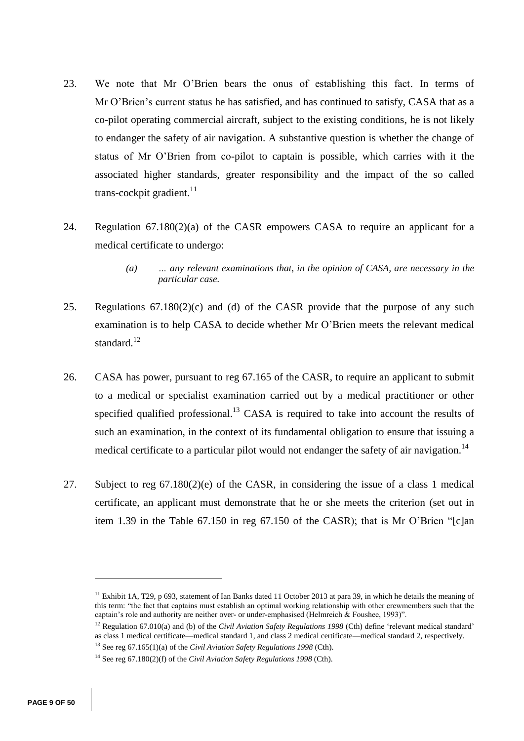23. We note that Mr O'Brien bears the onus of establishing this fact. In terms of Mr O'Brien's current status he has satisfied, and has continued to satisfy, CASA that as a co-pilot operating commercial aircraft, subject to the existing conditions, he is not likely to endanger the safety of air navigation. A substantive question is whether the change of status of Mr O'Brien from co-pilot to captain is possible, which carries with it the associated higher standards, greater responsibility and the impact of the so called trans-cockpit gradient.[11]

24. Regulation 67.180(2)(a) of the CASR empowers CASA to require an applicant for a medical certificate to undergo:

> *(a) … any relevant examinations that, in the opinion of CASA, are necessary in the particular case.*

25. Regulations 67.180(2)(c) and (d) of the CASR provide that the purpose of any such examination is to help CASA to decide whether Mr O'Brien meets the relevant medical standard.[12]

26. CASA has power, pursuant to reg 67.165 of the CASR, to require an applicant to submit to a medical or specialist examination carried out by a medical practitioner or other specified qualified professional.[13] CASA is required to take into account the results of such an examination, in the context of its fundamental obligation to ensure that issuing a medical certificate to a particular pilot would not endanger the safety of air navigation.[14]

27. Subject to reg 67.180(2)(e) of the CASR, in considering the issue of a class 1 medical certificate, an applicant must demonstrate that he or she meets the criterion (set out in item 1.39 in the Table 67.150 in reg 67.150 of the CASR); that is Mr O'Brien "[c]an

---

[11] Exhibit 1A, T29, p 693, statement of Ian Banks dated 11 October 2013 at para 39, in which he details the meaning of this term: "the fact that captains must establish an optimal working relationship with other crewmembers such that the captain's role and authority are neither over- or under-emphasised (Helmreich & Foushee, 1993)".

[12] Regulation 67.010(a) and (b) of the *Civil Aviation Safety Regulations 1998* (Cth) define 'relevant medical standard' as class 1 medical certificate—medical standard 1, and class 2 medical certificate—medical standard 2, respectively.

[13] See reg 67.165(1)(a) of the *Civil Aviation Safety Regulations 1998* (Cth).

[14] See reg 67.180(2)(f) of the *Civil Aviation Safety Regulations 1998* (Cth).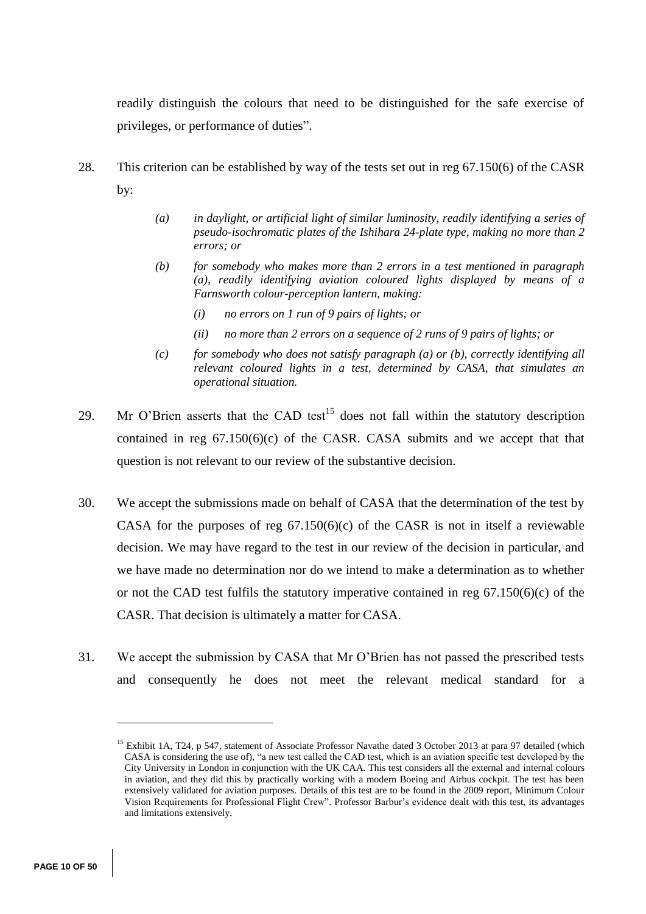readily distinguish the colours that need to be distinguished for the safe exercise of privileges, or performance of duties".

28. This criterion can be established by way of the tests set out in reg 67.150(6) of the CASR by:

> *(a) in daylight, or artificial light of similar luminosity, readily identifying a series of pseudo-isochromatic plates of the Ishihara 24-plate type, making no more than 2 errors; or*
>
> *(b) for somebody who makes more than 2 errors in a test mentioned in paragraph (a), readily identifying aviation coloured lights displayed by means of a Farnsworth colour-perception lantern, making:*
>
> > *(i) no errors on 1 run of 9 pairs of lights; or*
> >
> > *(ii) no more than 2 errors on a sequence of 2 runs of 9 pairs of lights; or*
>
> *(c) for somebody who does not satisfy paragraph (a) or (b), correctly identifying all relevant coloured lights in a test, determined by CASA, that simulates an operational situation.*

29. Mr O'Brien asserts that the CAD test[15] does not fall within the statutory description contained in reg 67.150(6)(c) of the CASR. CASA submits and we accept that that question is not relevant to our review of the substantive decision.

30. We accept the submissions made on behalf of CASA that the determination of the test by CASA for the purposes of reg 67.150(6)(c) of the CASR is not in itself a reviewable decision. We may have regard to the test in our review of the decision in particular, and we have made no determination nor do we intend to make a determination as to whether or not the CAD test fulfils the statutory imperative contained in reg 67.150(6)(c) of the CASR. That decision is ultimately a matter for CASA.

31. We accept the submission by CASA that Mr O'Brien has not passed the prescribed tests and consequently he does not meet the relevant medical standard for a

---

[15] Exhibit 1A, T24, p 547, statement of Associate Professor Navathe dated 3 October 2013 at para 97 detailed (which CASA is considering the use of), "a new test called the CAD test, which is an aviation specific test developed by the City University in London in conjunction with the UK CAA. This test considers all the external and internal colours in aviation, and they did this by practically working with a modern Boeing and Airbus cockpit. The test has been extensively validated for aviation purposes. Details of this test are to be found in the 2009 report, Minimum Colour Vision Requirements for Professional Flight Crew". Professor Barbur's evidence dealt with this test, its advantages and limitations extensively.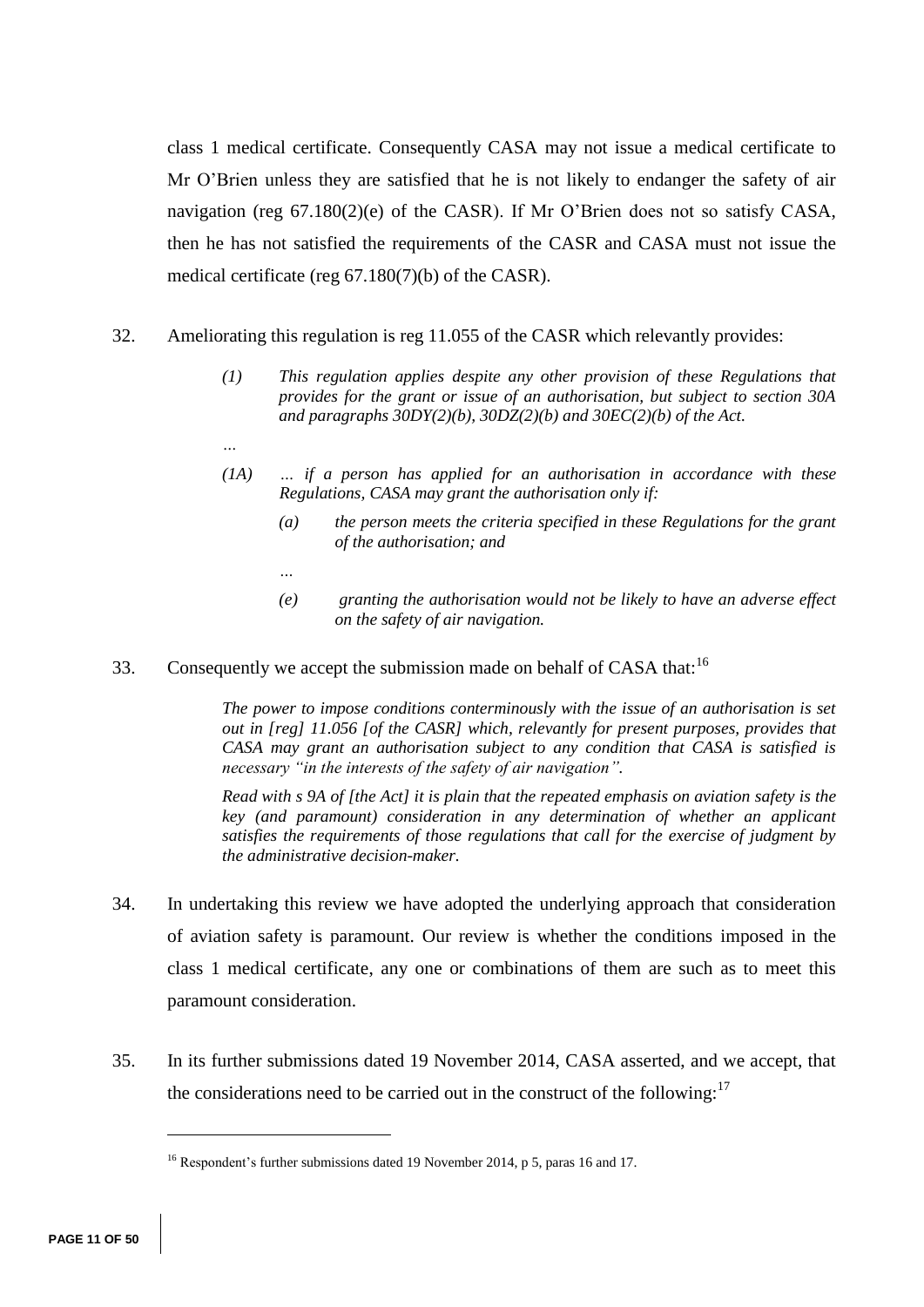class 1 medical certificate. Consequently CASA may not issue a medical certificate to Mr O'Brien unless they are satisfied that he is not likely to endanger the safety of air navigation (reg 67.180(2)(e) of the CASR). If Mr O'Brien does not so satisfy CASA, then he has not satisfied the requirements of the CASR and CASA must not issue the medical certificate (reg 67.180(7)(b) of the CASR).

32. Ameliorating this regulation is reg 11.055 of the CASR which relevantly provides:

> *(1) This regulation applies despite any other provision of these Regulations that provides for the grant or issue of an authorisation, but subject to section 30A and paragraphs 30DY(2)(b), 30DZ(2)(b) and 30EC(2)(b) of the Act.*
>
> *…*
>
> *(1A) … if a person has applied for an authorisation in accordance with these Regulations, CASA may grant the authorisation only if:*
>
> > *(a) the person meets the criteria specified in these Regulations for the grant of the authorisation; and*
> >
> > *…*
> >
> > *(e) granting the authorisation would not be likely to have an adverse effect on the safety of air navigation.*

33. Consequently we accept the submission made on behalf of CASA that:[16]

> *The power to impose conditions conterminously with the issue of an authorisation is set out in [reg] 11.056 [of the CASR] which, relevantly for present purposes, provides that CASA may grant an authorisation subject to any condition that CASA is satisfied is necessary "in the interests of the safety of air navigation".*
>
> *Read with s 9A of [the Act] it is plain that the repeated emphasis on aviation safety is the key (and paramount) consideration in any determination of whether an applicant satisfies the requirements of those regulations that call for the exercise of judgment by the administrative decision-maker.*

34. In undertaking this review we have adopted the underlying approach that consideration of aviation safety is paramount. Our review is whether the conditions imposed in the class 1 medical certificate, any one or combinations of them are such as to meet this paramount consideration.

35. In its further submissions dated 19 November 2014, CASA asserted, and we accept, that the considerations need to be carried out in the construct of the following:[17]

---

[16] Respondent's further submissions dated 19 November 2014, p 5, paras 16 and 17.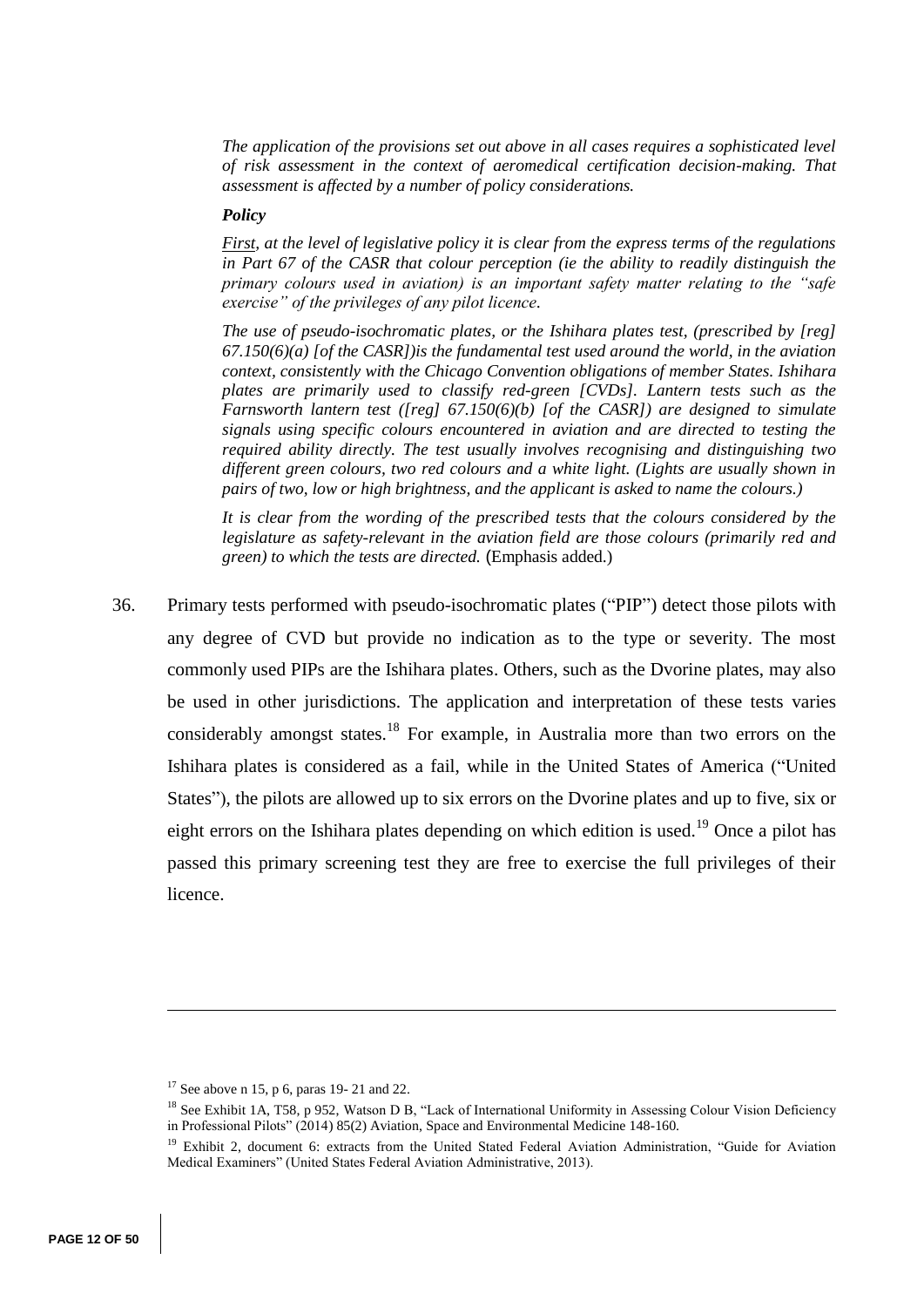*The application of the provisions set out above in all cases requires a sophisticated level of risk assessment in the context of aeromedical certification decision-making. That assessment is affected by a number of policy considerations.*

***Policy***

*First, at the level of legislative policy it is clear from the express terms of the regulations in Part 67 of the CASR that colour perception (ie the ability to readily distinguish the primary colours used in aviation) is an important safety matter relating to the "safe exercise" of the privileges of any pilot licence.*

*The use of pseudo-isochromatic plates, or the Ishihara plates test, (prescribed by [reg] 67.150(6)(a) [of the CASR])is the fundamental test used around the world, in the aviation context, consistently with the Chicago Convention obligations of member States. Ishihara plates are primarily used to classify red-green [CVDs]. Lantern tests such as the Farnsworth lantern test ([reg] 67.150(6)(b) [of the CASR]) are designed to simulate signals using specific colours encountered in aviation and are directed to testing the required ability directly. The test usually involves recognising and distinguishing two different green colours, two red colours and a white light. (Lights are usually shown in pairs of two, low or high brightness, and the applicant is asked to name the colours.)*

*It is clear from the wording of the prescribed tests that the colours considered by the legislature as safety-relevant in the aviation field are those colours (primarily red and green) to which the tests are directed.* (Emphasis added.)

36. Primary tests performed with pseudo-isochromatic plates ("PIP") detect those pilots with any degree of CVD but provide no indication as to the type or severity. The most commonly used PIPs are the Ishihara plates. Others, such as the Dvorine plates, may also be used in other jurisdictions. The application and interpretation of these tests varies considerably amongst states.[18] For example, in Australia more than two errors on the Ishihara plates is considered as a fail, while in the United States of America ("United States"), the pilots are allowed up to six errors on the Dvorine plates and up to five, six or eight errors on the Ishihara plates depending on which edition is used.[19] Once a pilot has passed this primary screening test they are free to exercise the full privileges of their licence.

---

[17] See above n 15, p 6, paras 19- 21 and 22.

[18] See Exhibit 1A, T58, p 952, Watson D B, "Lack of International Uniformity in Assessing Colour Vision Deficiency in Professional Pilots" (2014) 85(2) Aviation, Space and Environmental Medicine 148-160.

[19] Exhibit 2, document 6: extracts from the United Stated Federal Aviation Administration, "Guide for Aviation Medical Examiners" (United States Federal Aviation Administrative, 2013).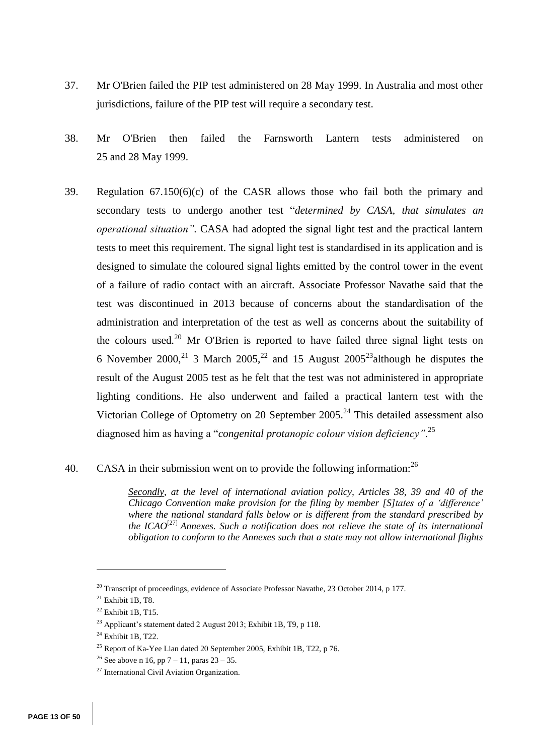37. Mr O'Brien failed the PIP test administered on 28 May 1999. In Australia and most other jurisdictions, failure of the PIP test will require a secondary test.

38. Mr O'Brien then failed the Farnsworth Lantern tests administered on 25 and 28 May 1999.

39. Regulation 67.150(6)(c) of the CASR allows those who fail both the primary and secondary tests to undergo another test "*determined by CASA, that simulates an operational situation"*. CASA had adopted the signal light test and the practical lantern tests to meet this requirement. The signal light test is standardised in its application and is designed to simulate the coloured signal lights emitted by the control tower in the event of a failure of radio contact with an aircraft. Associate Professor Navathe said that the test was discontinued in 2013 because of concerns about the standardisation of the administration and interpretation of the test as well as concerns about the suitability of the colours used.[20] Mr O'Brien is reported to have failed three signal light tests on 6 November 2000,[21] 3 March 2005,[22] and 15 August 2005[23]although he disputes the result of the August 2005 test as he felt that the test was not administered in appropriate lighting conditions. He also underwent and failed a practical lantern test with the Victorian College of Optometry on 20 September 2005.[24] This detailed assessment also diagnosed him as having a "*congenital protanopic colour vision deficiency"*.[25]

40. CASA in their submission went on to provide the following information:[26]

> ***Secondly**, at the level of international aviation policy, Articles 38, 39 and 40 of the Chicago Convention make provision for the filing by member [S]tates of a 'difference' where the national standard falls below or is different from the standard prescribed by the ICAO*[27] *Annexes. Such a notification does not relieve the state of its international obligation to conform to the Annexes such that a state may not allow international flights*

---

[20] Transcript of proceedings, evidence of Associate Professor Navathe, 23 October 2014, p 177.

[21] Exhibit 1B, T8.

[22] Exhibit 1B, T15.

[23] Applicant's statement dated 2 August 2013; Exhibit 1B, T9, p 118.

[24] Exhibit 1B, T22.

[25] Report of Ka-Yee Lian dated 20 September 2005, Exhibit 1B, T22, p 76.

[26] See above n 16, pp 7 – 11, paras 23 – 35.

[27] International Civil Aviation Organization.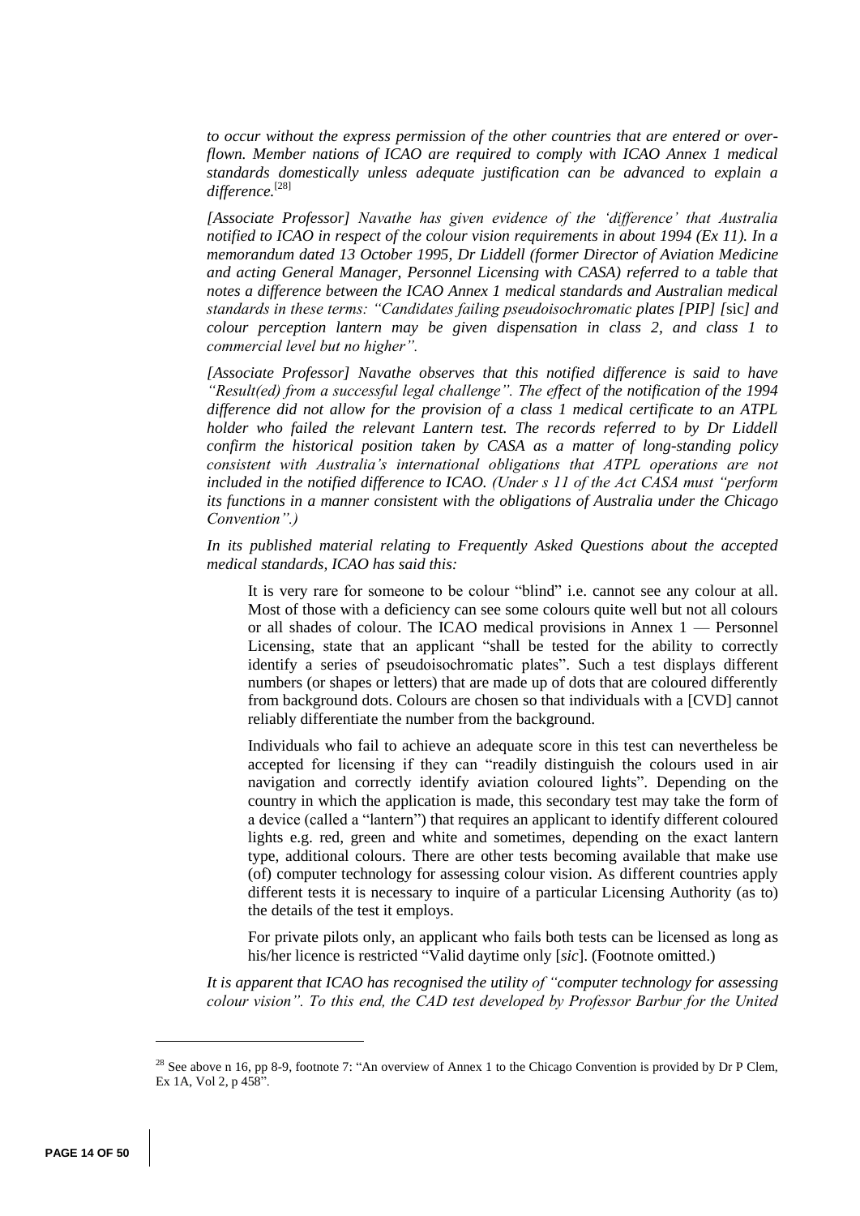*to occur without the express permission of the other countries that are entered or over-flown. Member nations of ICAO are required to comply with ICAO Annex 1 medical standards domestically unless adequate justification can be advanced to explain a difference.*[28]

*[Associate Professor] Navathe has given evidence of the 'difference' that Australia notified to ICAO in respect of the colour vision requirements in about 1994 (Ex 11). In a memorandum dated 13 October 1995, Dr Liddell (former Director of Aviation Medicine and acting General Manager, Personnel Licensing with CASA) referred to a table that notes a difference between the ICAO Annex 1 medical standards and Australian medical standards in these terms: "Candidates failing pseudoisochromatic plates [PIP] [*sic*] and colour perception lantern may be given dispensation in class 2, and class 1 to commercial level but no higher".*

*[Associate Professor] Navathe observes that this notified difference is said to have "Result(ed) from a successful legal challenge". The effect of the notification of the 1994 difference did not allow for the provision of a class 1 medical certificate to an ATPL holder who failed the relevant Lantern test. The records referred to by Dr Liddell confirm the historical position taken by CASA as a matter of long-standing policy consistent with Australia's international obligations that ATPL operations are not included in the notified difference to ICAO. (Under s 11 of the Act CASA must "perform its functions in a manner consistent with the obligations of Australia under the Chicago Convention".)*

*In its published material relating to Frequently Asked Questions about the accepted medical standards, ICAO has said this:*

> It is very rare for someone to be colour "blind" i.e. cannot see any colour at all. Most of those with a deficiency can see some colours quite well but not all colours or all shades of colour. The ICAO medical provisions in Annex 1 — Personnel Licensing, state that an applicant "shall be tested for the ability to correctly identify a series of pseudoisochromatic plates". Such a test displays different numbers (or shapes or letters) that are made up of dots that are coloured differently from background dots. Colours are chosen so that individuals with a [CVD] cannot reliably differentiate the number from the background.
>
> Individuals who fail to achieve an adequate score in this test can nevertheless be accepted for licensing if they can "readily distinguish the colours used in air navigation and correctly identify aviation coloured lights". Depending on the country in which the application is made, this secondary test may take the form of a device (called a "lantern") that requires an applicant to identify different coloured lights e.g. red, green and white and sometimes, depending on the exact lantern type, additional colours. There are other tests becoming available that make use (of) computer technology for assessing colour vision. As different countries apply different tests it is necessary to inquire of a particular Licensing Authority (as to) the details of the test it employs.
>
> For private pilots only, an applicant who fails both tests can be licensed as long as his/her licence is restricted "Valid daytime only [*sic*]. (Footnote omitted.)

*It is apparent that ICAO has recognised the utility of "computer technology for assessing colour vision". To this end, the CAD test developed by Professor Barbur for the United*

---

[28] See above n 16, pp 8-9, footnote 7: "An overview of Annex 1 to the Chicago Convention is provided by Dr P Clem, Ex 1A, Vol 2, p 458".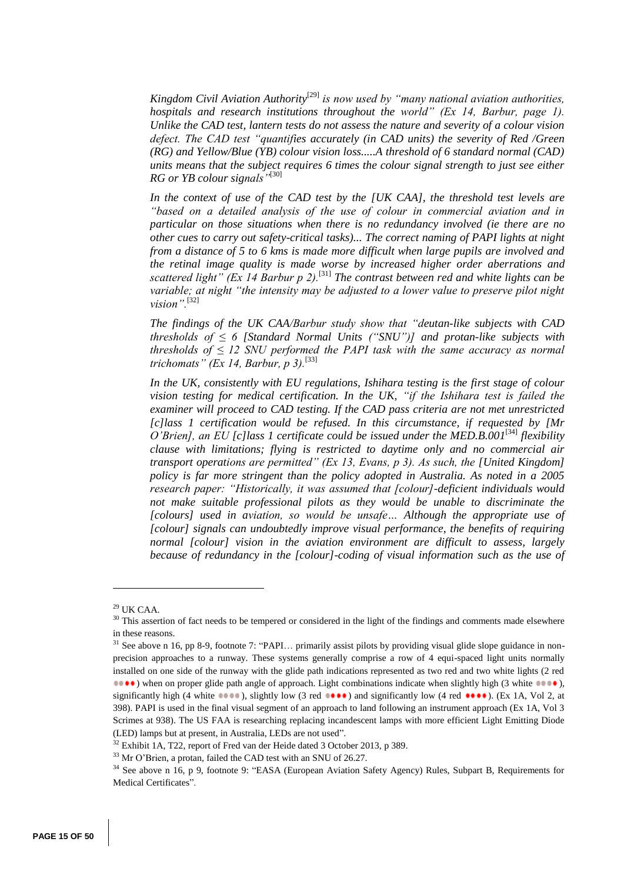*Kingdom Civil Aviation Authority*[29] *is now used by "many national aviation authorities, hospitals and research institutions throughout the world" (Ex 14, Barbur, page 1). Unlike the CAD test, lantern tests do not assess the nature and severity of a colour vision defect. The CAD test "quantifies accurately (in CAD units) the severity of Red /Green (RG) and Yellow/Blue (YB) colour vision loss.....A threshold of 6 standard normal (CAD) units means that the subject requires 6 times the colour signal strength to just see either RG or YB colour signals"*[30]

*In the context of use of the CAD test by the [UK CAA], the threshold test levels are "based on a detailed analysis of the use of colour in commercial aviation and in particular on those situations when there is no redundancy involved (ie there are no other cues to carry out safety-critical tasks)... The correct naming of PAPI lights at night from a distance of 5 to 6 kms is made more difficult when large pupils are involved and the retinal image quality is made worse by increased higher order aberrations and scattered light" (Ex 14 Barbur p 2).*[31] *The contrast between red and white lights can be variable; at night "the intensity may be adjusted to a lower value to preserve pilot night vision".*[32]

*The findings of the UK CAA/Barbur study show that "deutan-like subjects with CAD thresholds of ≤ 6 [Standard Normal Units ("SNU")] and protan-like subjects with thresholds of ≤ 12 SNU performed the PAPI task with the same accuracy as normal trichomats" (Ex 14, Barbur, p 3).*[33]

*In the UK, consistently with EU regulations, Ishihara testing is the first stage of colour vision testing for medical certification. In the UK, "if the Ishihara test is failed the examiner will proceed to CAD testing. If the CAD pass criteria are not met unrestricted [c]lass 1 certification would be refused. In this circumstance, if requested by [Mr O'Brien], an EU [c]lass 1 certificate could be issued under the MED.B.001*[34] *flexibility clause with limitations; flying is restricted to daytime only and no commercial air transport operations are permitted" (Ex 13, Evans, p 3). As such, the [United Kingdom] policy is far more stringent than the policy adopted in Australia. As noted in a 2005 research paper: "Historically, it was assumed that [colour]-deficient individuals would not make suitable professional pilots as they would be unable to discriminate the [colours] used in aviation, so would be unsafe… Although the appropriate use of [colour] signals can undoubtedly improve visual performance, the benefits of requiring normal [colour] vision in the aviation environment are difficult to assess, largely because of redundancy in the [colour]-coding of visual information such as the use of*

---

[29] UK CAA.

[30] This assertion of fact needs to be tempered or considered in the light of the findings and comments made elsewhere in these reasons.

[31] See above n 16, pp 8-9, footnote 7: "PAPI… primarily assist pilots by providing visual glide slope guidance in non-precision approaches to a runway. These systems generally comprise a row of 4 equi-spaced light units normally installed on one side of the runway with the glide path indications represented as two red and two white lights (2 red ●●●●) when on proper glide path angle of approach. Light combinations indicate when slightly high (3 white ●●●●), significantly high (4 white ●●●●), slightly low (3 red ●●●●) and significantly low (4 red ●●●●). (Ex 1A, Vol 2, at 398). PAPI is used in the final visual segment of an approach to land following an instrument approach (Ex 1A, Vol 3 Scrimes at 938). The US FAA is researching replacing incandescent lamps with more efficient Light Emitting Diode (LED) lamps but at present, in Australia, LEDs are not used".

[32] Exhibit 1A, T22, report of Fred van der Heide dated 3 October 2013, p 389.

[33] Mr O'Brien, a protan, failed the CAD test with an SNU of 26.27.

[34] See above n 16, p 9, footnote 9: "EASA (European Aviation Safety Agency) Rules, Subpart B, Requirements for Medical Certificates".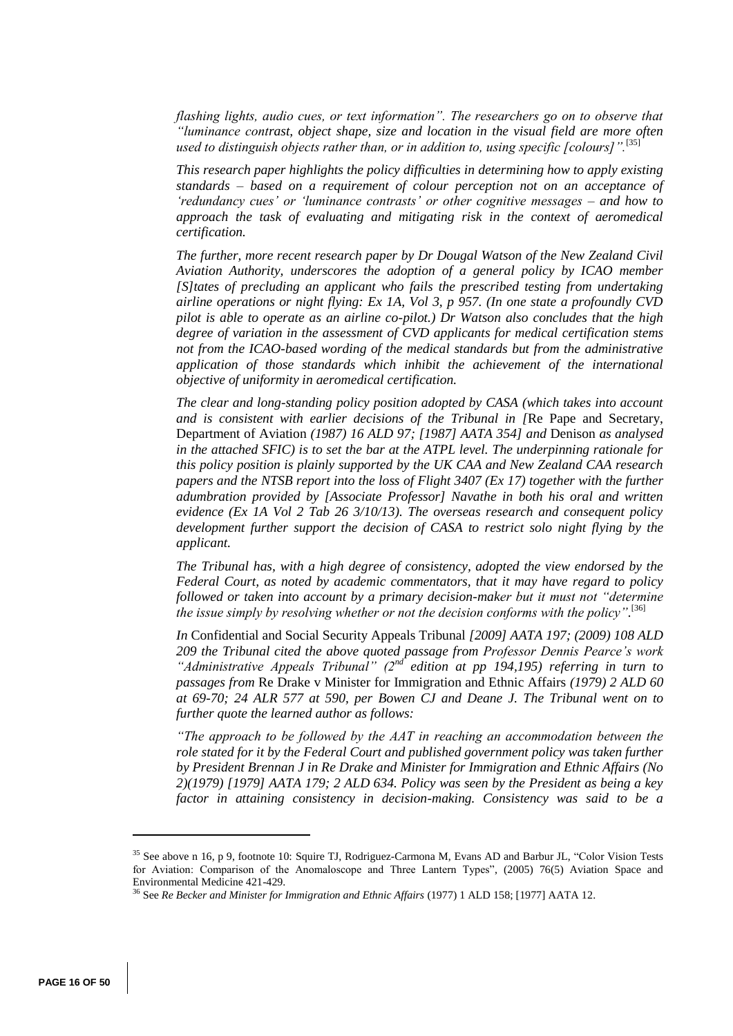*flashing lights, audio cues, or text information". The researchers go on to observe that "luminance contrast, object shape, size and location in the visual field are more often used to distinguish objects rather than, or in addition to, using specific [colours]".*[35]

*This research paper highlights the policy difficulties in determining how to apply existing standards – based on a requirement of colour perception not on an acceptance of 'redundancy cues' or 'luminance contrasts' or other cognitive messages – and how to approach the task of evaluating and mitigating risk in the context of aeromedical certification.*

*The further, more recent research paper by Dr Dougal Watson of the New Zealand Civil Aviation Authority, underscores the adoption of a general policy by ICAO member [S]tates of precluding an applicant who fails the prescribed testing from undertaking airline operations or night flying: Ex 1A, Vol 3, p 957. (In one state a profoundly CVD pilot is able to operate as an airline co-pilot.) Dr Watson also concludes that the high degree of variation in the assessment of CVD applicants for medical certification stems not from the ICAO-based wording of the medical standards but from the administrative application of those standards which inhibit the achievement of the international objective of uniformity in aeromedical certification.*

*The clear and long-standing policy position adopted by CASA (which takes into account and is consistent with earlier decisions of the Tribunal in [*Re Pape and Secretary, Department of Aviation *(1987) 16 ALD 97; [1987] AATA 354] and* Denison *as analysed in the attached SFIC) is to set the bar at the ATPL level. The underpinning rationale for this policy position is plainly supported by the UK CAA and New Zealand CAA research papers and the NTSB report into the loss of Flight 3407 (Ex 17) together with the further adumbration provided by [Associate Professor] Navathe in both his oral and written evidence (Ex 1A Vol 2 Tab 26 3/10/13). The overseas research and consequent policy development further support the decision of CASA to restrict solo night flying by the applicant.*

*The Tribunal has, with a high degree of consistency, adopted the view endorsed by the Federal Court, as noted by academic commentators, that it may have regard to policy followed or taken into account by a primary decision-maker but it must not "determine the issue simply by resolving whether or not the decision conforms with the policy".*[36]

*In* Confidential and Social Security Appeals Tribunal *[2009] AATA 197; (2009) 108 ALD 209 the Tribunal cited the above quoted passage from Professor Dennis Pearce's work "Administrative Appeals Tribunal" (2nd edition at pp 194,195) referring in turn to passages from* Re Drake v Minister for Immigration and Ethnic Affairs *(1979) 2 ALD 60 at 69-70; 24 ALR 577 at 590, per Bowen CJ and Deane J. The Tribunal went on to further quote the learned author as follows:*

*"The approach to be followed by the AAT in reaching an accommodation between the role stated for it by the Federal Court and published government policy was taken further by President Brennan J in Re Drake and Minister for Immigration and Ethnic Affairs (No 2)(1979) [1979] AATA 179; 2 ALD 634. Policy was seen by the President as being a key factor in attaining consistency in decision-making. Consistency was said to be a*

---

[35] See above n 16, p 9, footnote 10: Squire TJ, Rodriguez-Carmona M, Evans AD and Barbur JL, "Color Vision Tests for Aviation: Comparison of the Anomaloscope and Three Lantern Types", (2005) 76(5) Aviation Space and Environmental Medicine 421-429.

[36] See *Re Becker and Minister for Immigration and Ethnic Affairs* (1977) 1 ALD 158; [1977] AATA 12.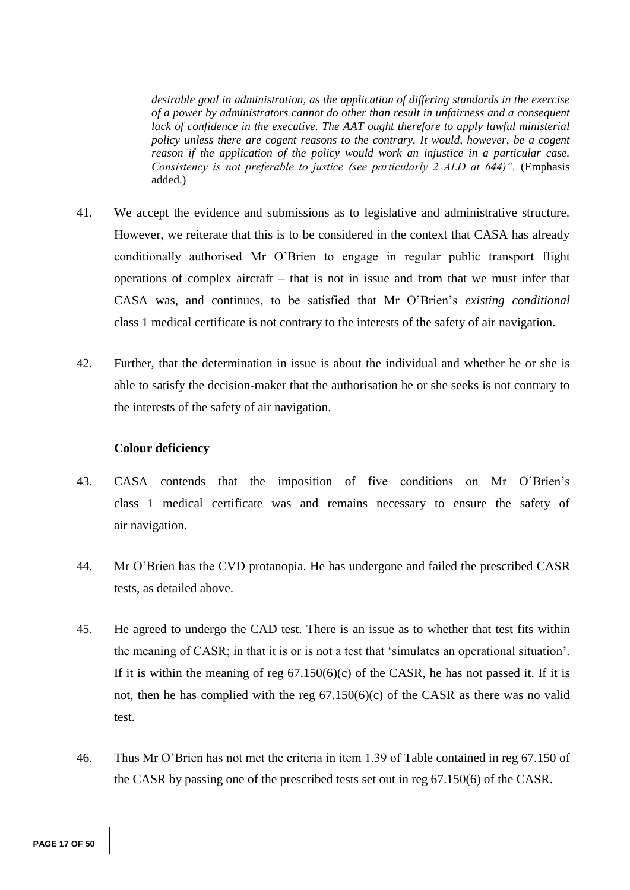> *desirable goal in administration, as the application of differing standards in the exercise of a power by administrators cannot do other than result in unfairness and a consequent lack of confidence in the executive. The AAT ought therefore to apply lawful ministerial policy unless there are cogent reasons to the contrary. It would, however, be a cogent reason if the application of the policy would work an injustice in a particular case. Consistency is not preferable to justice (see particularly 2 ALD at 644)".* (Emphasis added.)

41. We accept the evidence and submissions as to legislative and administrative structure. However, we reiterate that this is to be considered in the context that CASA has already conditionally authorised Mr O'Brien to engage in regular public transport flight operations of complex aircraft – that is not in issue and from that we must infer that CASA was, and continues, to be satisfied that Mr O'Brien's *existing conditional* class 1 medical certificate is not contrary to the interests of the safety of air navigation.

42. Further, that the determination in issue is about the individual and whether he or she is able to satisfy the decision-maker that the authorisation he or she seeks is not contrary to the interests of the safety of air navigation.

**Colour deficiency**

43. CASA contends that the imposition of five conditions on Mr O'Brien's class 1 medical certificate was and remains necessary to ensure the safety of air navigation.

44. Mr O'Brien has the CVD protanopia. He has undergone and failed the prescribed CASR tests, as detailed above.

45. He agreed to undergo the CAD test. There is an issue as to whether that test fits within the meaning of CASR; in that it is or is not a test that 'simulates an operational situation'. If it is within the meaning of reg 67.150(6)(c) of the CASR, he has not passed it. If it is not, then he has complied with the reg 67.150(6)(c) of the CASR as there was no valid test.

46. Thus Mr O'Brien has not met the criteria in item 1.39 of Table contained in reg 67.150 of the CASR by passing one of the prescribed tests set out in reg 67.150(6) of the CASR.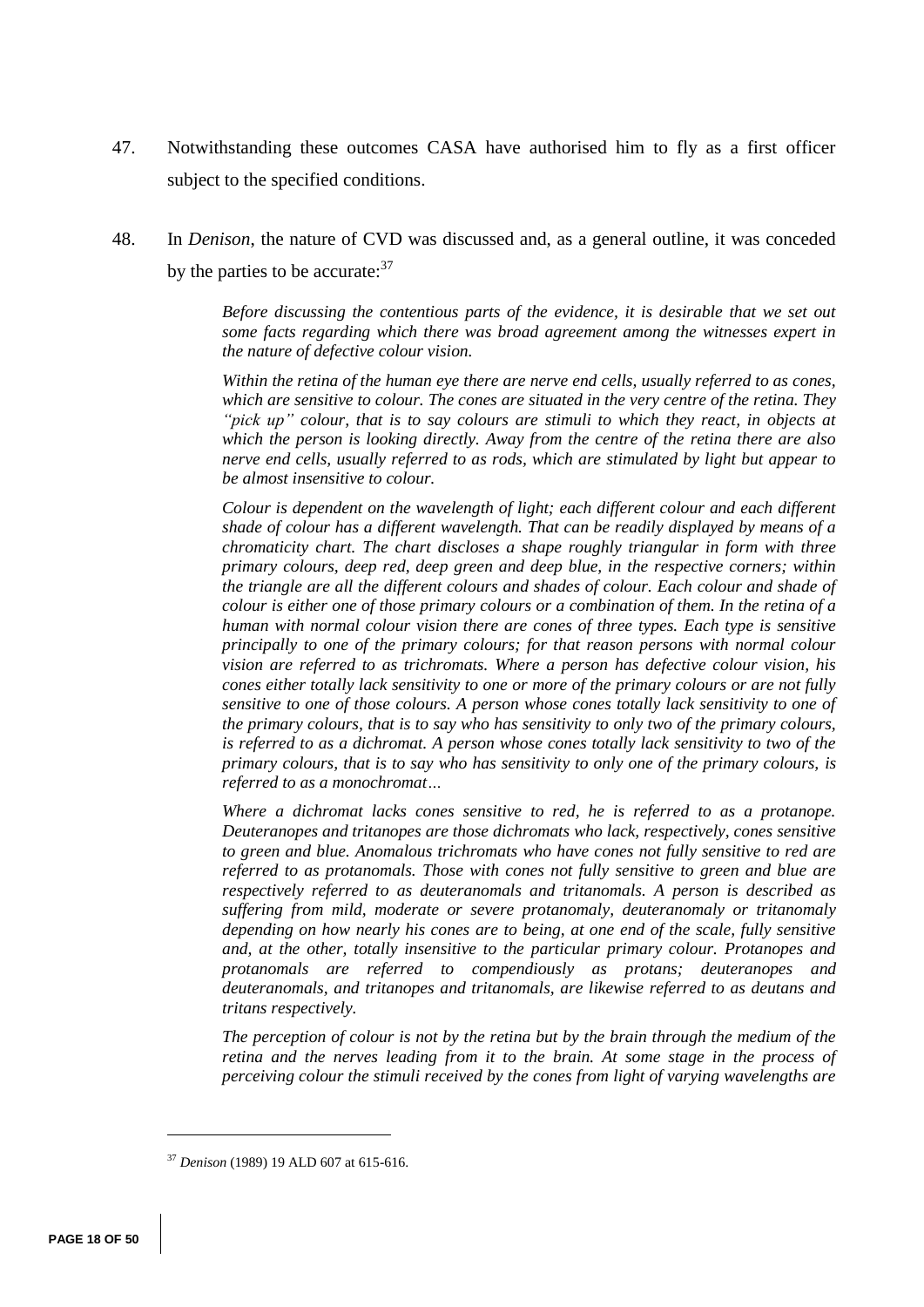47. Notwithstanding these outcomes CASA have authorised him to fly as a first officer subject to the specified conditions.

48. In *Denison*, the nature of CVD was discussed and, as a general outline, it was conceded by the parties to be accurate:[37]

> *Before discussing the contentious parts of the evidence, it is desirable that we set out some facts regarding which there was broad agreement among the witnesses expert in the nature of defective colour vision.*
>
> *Within the retina of the human eye there are nerve end cells, usually referred to as cones, which are sensitive to colour. The cones are situated in the very centre of the retina. They "pick up" colour, that is to say colours are stimuli to which they react, in objects at which the person is looking directly. Away from the centre of the retina there are also nerve end cells, usually referred to as rods, which are stimulated by light but appear to be almost insensitive to colour.*
>
> *Colour is dependent on the wavelength of light; each different colour and each different shade of colour has a different wavelength. That can be readily displayed by means of a chromaticity chart. The chart discloses a shape roughly triangular in form with three primary colours, deep red, deep green and deep blue, in the respective corners; within the triangle are all the different colours and shades of colour. Each colour and shade of colour is either one of those primary colours or a combination of them. In the retina of a human with normal colour vision there are cones of three types. Each type is sensitive principally to one of the primary colours; for that reason persons with normal colour vision are referred to as trichromats. Where a person has defective colour vision, his cones either totally lack sensitivity to one or more of the primary colours or are not fully sensitive to one of those colours. A person whose cones totally lack sensitivity to one of the primary colours, that is to say who has sensitivity to only two of the primary colours, is referred to as a dichromat. A person whose cones totally lack sensitivity to two of the primary colours, that is to say who has sensitivity to only one of the primary colours, is referred to as a monochromat…*
>
> *Where a dichromat lacks cones sensitive to red, he is referred to as a protanope. Deuteranopes and tritanopes are those dichromats who lack, respectively, cones sensitive to green and blue. Anomalous trichromats who have cones not fully sensitive to red are referred to as protanomals. Those with cones not fully sensitive to green and blue are respectively referred to as deuteranomals and tritanomals. A person is described as suffering from mild, moderate or severe protanomaly, deuteranomaly or tritanomaly depending on how nearly his cones are to being, at one end of the scale, fully sensitive and, at the other, totally insensitive to the particular primary colour. Protanopes and protanomals are referred to compendiously as protans; deuteranopes and deuteranomals, and tritanopes and tritanomals, are likewise referred to as deutans and tritans respectively.*
>
> *The perception of colour is not by the retina but by the brain through the medium of the retina and the nerves leading from it to the brain. At some stage in the process of perceiving colour the stimuli received by the cones from light of varying wavelengths are*

[37] *Denison* (1989) 19 ALD 607 at 615-616.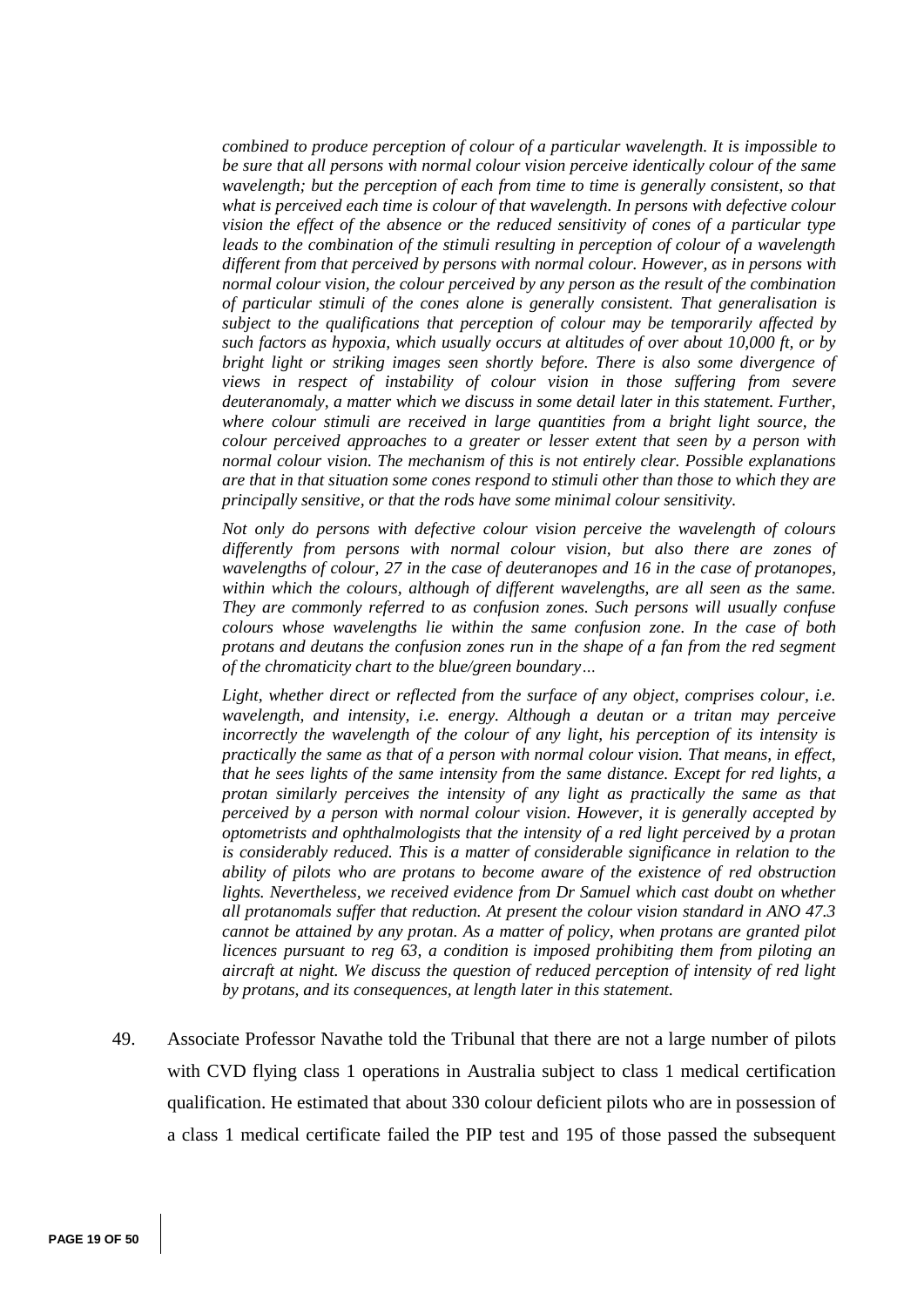*combined to produce perception of colour of a particular wavelength. It is impossible to be sure that all persons with normal colour vision perceive identically colour of the same wavelength; but the perception of each from time to time is generally consistent, so that what is perceived each time is colour of that wavelength. In persons with defective colour vision the effect of the absence or the reduced sensitivity of cones of a particular type leads to the combination of the stimuli resulting in perception of colour of a wavelength different from that perceived by persons with normal colour. However, as in persons with normal colour vision, the colour perceived by any person as the result of the combination of particular stimuli of the cones alone is generally consistent. That generalisation is subject to the qualifications that perception of colour may be temporarily affected by such factors as hypoxia, which usually occurs at altitudes of over about 10,000 ft, or by bright light or striking images seen shortly before. There is also some divergence of views in respect of instability of colour vision in those suffering from severe deuteranomaly, a matter which we discuss in some detail later in this statement. Further, where colour stimuli are received in large quantities from a bright light source, the colour perceived approaches to a greater or lesser extent that seen by a person with normal colour vision. The mechanism of this is not entirely clear. Possible explanations are that in that situation some cones respond to stimuli other than those to which they are principally sensitive, or that the rods have some minimal colour sensitivity.*

*Not only do persons with defective colour vision perceive the wavelength of colours differently from persons with normal colour vision, but also there are zones of wavelengths of colour, 27 in the case of deuteranopes and 16 in the case of protanopes, within which the colours, although of different wavelengths, are all seen as the same. They are commonly referred to as confusion zones. Such persons will usually confuse colours whose wavelengths lie within the same confusion zone. In the case of both protans and deutans the confusion zones run in the shape of a fan from the red segment of the chromaticity chart to the blue/green boundary…*

*Light, whether direct or reflected from the surface of any object, comprises colour, i.e. wavelength, and intensity, i.e. energy. Although a deutan or a tritan may perceive incorrectly the wavelength of the colour of any light, his perception of its intensity is practically the same as that of a person with normal colour vision. That means, in effect, that he sees lights of the same intensity from the same distance. Except for red lights, a protan similarly perceives the intensity of any light as practically the same as that perceived by a person with normal colour vision. However, it is generally accepted by optometrists and ophthalmologists that the intensity of a red light perceived by a protan is considerably reduced. This is a matter of considerable significance in relation to the ability of pilots who are protans to become aware of the existence of red obstruction lights. Nevertheless, we received evidence from Dr Samuel which cast doubt on whether all protanomals suffer that reduction. At present the colour vision standard in ANO 47.3 cannot be attained by any protan. As a matter of policy, when protans are granted pilot licences pursuant to reg 63, a condition is imposed prohibiting them from piloting an aircraft at night. We discuss the question of reduced perception of intensity of red light by protans, and its consequences, at length later in this statement.*

49. Associate Professor Navathe told the Tribunal that there are not a large number of pilots with CVD flying class 1 operations in Australia subject to class 1 medical certification qualification. He estimated that about 330 colour deficient pilots who are in possession of a class 1 medical certificate failed the PIP test and 195 of those passed the subsequent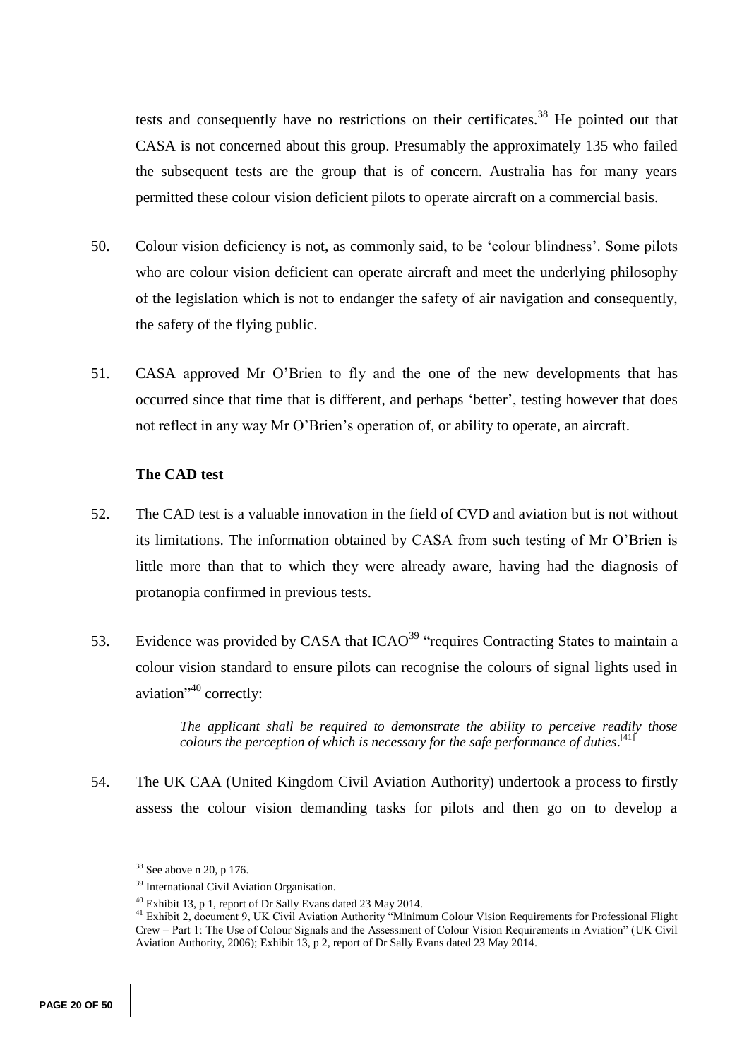tests and consequently have no restrictions on their certificates.[38] He pointed out that CASA is not concerned about this group. Presumably the approximately 135 who failed the subsequent tests are the group that is of concern. Australia has for many years permitted these colour vision deficient pilots to operate aircraft on a commercial basis.

50. Colour vision deficiency is not, as commonly said, to be 'colour blindness'. Some pilots who are colour vision deficient can operate aircraft and meet the underlying philosophy of the legislation which is not to endanger the safety of air navigation and consequently, the safety of the flying public.

51. CASA approved Mr O'Brien to fly and the one of the new developments that has occurred since that time that is different, and perhaps 'better', testing however that does not reflect in any way Mr O'Brien's operation of, or ability to operate, an aircraft.

**The CAD test**

52. The CAD test is a valuable innovation in the field of CVD and aviation but is not without its limitations. The information obtained by CASA from such testing of Mr O'Brien is little more than that to which they were already aware, having had the diagnosis of protanopia confirmed in previous tests.

53. Evidence was provided by CASA that ICAO[39] "requires Contracting States to maintain a colour vision standard to ensure pilots can recognise the colours of signal lights used in aviation"[40] correctly:

> *The applicant shall be required to demonstrate the ability to perceive readily those colours the perception of which is necessary for the safe performance of duties*.[41]

54. The UK CAA (United Kingdom Civil Aviation Authority) undertook a process to firstly assess the colour vision demanding tasks for pilots and then go on to develop a

---

[38] See above n 20, p 176.

[39] International Civil Aviation Organisation.

[40] Exhibit 13, p 1, report of Dr Sally Evans dated 23 May 2014.

[41] Exhibit 2, document 9, UK Civil Aviation Authority "Minimum Colour Vision Requirements for Professional Flight Crew – Part 1: The Use of Colour Signals and the Assessment of Colour Vision Requirements in Aviation" (UK Civil Aviation Authority, 2006); Exhibit 13, p 2, report of Dr Sally Evans dated 23 May 2014.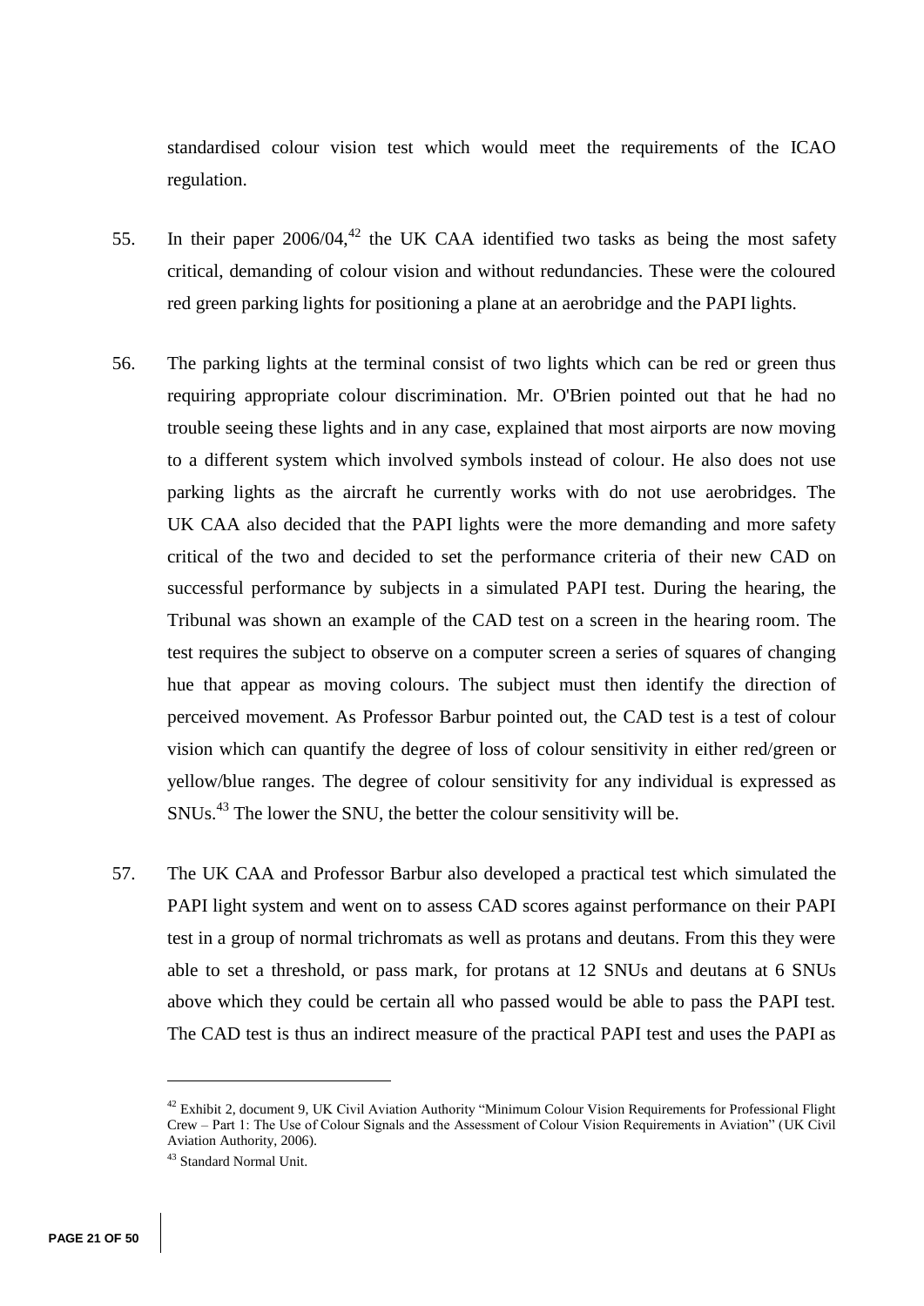standardised colour vision test which would meet the requirements of the ICAO regulation.

55. In their paper 2006/04,[42] the UK CAA identified two tasks as being the most safety critical, demanding of colour vision and without redundancies. These were the coloured red green parking lights for positioning a plane at an aerobridge and the PAPI lights.

56. The parking lights at the terminal consist of two lights which can be red or green thus requiring appropriate colour discrimination. Mr. O'Brien pointed out that he had no trouble seeing these lights and in any case, explained that most airports are now moving to a different system which involved symbols instead of colour. He also does not use parking lights as the aircraft he currently works with do not use aerobridges. The UK CAA also decided that the PAPI lights were the more demanding and more safety critical of the two and decided to set the performance criteria of their new CAD on successful performance by subjects in a simulated PAPI test. During the hearing, the Tribunal was shown an example of the CAD test on a screen in the hearing room. The test requires the subject to observe on a computer screen a series of squares of changing hue that appear as moving colours. The subject must then identify the direction of perceived movement. As Professor Barbur pointed out, the CAD test is a test of colour vision which can quantify the degree of loss of colour sensitivity in either red/green or yellow/blue ranges. The degree of colour sensitivity for any individual is expressed as SNUs.[43] The lower the SNU, the better the colour sensitivity will be.

57. The UK CAA and Professor Barbur also developed a practical test which simulated the PAPI light system and went on to assess CAD scores against performance on their PAPI test in a group of normal trichromats as well as protans and deutans. From this they were able to set a threshold, or pass mark, for protans at 12 SNUs and deutans at 6 SNUs above which they could be certain all who passed would be able to pass the PAPI test. The CAD test is thus an indirect measure of the practical PAPI test and uses the PAPI as

---

[42] Exhibit 2, document 9, UK Civil Aviation Authority "Minimum Colour Vision Requirements for Professional Flight Crew – Part 1: The Use of Colour Signals and the Assessment of Colour Vision Requirements in Aviation" (UK Civil Aviation Authority, 2006).

[43] Standard Normal Unit.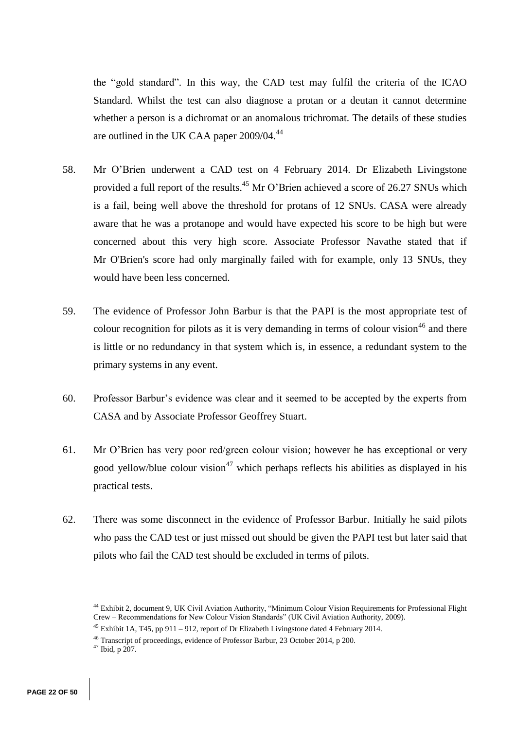the "gold standard". In this way, the CAD test may fulfil the criteria of the ICAO Standard. Whilst the test can also diagnose a protan or a deutan it cannot determine whether a person is a dichromat or an anomalous trichromat. The details of these studies are outlined in the UK CAA paper 2009/04.[44]

58. Mr O'Brien underwent a CAD test on 4 February 2014. Dr Elizabeth Livingstone provided a full report of the results.[45] Mr O'Brien achieved a score of 26.27 SNUs which is a fail, being well above the threshold for protans of 12 SNUs. CASA were already aware that he was a protanope and would have expected his score to be high but were concerned about this very high score. Associate Professor Navathe stated that if Mr O'Brien's score had only marginally failed with for example, only 13 SNUs, they would have been less concerned.

59. The evidence of Professor John Barbur is that the PAPI is the most appropriate test of colour recognition for pilots as it is very demanding in terms of colour vision[46] and there is little or no redundancy in that system which is, in essence, a redundant system to the primary systems in any event.

60. Professor Barbur's evidence was clear and it seemed to be accepted by the experts from CASA and by Associate Professor Geoffrey Stuart.

61. Mr O'Brien has very poor red/green colour vision; however he has exceptional or very good yellow/blue colour vision[47] which perhaps reflects his abilities as displayed in his practical tests.

62. There was some disconnect in the evidence of Professor Barbur. Initially he said pilots who pass the CAD test or just missed out should be given the PAPI test but later said that pilots who fail the CAD test should be excluded in terms of pilots.

---

[44] Exhibit 2, document 9, UK Civil Aviation Authority, "Minimum Colour Vision Requirements for Professional Flight Crew – Recommendations for New Colour Vision Standards" (UK Civil Aviation Authority, 2009).

[45] Exhibit 1A, T45, pp 911 – 912, report of Dr Elizabeth Livingstone dated 4 February 2014.

[46] Transcript of proceedings, evidence of Professor Barbur, 23 October 2014, p 200.

[47] Ibid, p 207.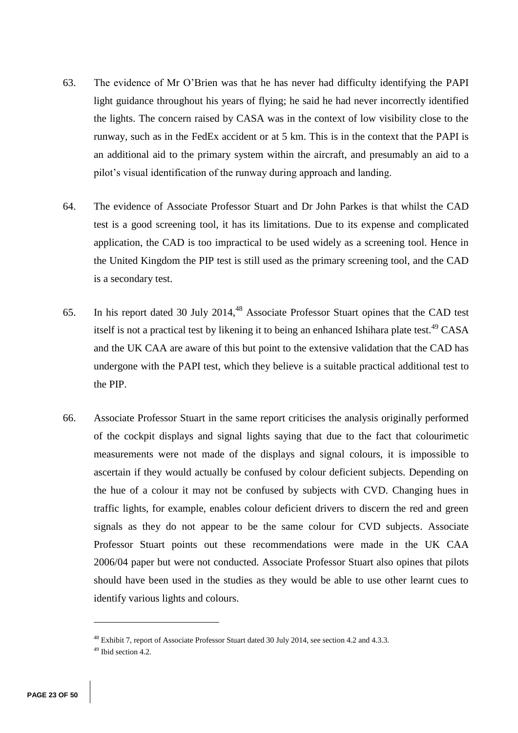63. The evidence of Mr O'Brien was that he has never had difficulty identifying the PAPI light guidance throughout his years of flying; he said he had never incorrectly identified the lights. The concern raised by CASA was in the context of low visibility close to the runway, such as in the FedEx accident or at 5 km. This is in the context that the PAPI is an additional aid to the primary system within the aircraft, and presumably an aid to a pilot's visual identification of the runway during approach and landing.

64. The evidence of Associate Professor Stuart and Dr John Parkes is that whilst the CAD test is a good screening tool, it has its limitations. Due to its expense and complicated application, the CAD is too impractical to be used widely as a screening tool. Hence in the United Kingdom the PIP test is still used as the primary screening tool, and the CAD is a secondary test.

65. In his report dated 30 July 2014,[48] Associate Professor Stuart opines that the CAD test itself is not a practical test by likening it to being an enhanced Ishihara plate test.[49] CASA and the UK CAA are aware of this but point to the extensive validation that the CAD has undergone with the PAPI test, which they believe is a suitable practical additional test to the PIP.

66. Associate Professor Stuart in the same report criticises the analysis originally performed of the cockpit displays and signal lights saying that due to the fact that colourimetic measurements were not made of the displays and signal colours, it is impossible to ascertain if they would actually be confused by colour deficient subjects. Depending on the hue of a colour it may not be confused by subjects with CVD. Changing hues in traffic lights, for example, enables colour deficient drivers to discern the red and green signals as they do not appear to be the same colour for CVD subjects. Associate Professor Stuart points out these recommendations were made in the UK CAA 2006/04 paper but were not conducted. Associate Professor Stuart also opines that pilots should have been used in the studies as they would be able to use other learnt cues to identify various lights and colours.

---

[48] Exhibit 7, report of Associate Professor Stuart dated 30 July 2014, see section 4.2 and 4.3.3.

[49] Ibid section 4.2.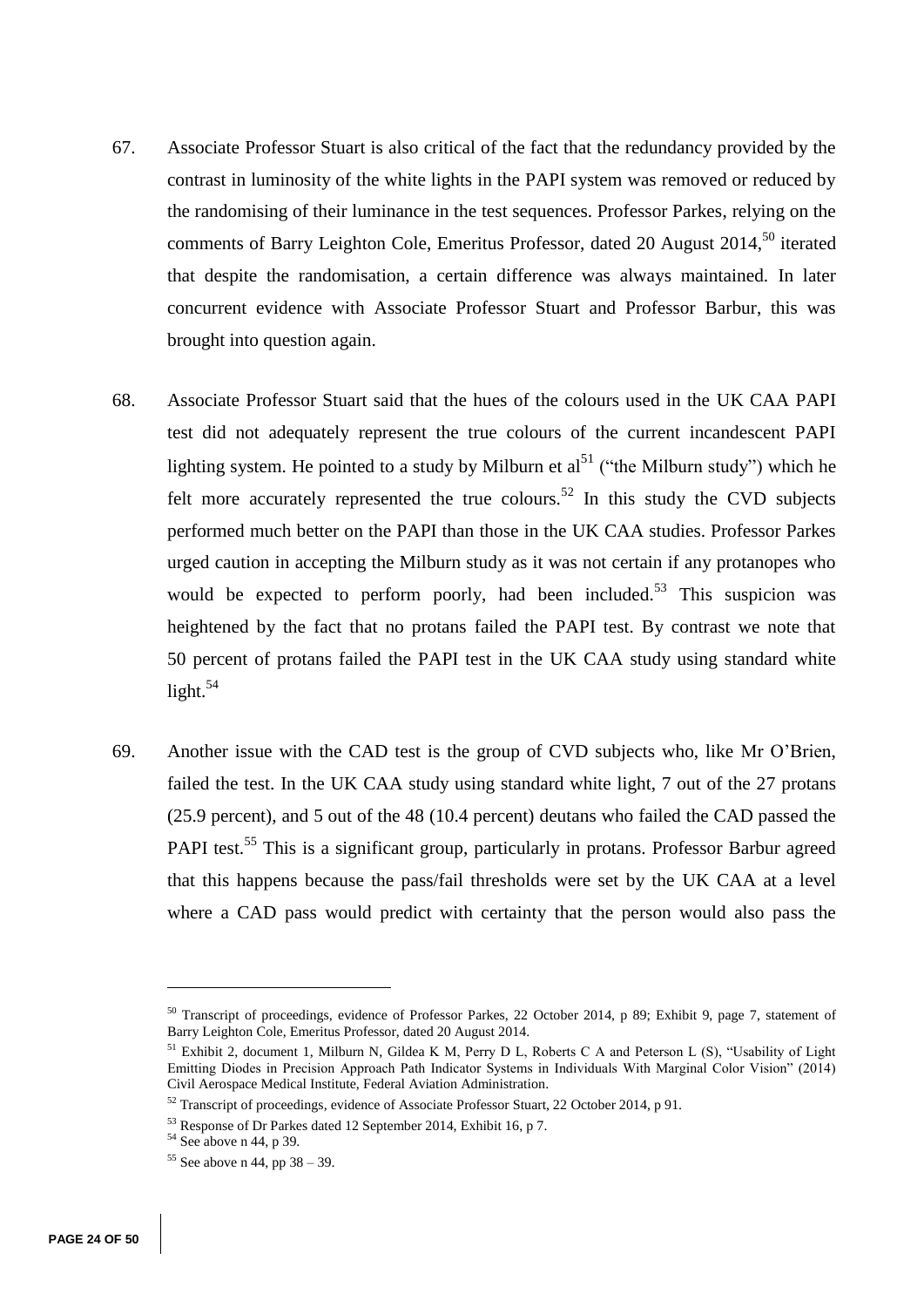67. Associate Professor Stuart is also critical of the fact that the redundancy provided by the contrast in luminosity of the white lights in the PAPI system was removed or reduced by the randomising of their luminance in the test sequences. Professor Parkes, relying on the comments of Barry Leighton Cole, Emeritus Professor, dated 20 August 2014,[50] iterated that despite the randomisation, a certain difference was always maintained. In later concurrent evidence with Associate Professor Stuart and Professor Barbur, this was brought into question again.

68. Associate Professor Stuart said that the hues of the colours used in the UK CAA PAPI test did not adequately represent the true colours of the current incandescent PAPI lighting system. He pointed to a study by Milburn et al[51] ("the Milburn study") which he felt more accurately represented the true colours.[52] In this study the CVD subjects performed much better on the PAPI than those in the UK CAA studies. Professor Parkes urged caution in accepting the Milburn study as it was not certain if any protanopes who would be expected to perform poorly, had been included.[53] This suspicion was heightened by the fact that no protans failed the PAPI test. By contrast we note that 50 percent of protans failed the PAPI test in the UK CAA study using standard white light.[54]

69. Another issue with the CAD test is the group of CVD subjects who, like Mr O'Brien, failed the test. In the UK CAA study using standard white light, 7 out of the 27 protans (25.9 percent), and 5 out of the 48 (10.4 percent) deutans who failed the CAD passed the PAPI test.[55] This is a significant group, particularly in protans. Professor Barbur agreed that this happens because the pass/fail thresholds were set by the UK CAA at a level where a CAD pass would predict with certainty that the person would also pass the

---

[50] Transcript of proceedings, evidence of Professor Parkes, 22 October 2014, p 89; Exhibit 9, page 7, statement of Barry Leighton Cole, Emeritus Professor, dated 20 August 2014.

[51] Exhibit 2, document 1, Milburn N, Gildea K M, Perry D L, Roberts C A and Peterson L (S), "Usability of Light Emitting Diodes in Precision Approach Path Indicator Systems in Individuals With Marginal Color Vision" (2014) Civil Aerospace Medical Institute, Federal Aviation Administration.

[52] Transcript of proceedings, evidence of Associate Professor Stuart, 22 October 2014, p 91.

[53] Response of Dr Parkes dated 12 September 2014, Exhibit 16, p 7.

[54] See above n 44, p 39.

[55] See above n 44, pp 38 – 39.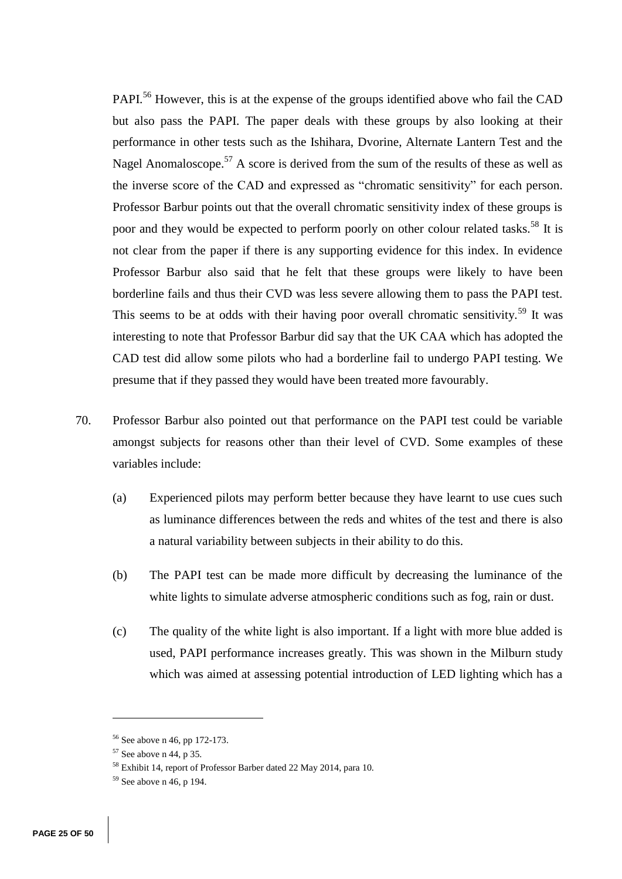PAPI.[56] However, this is at the expense of the groups identified above who fail the CAD but also pass the PAPI. The paper deals with these groups by also looking at their performance in other tests such as the Ishihara, Dvorine, Alternate Lantern Test and the Nagel Anomaloscope.[57] A score is derived from the sum of the results of these as well as the inverse score of the CAD and expressed as "chromatic sensitivity" for each person. Professor Barbur points out that the overall chromatic sensitivity index of these groups is poor and they would be expected to perform poorly on other colour related tasks.[58] It is not clear from the paper if there is any supporting evidence for this index. In evidence Professor Barbur also said that he felt that these groups were likely to have been borderline fails and thus their CVD was less severe allowing them to pass the PAPI test. This seems to be at odds with their having poor overall chromatic sensitivity.[59] It was interesting to note that Professor Barbur did say that the UK CAA which has adopted the CAD test did allow some pilots who had a borderline fail to undergo PAPI testing. We presume that if they passed they would have been treated more favourably.

70. Professor Barbur also pointed out that performance on the PAPI test could be variable amongst subjects for reasons other than their level of CVD. Some examples of these variables include:

    (a) Experienced pilots may perform better because they have learnt to use cues such as luminance differences between the reds and whites of the test and there is also a natural variability between subjects in their ability to do this.

    (b) The PAPI test can be made more difficult by decreasing the luminance of the white lights to simulate adverse atmospheric conditions such as fog, rain or dust.

    (c) The quality of the white light is also important. If a light with more blue added is used, PAPI performance increases greatly. This was shown in the Milburn study which was aimed at assessing potential introduction of LED lighting which has a

---

[56] See above n 46, pp 172-173.

[57] See above n 44, p 35.

[58] Exhibit 14, report of Professor Barber dated 22 May 2014, para 10.

[59] See above n 46, p 194.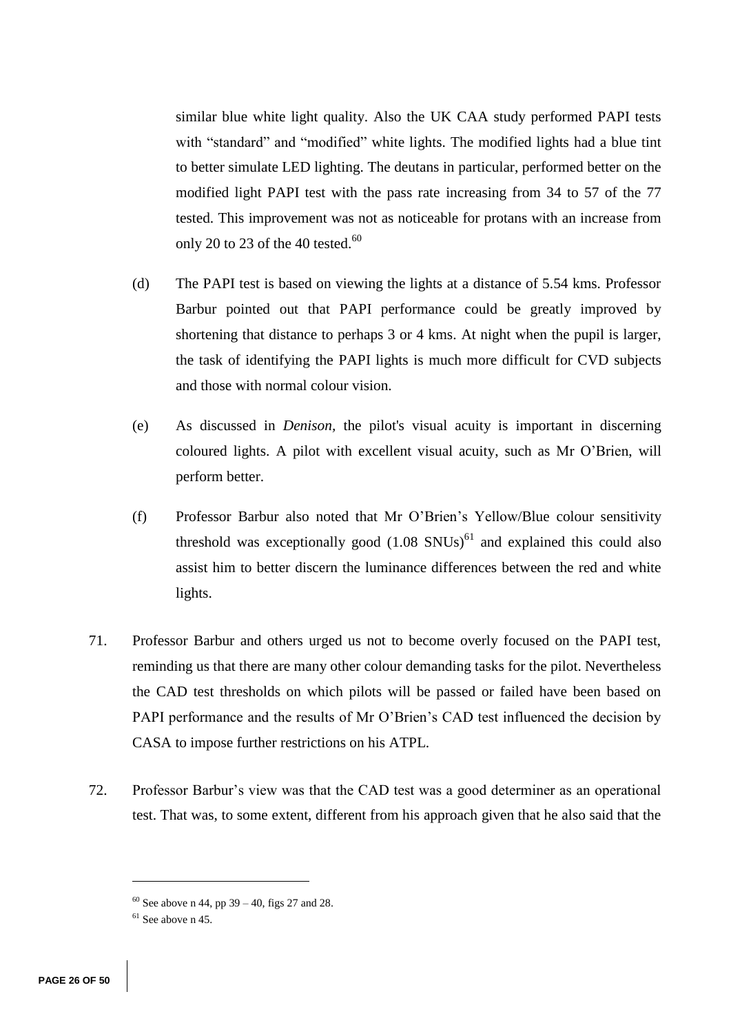similar blue white light quality. Also the UK CAA study performed PAPI tests with "standard" and "modified" white lights. The modified lights had a blue tint to better simulate LED lighting. The deutans in particular, performed better on the modified light PAPI test with the pass rate increasing from 34 to 57 of the 77 tested. This improvement was not as noticeable for protans with an increase from only 20 to 23 of the 40 tested.[60]

(d) The PAPI test is based on viewing the lights at a distance of 5.54 kms. Professor Barbur pointed out that PAPI performance could be greatly improved by shortening that distance to perhaps 3 or 4 kms. At night when the pupil is larger, the task of identifying the PAPI lights is much more difficult for CVD subjects and those with normal colour vision.

(e) As discussed in *Denison*, the pilot's visual acuity is important in discerning coloured lights. A pilot with excellent visual acuity, such as Mr O'Brien, will perform better.

(f) Professor Barbur also noted that Mr O'Brien's Yellow/Blue colour sensitivity threshold was exceptionally good (1.08 SNUs)[61] and explained this could also assist him to better discern the luminance differences between the red and white lights.

71. Professor Barbur and others urged us not to become overly focused on the PAPI test, reminding us that there are many other colour demanding tasks for the pilot. Nevertheless the CAD test thresholds on which pilots will be passed or failed have been based on PAPI performance and the results of Mr O'Brien's CAD test influenced the decision by CASA to impose further restrictions on his ATPL.

72. Professor Barbur's view was that the CAD test was a good determiner as an operational test. That was, to some extent, different from his approach given that he also said that the

---

[60] See above n 44, pp 39 – 40, figs 27 and 28.

[61] See above n 45.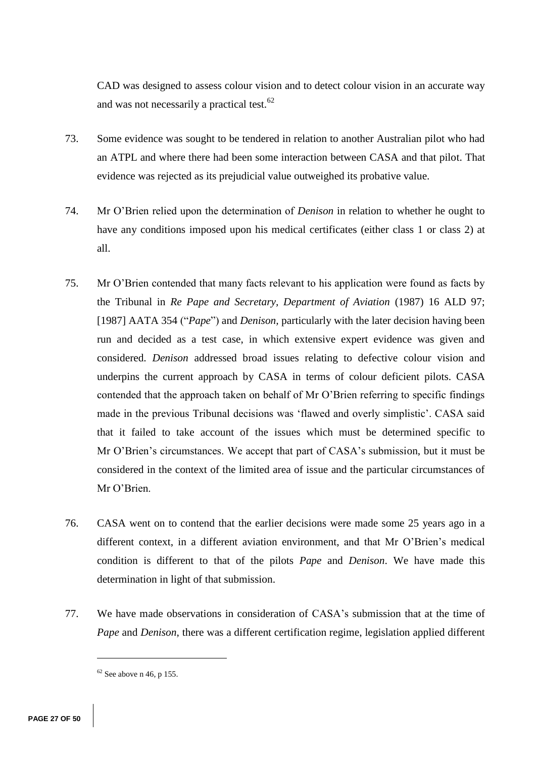CAD was designed to assess colour vision and to detect colour vision in an accurate way and was not necessarily a practical test.[62]

73. Some evidence was sought to be tendered in relation to another Australian pilot who had an ATPL and where there had been some interaction between CASA and that pilot. That evidence was rejected as its prejudicial value outweighed its probative value.

74. Mr O'Brien relied upon the determination of *Denison* in relation to whether he ought to have any conditions imposed upon his medical certificates (either class 1 or class 2) at all.

75. Mr O'Brien contended that many facts relevant to his application were found as facts by the Tribunal in *Re Pape and Secretary, Department of Aviation* (1987) 16 ALD 97; [1987] AATA 354 ("*Pape*") and *Denison*, particularly with the later decision having been run and decided as a test case, in which extensive expert evidence was given and considered. *Denison* addressed broad issues relating to defective colour vision and underpins the current approach by CASA in terms of colour deficient pilots. CASA contended that the approach taken on behalf of Mr O'Brien referring to specific findings made in the previous Tribunal decisions was 'flawed and overly simplistic'. CASA said that it failed to take account of the issues which must be determined specific to Mr O'Brien's circumstances. We accept that part of CASA's submission, but it must be considered in the context of the limited area of issue and the particular circumstances of Mr O'Brien.

76. CASA went on to contend that the earlier decisions were made some 25 years ago in a different context, in a different aviation environment, and that Mr O'Brien's medical condition is different to that of the pilots *Pape* and *Denison*. We have made this determination in light of that submission.

77. We have made observations in consideration of CASA's submission that at the time of *Pape* and *Denison*, there was a different certification regime, legislation applied different

---

[62] See above n 46, p 155.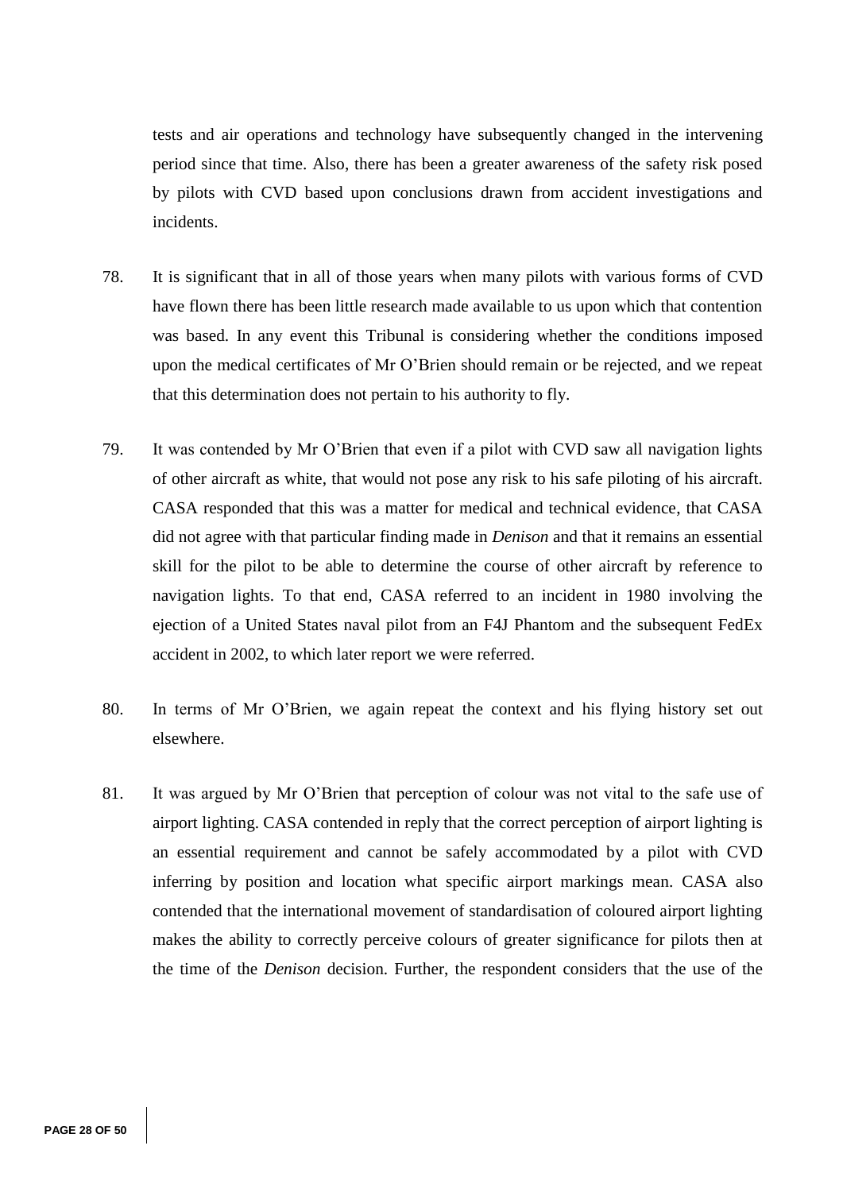tests and air operations and technology have subsequently changed in the intervening period since that time. Also, there has been a greater awareness of the safety risk posed by pilots with CVD based upon conclusions drawn from accident investigations and incidents.

78. It is significant that in all of those years when many pilots with various forms of CVD have flown there has been little research made available to us upon which that contention was based. In any event this Tribunal is considering whether the conditions imposed upon the medical certificates of Mr O'Brien should remain or be rejected, and we repeat that this determination does not pertain to his authority to fly.

79. It was contended by Mr O'Brien that even if a pilot with CVD saw all navigation lights of other aircraft as white, that would not pose any risk to his safe piloting of his aircraft. CASA responded that this was a matter for medical and technical evidence, that CASA did not agree with that particular finding made in *Denison* and that it remains an essential skill for the pilot to be able to determine the course of other aircraft by reference to navigation lights. To that end, CASA referred to an incident in 1980 involving the ejection of a United States naval pilot from an F4J Phantom and the subsequent FedEx accident in 2002, to which later report we were referred.

80. In terms of Mr O'Brien, we again repeat the context and his flying history set out elsewhere.

81. It was argued by Mr O'Brien that perception of colour was not vital to the safe use of airport lighting. CASA contended in reply that the correct perception of airport lighting is an essential requirement and cannot be safely accommodated by a pilot with CVD inferring by position and location what specific airport markings mean. CASA also contended that the international movement of standardisation of coloured airport lighting makes the ability to correctly perceive colours of greater significance for pilots then at the time of the *Denison* decision. Further, the respondent considers that the use of the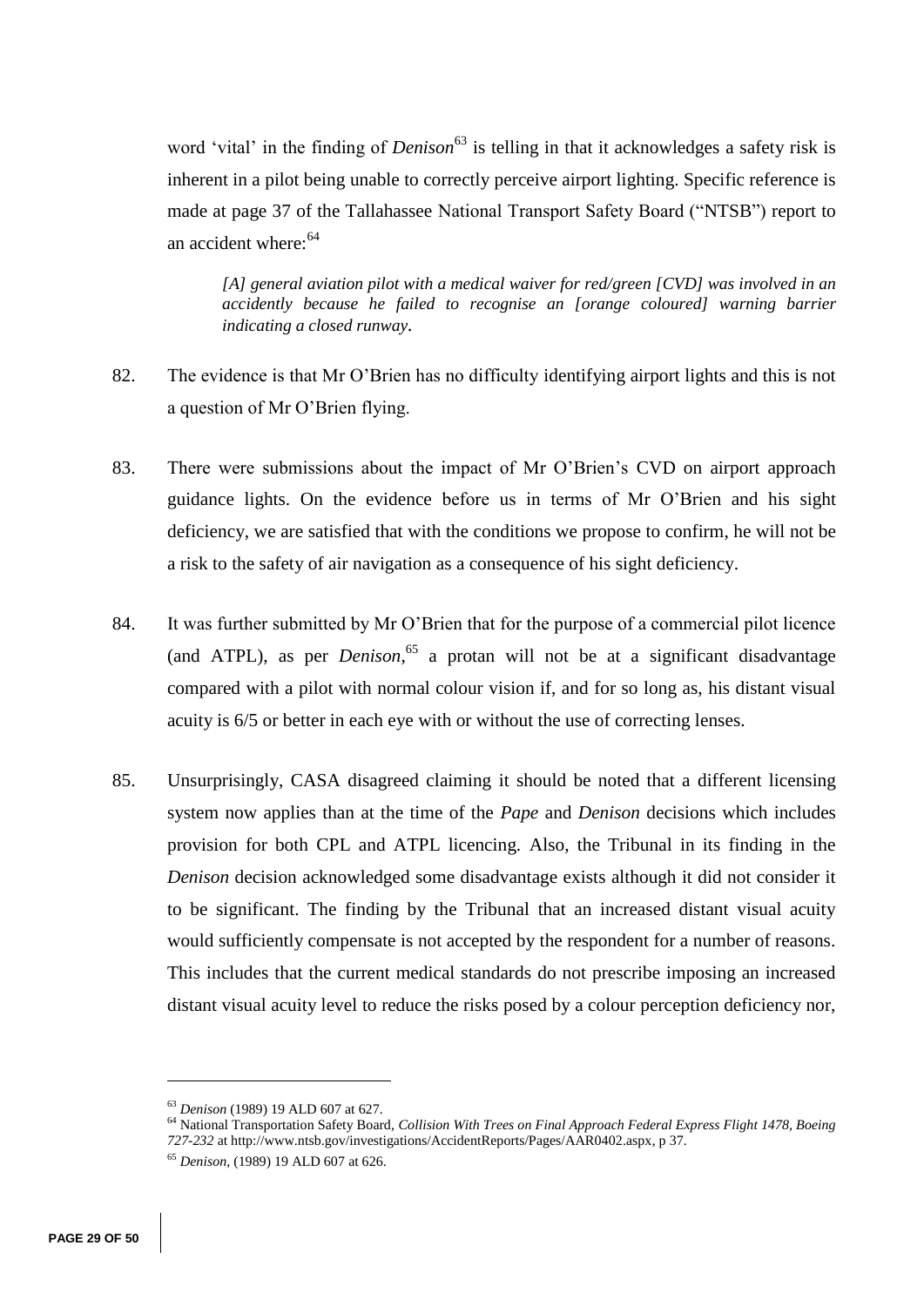word 'vital' in the finding of *Denison*[63] is telling in that it acknowledges a safety risk is inherent in a pilot being unable to correctly perceive airport lighting. Specific reference is made at page 37 of the Tallahassee National Transport Safety Board ("NTSB") report to an accident where:[64]

> *[A] general aviation pilot with a medical waiver for red/green [CVD] was involved in an accidently because he failed to recognise an [orange coloured] warning barrier indicating a closed runway.*

82. The evidence is that Mr O'Brien has no difficulty identifying airport lights and this is not a question of Mr O'Brien flying.

83. There were submissions about the impact of Mr O'Brien's CVD on airport approach guidance lights. On the evidence before us in terms of Mr O'Brien and his sight deficiency, we are satisfied that with the conditions we propose to confirm, he will not be a risk to the safety of air navigation as a consequence of his sight deficiency.

84. It was further submitted by Mr O'Brien that for the purpose of a commercial pilot licence (and ATPL), as per *Denison*,[65] a protan will not be at a significant disadvantage compared with a pilot with normal colour vision if, and for so long as, his distant visual acuity is 6/5 or better in each eye with or without the use of correcting lenses.

85. Unsurprisingly, CASA disagreed claiming it should be noted that a different licensing system now applies than at the time of the *Pape* and *Denison* decisions which includes provision for both CPL and ATPL licencing. Also, the Tribunal in its finding in the *Denison* decision acknowledged some disadvantage exists although it did not consider it to be significant. The finding by the Tribunal that an increased distant visual acuity would sufficiently compensate is not accepted by the respondent for a number of reasons. This includes that the current medical standards do not prescribe imposing an increased distant visual acuity level to reduce the risks posed by a colour perception deficiency nor,

---

[63] *Denison* (1989) 19 ALD 607 at 627.

[64] National Transportation Safety Board, *Collision With Trees on Final Approach Federal Express Flight 1478, Boeing 727-232* at http://www.ntsb.gov/investigations/AccidentReports/Pages/AAR0402.aspx, p 37.

[65] *Denison*, (1989) 19 ALD 607 at 626.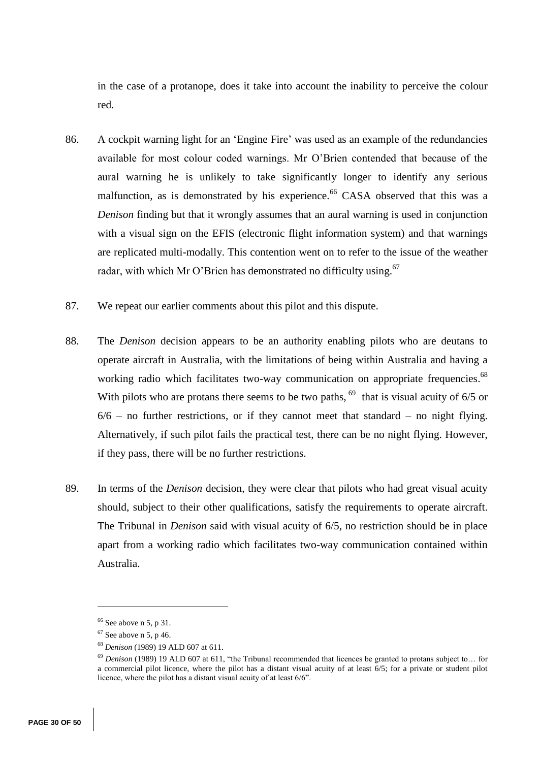in the case of a protanope, does it take into account the inability to perceive the colour red.

86. A cockpit warning light for an 'Engine Fire' was used as an example of the redundancies available for most colour coded warnings. Mr O'Brien contended that because of the aural warning he is unlikely to take significantly longer to identify any serious malfunction, as is demonstrated by his experience.[66] CASA observed that this was a *Denison* finding but that it wrongly assumes that an aural warning is used in conjunction with a visual sign on the EFIS (electronic flight information system) and that warnings are replicated multi-modally. This contention went on to refer to the issue of the weather radar, with which Mr O'Brien has demonstrated no difficulty using.[67]

87. We repeat our earlier comments about this pilot and this dispute.

88. The *Denison* decision appears to be an authority enabling pilots who are deutans to operate aircraft in Australia, with the limitations of being within Australia and having a working radio which facilitates two-way communication on appropriate frequencies.[68] With pilots who are protans there seems to be two paths,[69] that is visual acuity of 6/5 or 6/6 – no further restrictions, or if they cannot meet that standard – no night flying. Alternatively, if such pilot fails the practical test, there can be no night flying. However, if they pass, there will be no further restrictions.

89. In terms of the *Denison* decision, they were clear that pilots who had great visual acuity should, subject to their other qualifications, satisfy the requirements to operate aircraft. The Tribunal in *Denison* said with visual acuity of 6/5, no restriction should be in place apart from a working radio which facilitates two-way communication contained within Australia.

---

[66] See above n 5, p 31.

[67] See above n 5, p 46.

[68] *Denison* (1989) 19 ALD 607 at 611.

[69] *Denison* (1989) 19 ALD 607 at 611, "the Tribunal recommended that licences be granted to protans subject to… for a commercial pilot licence, where the pilot has a distant visual acuity of at least 6/5; for a private or student pilot licence, where the pilot has a distant visual acuity of at least 6/6".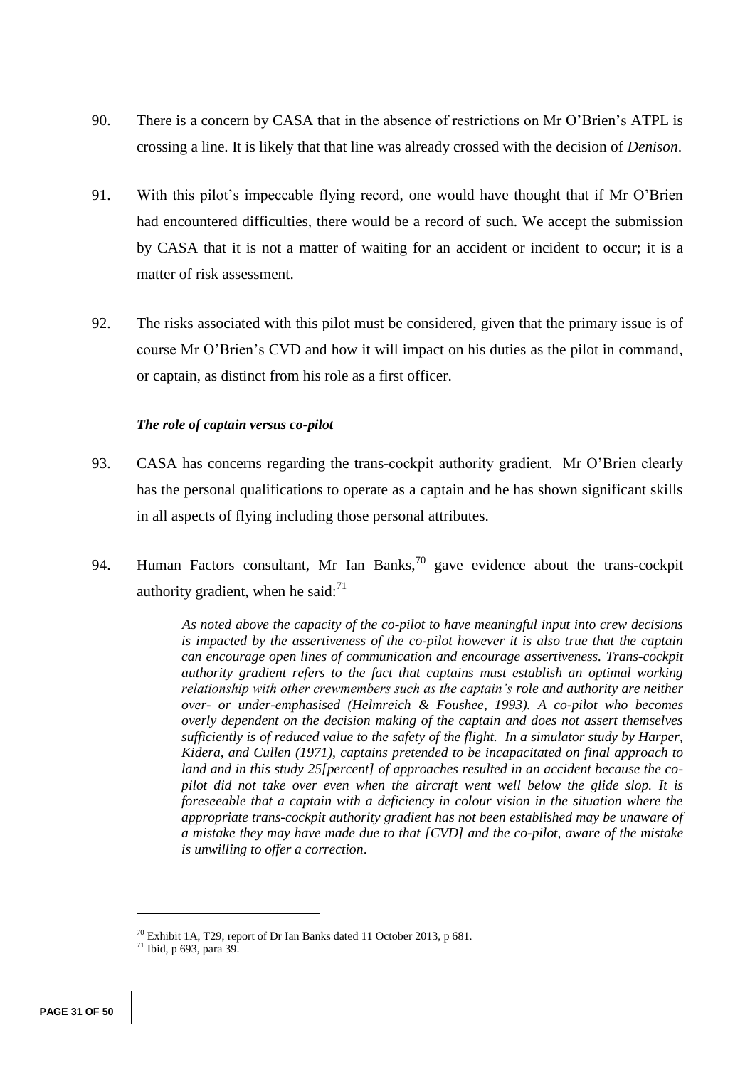90. There is a concern by CASA that in the absence of restrictions on Mr O'Brien's ATPL is crossing a line. It is likely that that line was already crossed with the decision of *Denison*.

91. With this pilot's impeccable flying record, one would have thought that if Mr O'Brien had encountered difficulties, there would be a record of such. We accept the submission by CASA that it is not a matter of waiting for an accident or incident to occur; it is a matter of risk assessment.

92. The risks associated with this pilot must be considered, given that the primary issue is of course Mr O'Brien's CVD and how it will impact on his duties as the pilot in command, or captain, as distinct from his role as a first officer.

***The role of captain versus co-pilot***

93. CASA has concerns regarding the trans-cockpit authority gradient. Mr O'Brien clearly has the personal qualifications to operate as a captain and he has shown significant skills in all aspects of flying including those personal attributes.

94. Human Factors consultant, Mr Ian Banks,[70] gave evidence about the trans-cockpit authority gradient, when he said:[71]

> *As noted above the capacity of the co-pilot to have meaningful input into crew decisions is impacted by the assertiveness of the co-pilot however it is also true that the captain can encourage open lines of communication and encourage assertiveness. Trans-cockpit authority gradient refers to the fact that captains must establish an optimal working relationship with other crewmembers such as the captain's role and authority are neither over- or under-emphasised (Helmreich & Foushee, 1993). A co-pilot who becomes overly dependent on the decision making of the captain and does not assert themselves sufficiently is of reduced value to the safety of the flight. In a simulator study by Harper, Kidera, and Cullen (1971), captains pretended to be incapacitated on final approach to land and in this study 25[percent] of approaches resulted in an accident because the co-pilot did not take over even when the aircraft went well below the glide slop. It is foreseeable that a captain with a deficiency in colour vision in the situation where the appropriate trans-cockpit authority gradient has not been established may be unaware of a mistake they may have made due to that [CVD] and the co-pilot, aware of the mistake is unwilling to offer a correction.*

---

[70] Exhibit 1A, T29, report of Dr Ian Banks dated 11 October 2013, p 681.

[71] Ibid, p 693, para 39.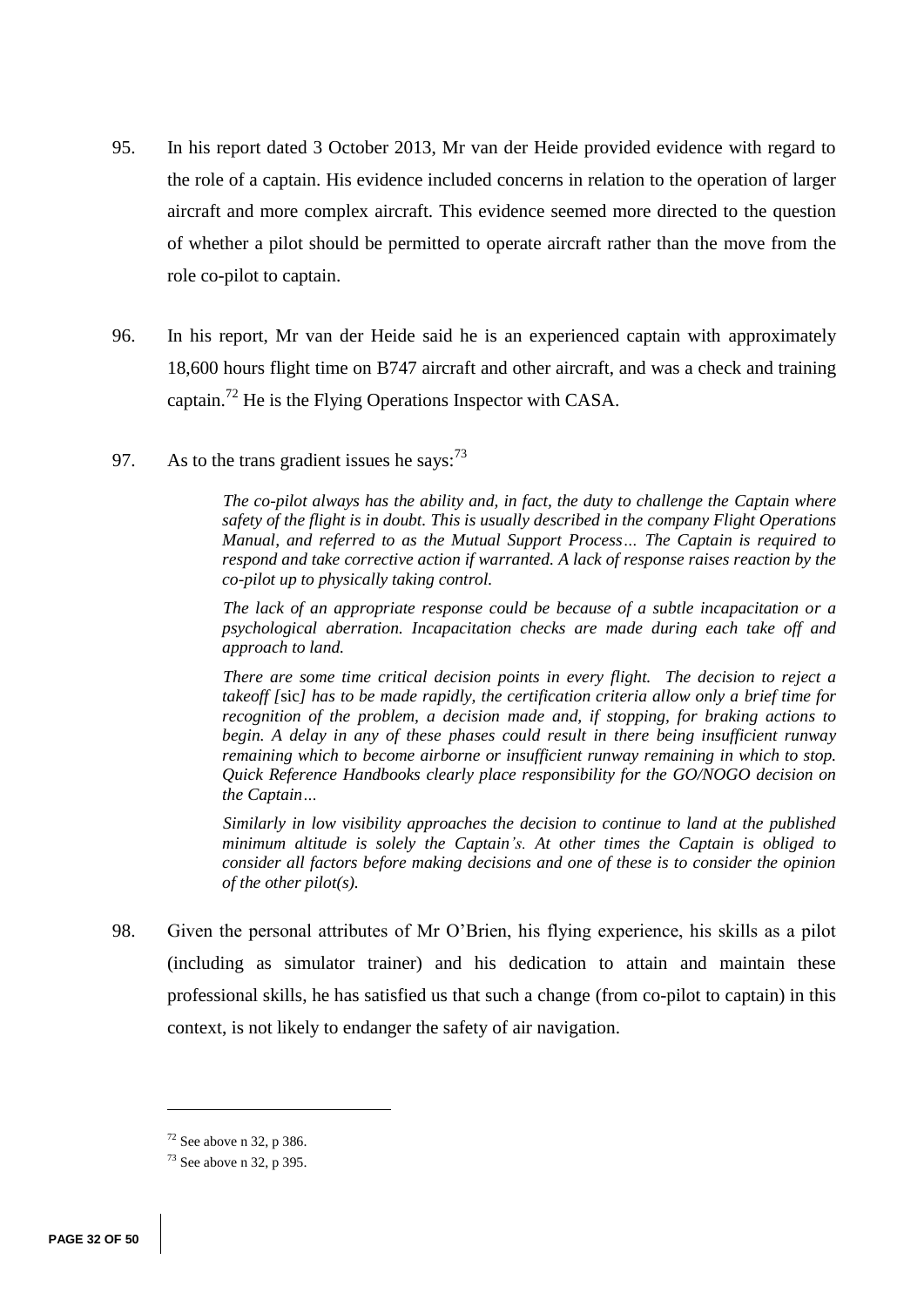95. In his report dated 3 October 2013, Mr van der Heide provided evidence with regard to the role of a captain. His evidence included concerns in relation to the operation of larger aircraft and more complex aircraft. This evidence seemed more directed to the question of whether a pilot should be permitted to operate aircraft rather than the move from the role co-pilot to captain.

96. In his report, Mr van der Heide said he is an experienced captain with approximately 18,600 hours flight time on B747 aircraft and other aircraft, and was a check and training captain.[72] He is the Flying Operations Inspector with CASA.

97. As to the trans gradient issues he says:[73]

> *The co-pilot always has the ability and, in fact, the duty to challenge the Captain where safety of the flight is in doubt. This is usually described in the company Flight Operations Manual, and referred to as the Mutual Support Process… The Captain is required to respond and take corrective action if warranted. A lack of response raises reaction by the co-pilot up to physically taking control.*
>
> *The lack of an appropriate response could be because of a subtle incapacitation or a psychological aberration. Incapacitation checks are made during each take off and approach to land.*
>
> *There are some time critical decision points in every flight. The decision to reject a takeoff [*sic*] has to be made rapidly, the certification criteria allow only a brief time for recognition of the problem, a decision made and, if stopping, for braking actions to begin. A delay in any of these phases could result in there being insufficient runway remaining which to become airborne or insufficient runway remaining in which to stop. Quick Reference Handbooks clearly place responsibility for the GO/NOGO decision on the Captain…*
>
> *Similarly in low visibility approaches the decision to continue to land at the published minimum altitude is solely the Captain's. At other times the Captain is obliged to consider all factors before making decisions and one of these is to consider the opinion of the other pilot(s).*

98. Given the personal attributes of Mr O'Brien, his flying experience, his skills as a pilot (including as simulator trainer) and his dedication to attain and maintain these professional skills, he has satisfied us that such a change (from co-pilot to captain) in this context, is not likely to endanger the safety of air navigation.

---

[72] See above n 32, p 386.

[73] See above n 32, p 395.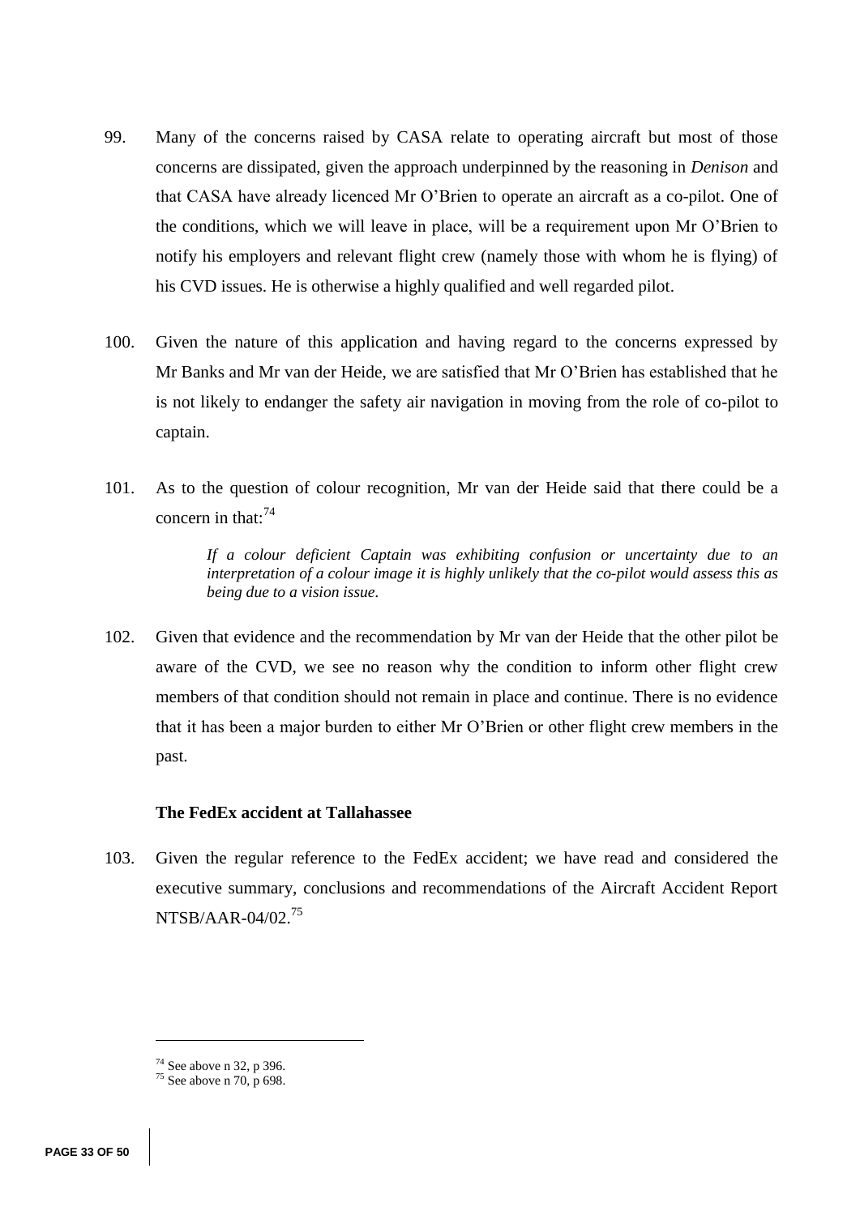99. Many of the concerns raised by CASA relate to operating aircraft but most of those concerns are dissipated, given the approach underpinned by the reasoning in *Denison* and that CASA have already licenced Mr O'Brien to operate an aircraft as a co-pilot. One of the conditions, which we will leave in place, will be a requirement upon Mr O'Brien to notify his employers and relevant flight crew (namely those with whom he is flying) of his CVD issues. He is otherwise a highly qualified and well regarded pilot.

100. Given the nature of this application and having regard to the concerns expressed by Mr Banks and Mr van der Heide, we are satisfied that Mr O'Brien has established that he is not likely to endanger the safety air navigation in moving from the role of co-pilot to captain.

101. As to the question of colour recognition, Mr van der Heide said that there could be a concern in that:[74]

> *If a colour deficient Captain was exhibiting confusion or uncertainty due to an interpretation of a colour image it is highly unlikely that the co-pilot would assess this as being due to a vision issue.*

102. Given that evidence and the recommendation by Mr van der Heide that the other pilot be aware of the CVD, we see no reason why the condition to inform other flight crew members of that condition should not remain in place and continue. There is no evidence that it has been a major burden to either Mr O'Brien or other flight crew members in the past.

### The FedEx accident at Tallahassee

103. Given the regular reference to the FedEx accident; we have read and considered the executive summary, conclusions and recommendations of the Aircraft Accident Report NTSB/AAR-04/02.[75]

---

[74] See above n 32, p 396.

[75] See above n 70, p 698.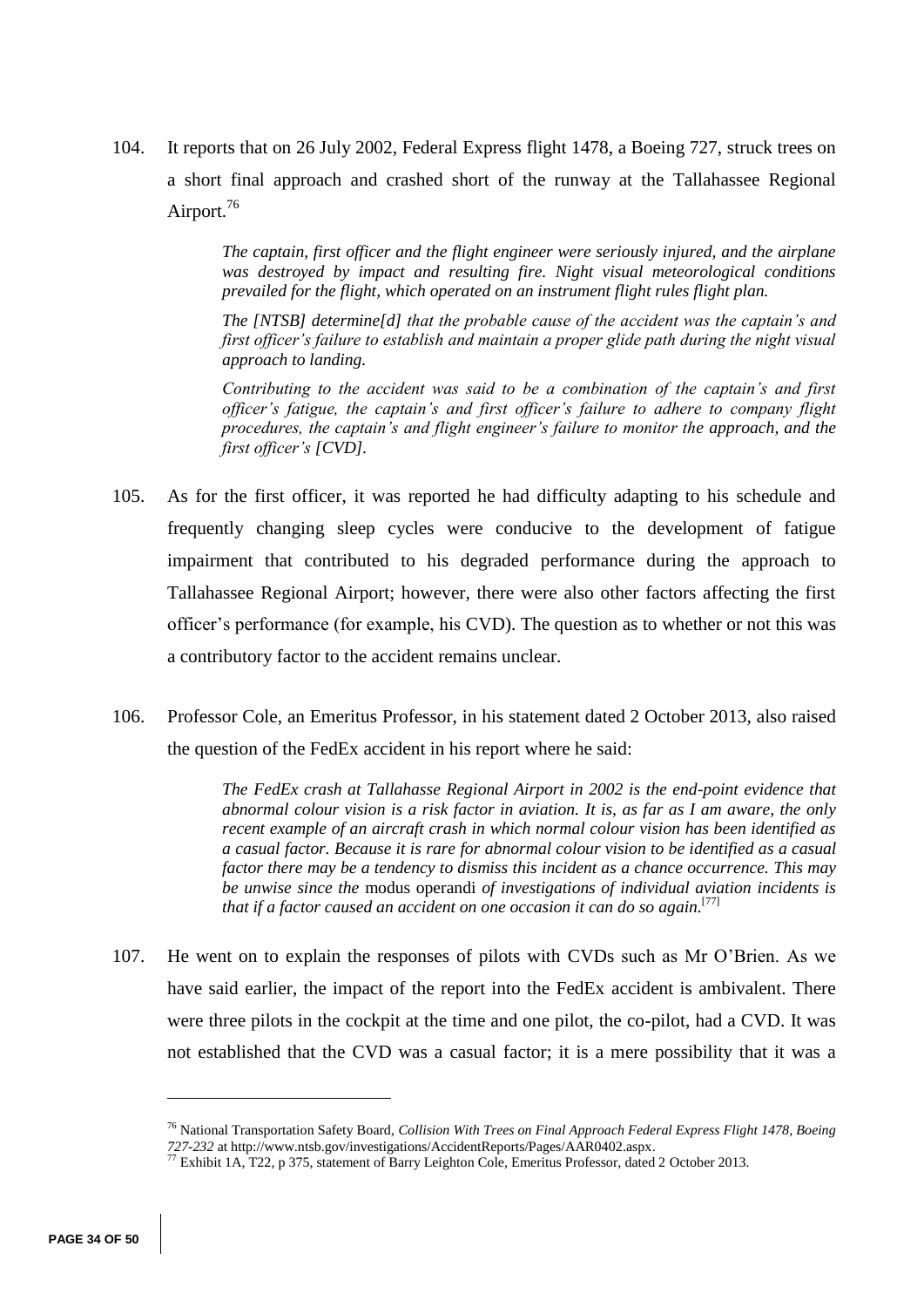104. It reports that on 26 July 2002, Federal Express flight 1478, a Boeing 727, struck trees on a short final approach and crashed short of the runway at the Tallahassee Regional Airport.[76]

> *The captain, first officer and the flight engineer were seriously injured, and the airplane was destroyed by impact and resulting fire. Night visual meteorological conditions prevailed for the flight, which operated on an instrument flight rules flight plan.*
>
> *The [NTSB] determine[d] that the probable cause of the accident was the captain's and first officer's failure to establish and maintain a proper glide path during the night visual approach to landing.*
>
> *Contributing to the accident was said to be a combination of the captain's and first officer's fatigue, the captain's and first officer's failure to adhere to company flight procedures, the captain's and flight engineer's failure to monitor the approach, and the first officer's [CVD].*

105. As for the first officer, it was reported he had difficulty adapting to his schedule and frequently changing sleep cycles were conducive to the development of fatigue impairment that contributed to his degraded performance during the approach to Tallahassee Regional Airport; however, there were also other factors affecting the first officer's performance (for example, his CVD). The question as to whether or not this was a contributory factor to the accident remains unclear.

106. Professor Cole, an Emeritus Professor, in his statement dated 2 October 2013, also raised the question of the FedEx accident in his report where he said:

> *The FedEx crash at Tallahasse Regional Airport in 2002 is the end-point evidence that abnormal colour vision is a risk factor in aviation. It is, as far as I am aware, the only recent example of an aircraft crash in which normal colour vision has been identified as a casual factor. Because it is rare for abnormal colour vision to be identified as a casual factor there may be a tendency to dismiss this incident as a chance occurrence. This may be unwise since the* modus operandi *of investigations of individual aviation incidents is that if a factor caused an accident on one occasion it can do so again.*[77]

107. He went on to explain the responses of pilots with CVDs such as Mr O'Brien. As we have said earlier, the impact of the report into the FedEx accident is ambivalent. There were three pilots in the cockpit at the time and one pilot, the co-pilot, had a CVD. It was not established that the CVD was a casual factor; it is a mere possibility that it was a

---

[76] National Transportation Safety Board, *Collision With Trees on Final Approach Federal Express Flight 1478, Boeing 727-232* at http://www.ntsb.gov/investigations/AccidentReports/Pages/AAR0402.aspx.

[77] Exhibit 1A, T22, p 375, statement of Barry Leighton Cole, Emeritus Professor, dated 2 October 2013.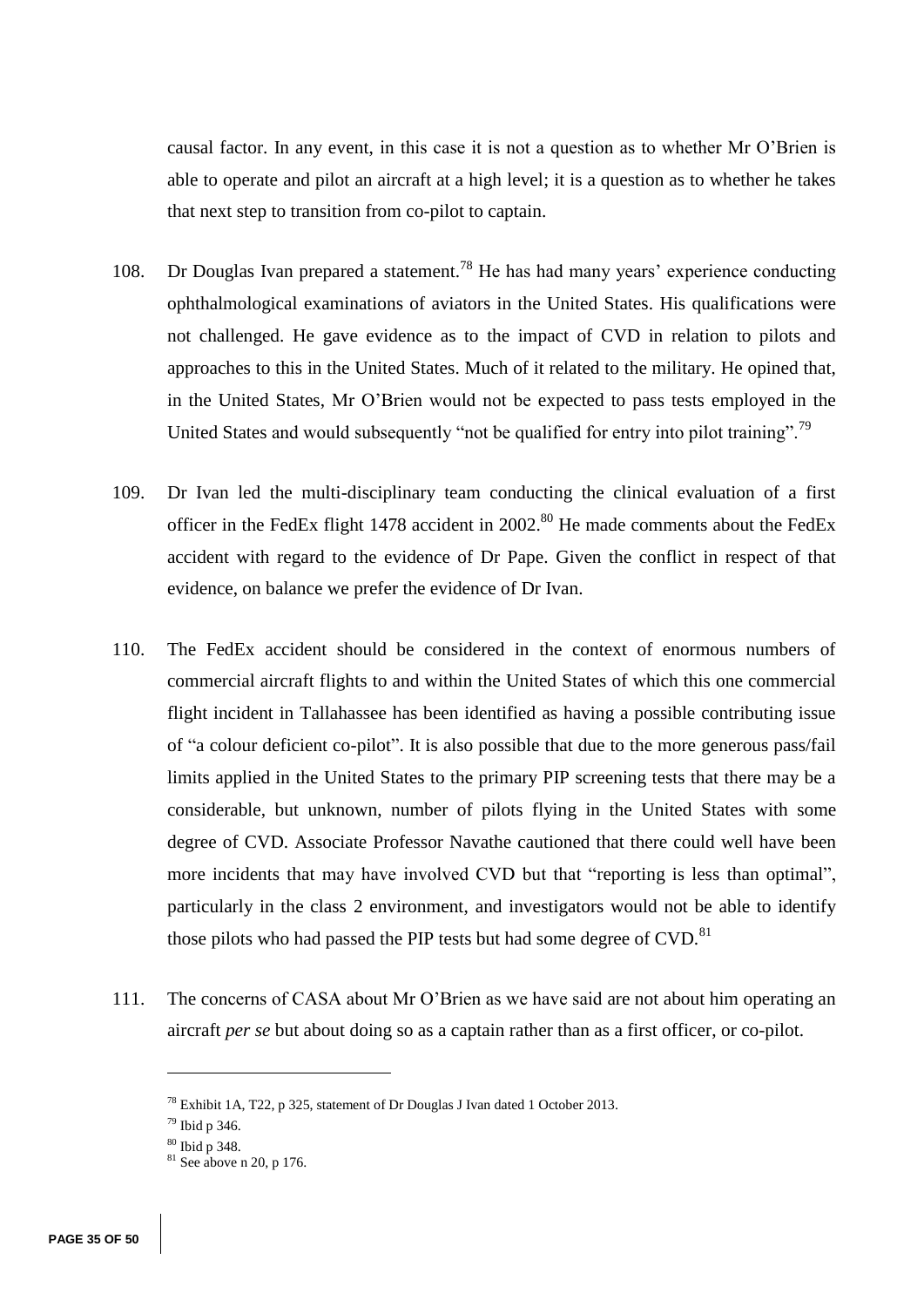causal factor. In any event, in this case it is not a question as to whether Mr O'Brien is able to operate and pilot an aircraft at a high level; it is a question as to whether he takes that next step to transition from co-pilot to captain.

108. Dr Douglas Ivan prepared a statement.[78] He has had many years' experience conducting ophthalmological examinations of aviators in the United States. His qualifications were not challenged. He gave evidence as to the impact of CVD in relation to pilots and approaches to this in the United States. Much of it related to the military. He opined that, in the United States, Mr O'Brien would not be expected to pass tests employed in the United States and would subsequently "not be qualified for entry into pilot training".[79]

109. Dr Ivan led the multi-disciplinary team conducting the clinical evaluation of a first officer in the FedEx flight 1478 accident in 2002.[80] He made comments about the FedEx accident with regard to the evidence of Dr Pape. Given the conflict in respect of that evidence, on balance we prefer the evidence of Dr Ivan.

110. The FedEx accident should be considered in the context of enormous numbers of commercial aircraft flights to and within the United States of which this one commercial flight incident in Tallahassee has been identified as having a possible contributing issue of "a colour deficient co-pilot". It is also possible that due to the more generous pass/fail limits applied in the United States to the primary PIP screening tests that there may be a considerable, but unknown, number of pilots flying in the United States with some degree of CVD. Associate Professor Navathe cautioned that there could well have been more incidents that may have involved CVD but that "reporting is less than optimal", particularly in the class 2 environment, and investigators would not be able to identify those pilots who had passed the PIP tests but had some degree of CVD.[81]

111. The concerns of CASA about Mr O'Brien as we have said are not about him operating an aircraft *per se* but about doing so as a captain rather than as a first officer, or co-pilot.

---

[78] Exhibit 1A, T22, p 325, statement of Dr Douglas J Ivan dated 1 October 2013.

[79] Ibid p 346.

[80] Ibid p 348.

[81] See above n 20, p 176.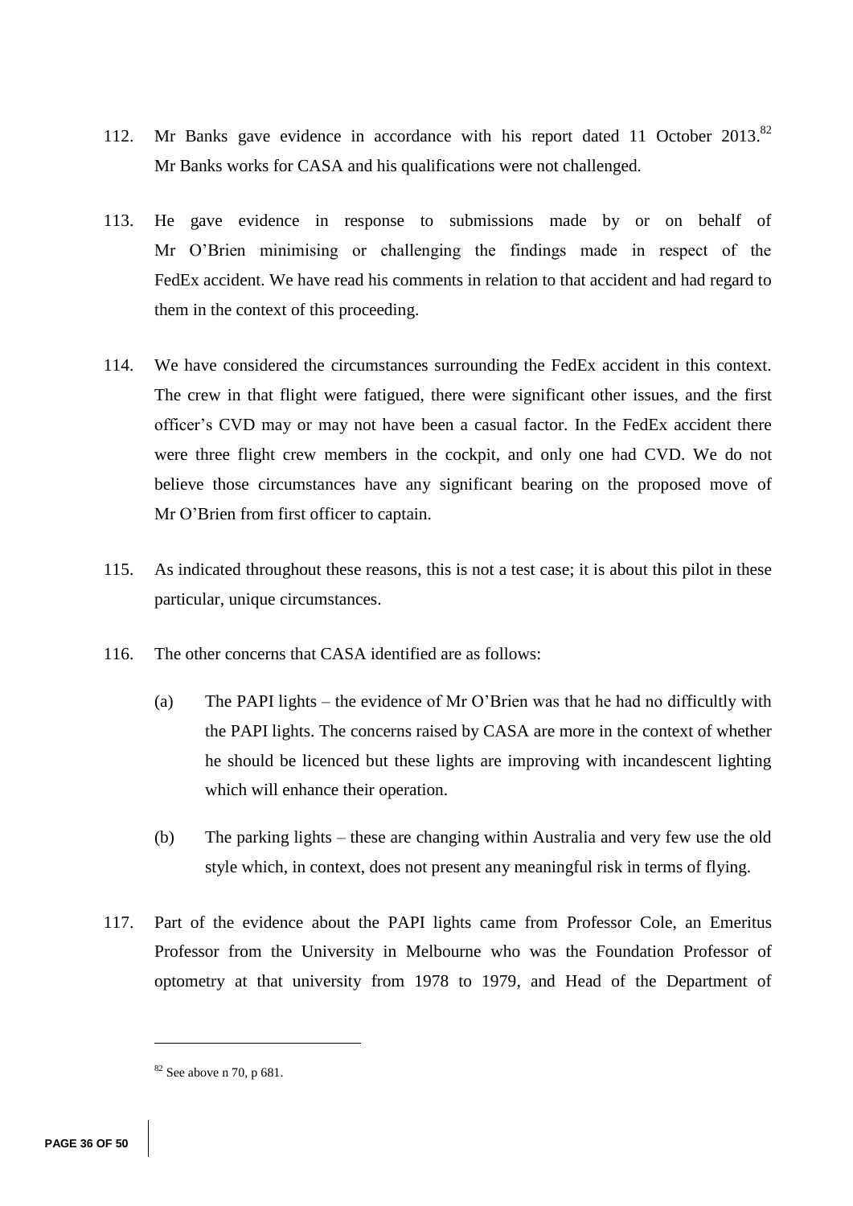112. Mr Banks gave evidence in accordance with his report dated 11 October 2013.[82] Mr Banks works for CASA and his qualifications were not challenged.

113. He gave evidence in response to submissions made by or on behalf of Mr O'Brien minimising or challenging the findings made in respect of the FedEx accident. We have read his comments in relation to that accident and had regard to them in the context of this proceeding.

114. We have considered the circumstances surrounding the FedEx accident in this context. The crew in that flight were fatigued, there were significant other issues, and the first officer's CVD may or may not have been a casual factor. In the FedEx accident there were three flight crew members in the cockpit, and only one had CVD. We do not believe those circumstances have any significant bearing on the proposed move of Mr O'Brien from first officer to captain.

115. As indicated throughout these reasons, this is not a test case; it is about this pilot in these particular, unique circumstances.

116. The other concerns that CASA identified are as follows:

    (a) The PAPI lights – the evidence of Mr O'Brien was that he had no difficultly with the PAPI lights. The concerns raised by CASA are more in the context of whether he should be licenced but these lights are improving with incandescent lighting which will enhance their operation.

    (b) The parking lights – these are changing within Australia and very few use the old style which, in context, does not present any meaningful risk in terms of flying.

117. Part of the evidence about the PAPI lights came from Professor Cole, an Emeritus Professor from the University in Melbourne who was the Foundation Professor of optometry at that university from 1978 to 1979, and Head of the Department of

---

[82] See above n 70, p 681.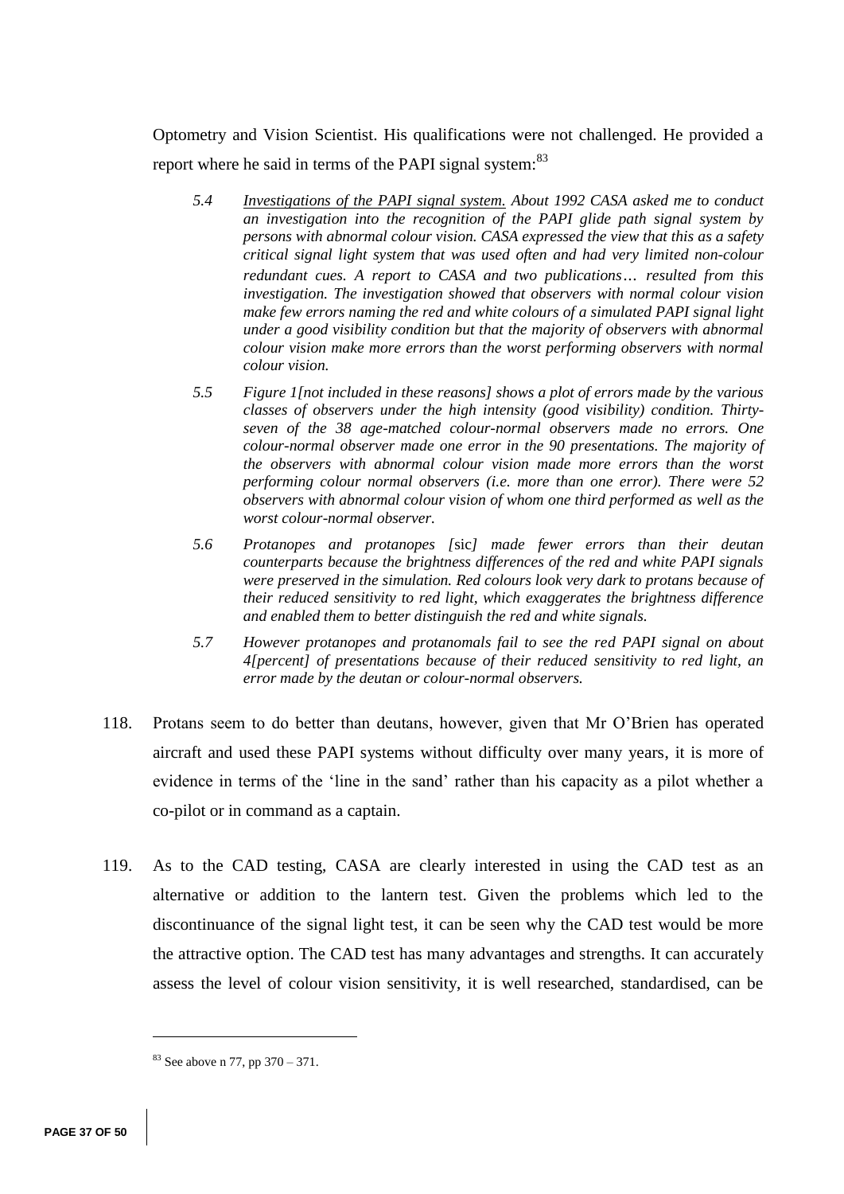Optometry and Vision Scientist. His qualifications were not challenged. He provided a report where he said in terms of the PAPI signal system:[83]

> *5.4 Investigations of the PAPI signal system. About 1992 CASA asked me to conduct an investigation into the recognition of the PAPI glide path signal system by persons with abnormal colour vision. CASA expressed the view that this as a safety critical signal light system that was used often and had very limited non-colour redundant cues. A report to CASA and two publications… resulted from this investigation. The investigation showed that observers with normal colour vision make few errors naming the red and white colours of a simulated PAPI signal light under a good visibility condition but that the majority of observers with abnormal colour vision make more errors than the worst performing observers with normal colour vision.*
>
> *5.5 Figure 1[not included in these reasons] shows a plot of errors made by the various classes of observers under the high intensity (good visibility) condition. Thirty-seven of the 38 age-matched colour-normal observers made no errors. One colour-normal observer made one error in the 90 presentations. The majority of the observers with abnormal colour vision made more errors than the worst performing colour normal observers (i.e. more than one error). There were 52 observers with abnormal colour vision of whom one third performed as well as the worst colour-normal observer.*
>
> *5.6 Protanopes and protanopes [*sic*] made fewer errors than their deutan counterparts because the brightness differences of the red and white PAPI signals were preserved in the simulation. Red colours look very dark to protans because of their reduced sensitivity to red light, which exaggerates the brightness difference and enabled them to better distinguish the red and white signals.*
>
> *5.7 However protanopes and protanomals fail to see the red PAPI signal on about 4[percent] of presentations because of their reduced sensitivity to red light, an error made by the deutan or colour-normal observers.*

118. Protans seem to do better than deutans, however, given that Mr O'Brien has operated aircraft and used these PAPI systems without difficulty over many years, it is more of evidence in terms of the 'line in the sand' rather than his capacity as a pilot whether a co-pilot or in command as a captain.

119. As to the CAD testing, CASA are clearly interested in using the CAD test as an alternative or addition to the lantern test. Given the problems which led to the discontinuance of the signal light test, it can be seen why the CAD test would be more the attractive option. The CAD test has many advantages and strengths. It can accurately assess the level of colour vision sensitivity, it is well researched, standardised, can be

[83] See above n 77, pp 370 – 371.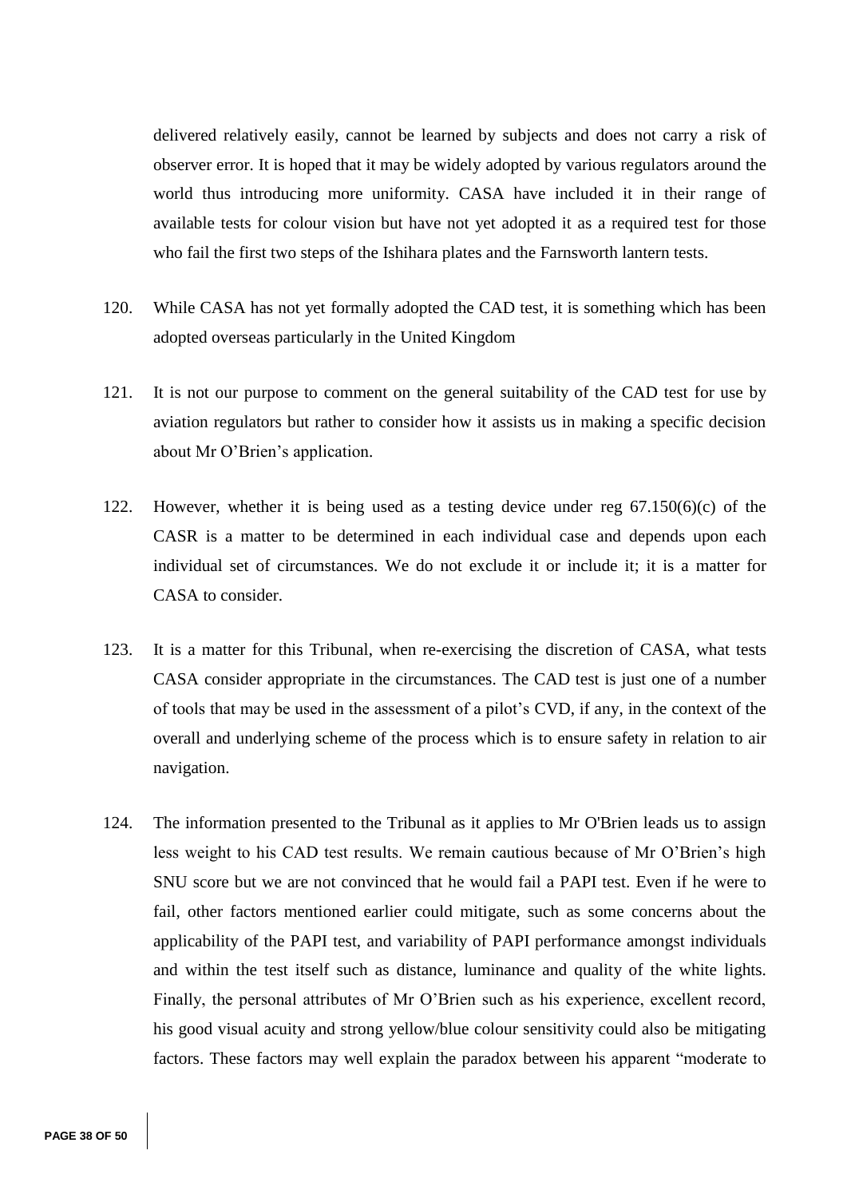delivered relatively easily, cannot be learned by subjects and does not carry a risk of observer error. It is hoped that it may be widely adopted by various regulators around the world thus introducing more uniformity. CASA have included it in their range of available tests for colour vision but have not yet adopted it as a required test for those who fail the first two steps of the Ishihara plates and the Farnsworth lantern tests.

120. While CASA has not yet formally adopted the CAD test, it is something which has been adopted overseas particularly in the United Kingdom

121. It is not our purpose to comment on the general suitability of the CAD test for use by aviation regulators but rather to consider how it assists us in making a specific decision about Mr O'Brien's application.

122. However, whether it is being used as a testing device under reg 67.150(6)(c) of the CASR is a matter to be determined in each individual case and depends upon each individual set of circumstances. We do not exclude it or include it; it is a matter for CASA to consider.

123. It is a matter for this Tribunal, when re-exercising the discretion of CASA, what tests CASA consider appropriate in the circumstances. The CAD test is just one of a number of tools that may be used in the assessment of a pilot's CVD, if any, in the context of the overall and underlying scheme of the process which is to ensure safety in relation to air navigation.

124. The information presented to the Tribunal as it applies to Mr O'Brien leads us to assign less weight to his CAD test results. We remain cautious because of Mr O'Brien's high SNU score but we are not convinced that he would fail a PAPI test. Even if he were to fail, other factors mentioned earlier could mitigate, such as some concerns about the applicability of the PAPI test, and variability of PAPI performance amongst individuals and within the test itself such as distance, luminance and quality of the white lights. Finally, the personal attributes of Mr O'Brien such as his experience, excellent record, his good visual acuity and strong yellow/blue colour sensitivity could also be mitigating factors. These factors may well explain the paradox between his apparent "moderate to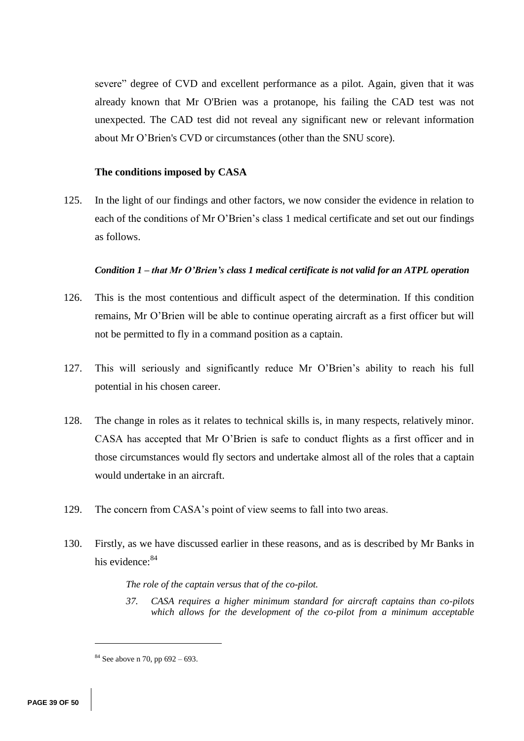severe" degree of CVD and excellent performance as a pilot. Again, given that it was already known that Mr O'Brien was a protanope, his failing the CAD test was not unexpected. The CAD test did not reveal any significant new or relevant information about Mr O'Brien's CVD or circumstances (other than the SNU score).

### The conditions imposed by CASA

125. In the light of our findings and other factors, we now consider the evidence in relation to each of the conditions of Mr O'Brien's class 1 medical certificate and set out our findings as follows.

#### *Condition 1 – that Mr O'Brien's class 1 medical certificate is not valid for an ATPL operation*

126. This is the most contentious and difficult aspect of the determination. If this condition remains, Mr O'Brien will be able to continue operating aircraft as a first officer but will not be permitted to fly in a command position as a captain.

127. This will seriously and significantly reduce Mr O'Brien's ability to reach his full potential in his chosen career.

128. The change in roles as it relates to technical skills is, in many respects, relatively minor. CASA has accepted that Mr O'Brien is safe to conduct flights as a first officer and in those circumstances would fly sectors and undertake almost all of the roles that a captain would undertake in an aircraft.

129. The concern from CASA's point of view seems to fall into two areas.

130. Firstly, as we have discussed earlier in these reasons, and as is described by Mr Banks in his evidence:[84]

> *The role of the captain versus that of the co-pilot.*
>
> *37. CASA requires a higher minimum standard for aircraft captains than co-pilots which allows for the development of the co-pilot from a minimum acceptable*

---

[84] See above n 70, pp 692 – 693.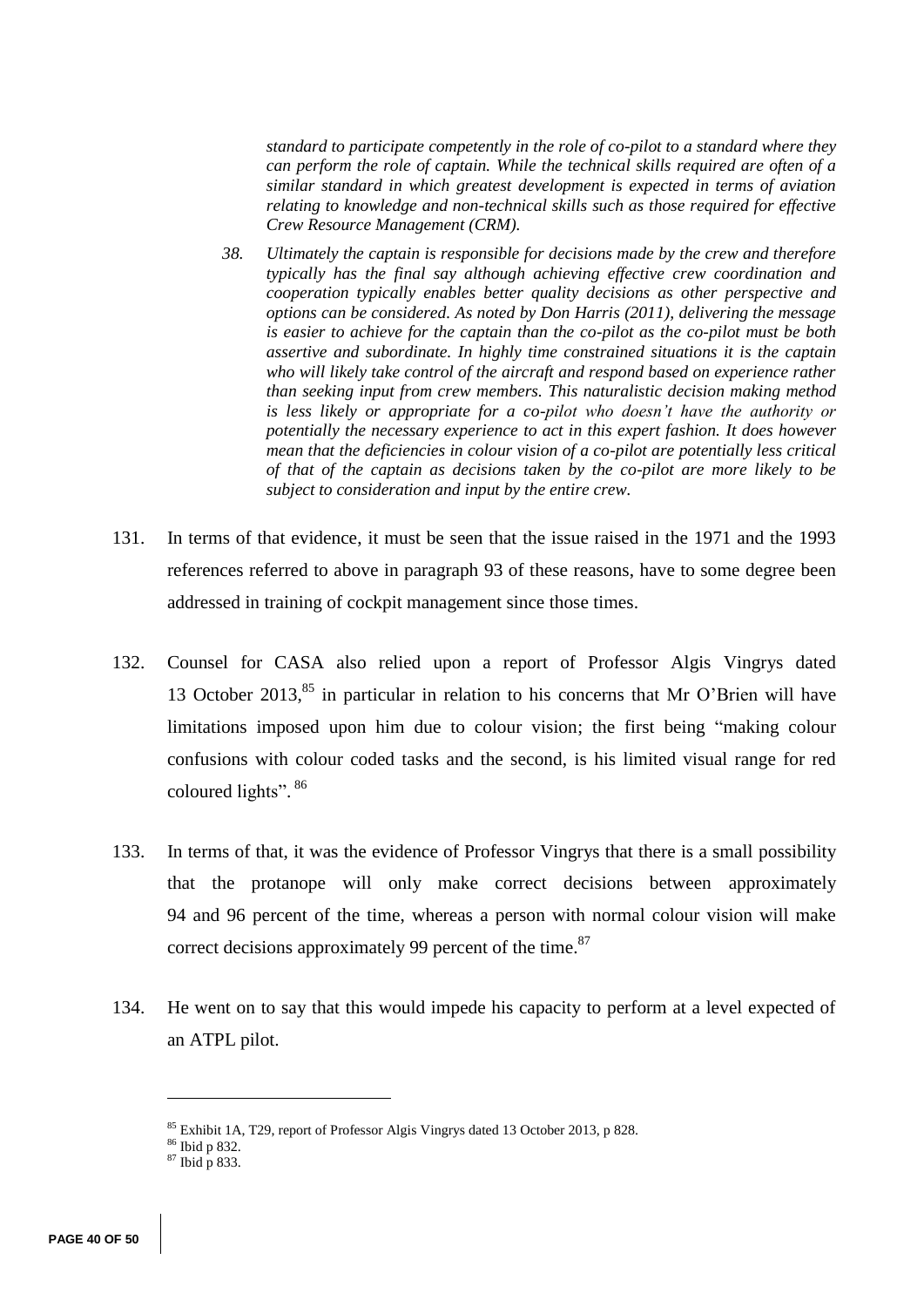*standard to participate competently in the role of co-pilot to a standard where they can perform the role of captain. While the technical skills required are often of a similar standard in which greatest development is expected in terms of aviation relating to knowledge and non-technical skills such as those required for effective Crew Resource Management (CRM).*

*38. Ultimately the captain is responsible for decisions made by the crew and therefore typically has the final say although achieving effective crew coordination and cooperation typically enables better quality decisions as other perspective and options can be considered. As noted by Don Harris (2011), delivering the message is easier to achieve for the captain than the co-pilot as the co-pilot must be both assertive and subordinate. In highly time constrained situations it is the captain who will likely take control of the aircraft and respond based on experience rather than seeking input from crew members. This naturalistic decision making method is less likely or appropriate for a co-pilot who doesn't have the authority or potentially the necessary experience to act in this expert fashion. It does however mean that the deficiencies in colour vision of a co-pilot are potentially less critical of that of the captain as decisions taken by the co-pilot are more likely to be subject to consideration and input by the entire crew.*

131. In terms of that evidence, it must be seen that the issue raised in the 1971 and the 1993 references referred to above in paragraph 93 of these reasons, have to some degree been addressed in training of cockpit management since those times.

132. Counsel for CASA also relied upon a report of Professor Algis Vingrys dated 13 October 2013,[85] in particular in relation to his concerns that Mr O'Brien will have limitations imposed upon him due to colour vision; the first being "making colour confusions with colour coded tasks and the second, is his limited visual range for red coloured lights".[86]

133. In terms of that, it was the evidence of Professor Vingrys that there is a small possibility that the protanope will only make correct decisions between approximately 94 and 96 percent of the time, whereas a person with normal colour vision will make correct decisions approximately 99 percent of the time.[87]

134. He went on to say that this would impede his capacity to perform at a level expected of an ATPL pilot.

---

[85] Exhibit 1A, T29, report of Professor Algis Vingrys dated 13 October 2013, p 828.

[86] Ibid p 832.

[87] Ibid p 833.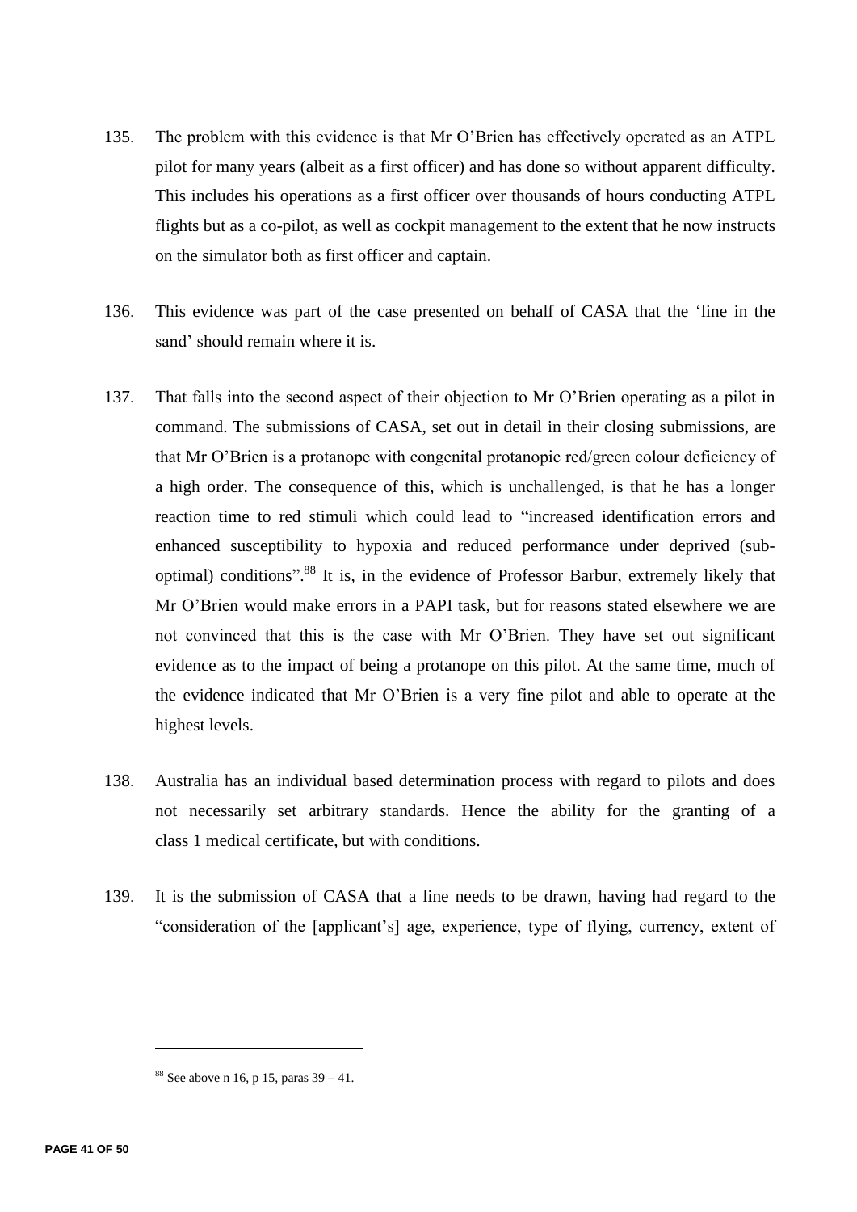135. The problem with this evidence is that Mr O'Brien has effectively operated as an ATPL pilot for many years (albeit as a first officer) and has done so without apparent difficulty. This includes his operations as a first officer over thousands of hours conducting ATPL flights but as a co-pilot, as well as cockpit management to the extent that he now instructs on the simulator both as first officer and captain.

136. This evidence was part of the case presented on behalf of CASA that the 'line in the sand' should remain where it is.

137. That falls into the second aspect of their objection to Mr O'Brien operating as a pilot in command. The submissions of CASA, set out in detail in their closing submissions, are that Mr O'Brien is a protanope with congenital protanopic red/green colour deficiency of a high order. The consequence of this, which is unchallenged, is that he has a longer reaction time to red stimuli which could lead to "increased identification errors and enhanced susceptibility to hypoxia and reduced performance under deprived (sub-optimal) conditions".[88] It is, in the evidence of Professor Barbur, extremely likely that Mr O'Brien would make errors in a PAPI task, but for reasons stated elsewhere we are not convinced that this is the case with Mr O'Brien. They have set out significant evidence as to the impact of being a protanope on this pilot. At the same time, much of the evidence indicated that Mr O'Brien is a very fine pilot and able to operate at the highest levels.

138. Australia has an individual based determination process with regard to pilots and does not necessarily set arbitrary standards. Hence the ability for the granting of a class 1 medical certificate, but with conditions.

139. It is the submission of CASA that a line needs to be drawn, having had regard to the "consideration of the [applicant's] age, experience, type of flying, currency, extent of

---

[88] See above n 16, p 15, paras 39 – 41.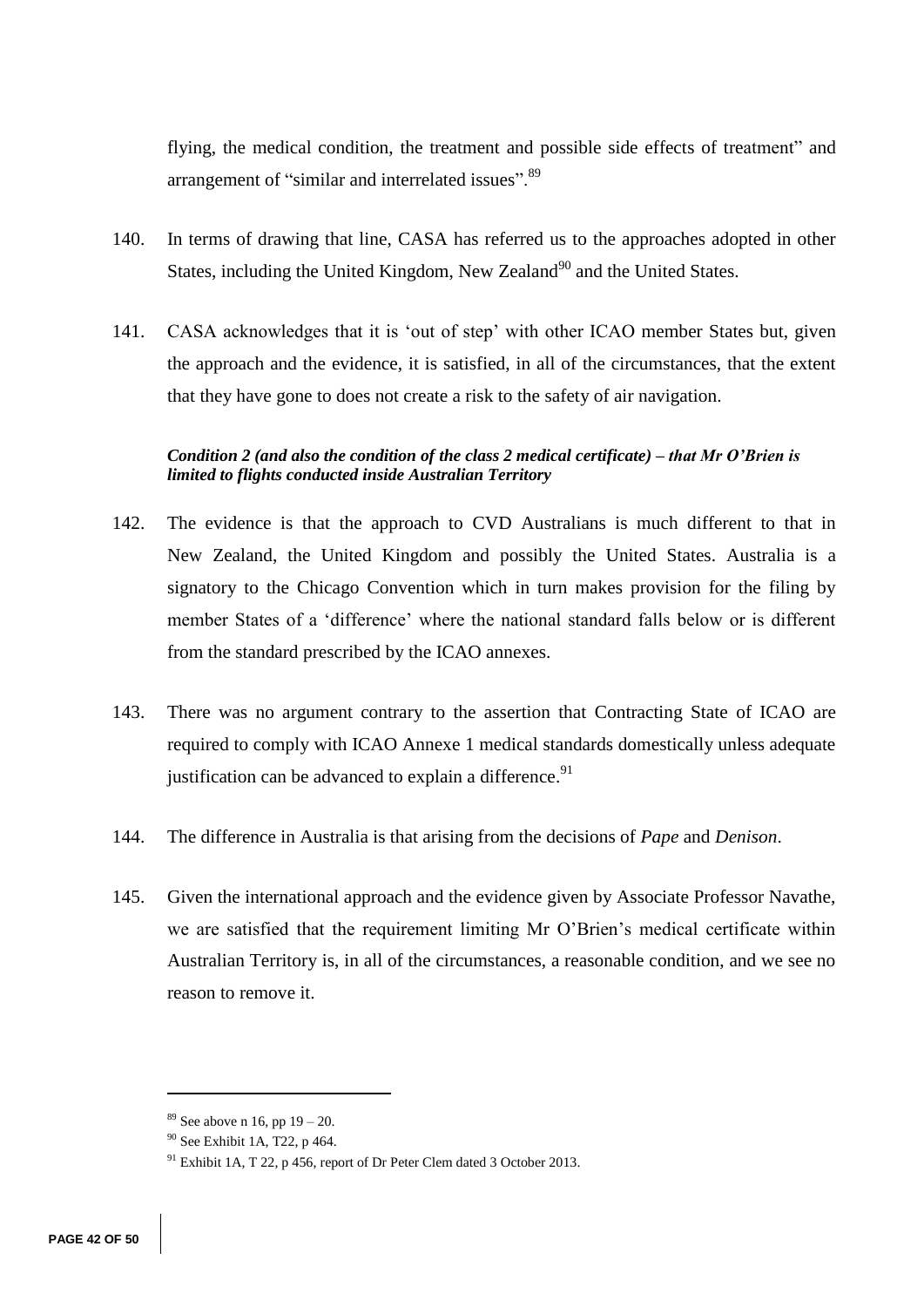flying, the medical condition, the treatment and possible side effects of treatment" and arrangement of "similar and interrelated issues".[89]

140. In terms of drawing that line, CASA has referred us to the approaches adopted in other States, including the United Kingdom, New Zealand[90] and the United States.

141. CASA acknowledges that it is 'out of step' with other ICAO member States but, given the approach and the evidence, it is satisfied, in all of the circumstances, that the extent that they have gone to does not create a risk to the safety of air navigation.

***Condition 2 (and also the condition of the class 2 medical certificate) – that Mr O'Brien is limited to flights conducted inside Australian Territory***

142. The evidence is that the approach to CVD Australians is much different to that in New Zealand, the United Kingdom and possibly the United States. Australia is a signatory to the Chicago Convention which in turn makes provision for the filing by member States of a 'difference' where the national standard falls below or is different from the standard prescribed by the ICAO annexes.

143. There was no argument contrary to the assertion that Contracting State of ICAO are required to comply with ICAO Annexe 1 medical standards domestically unless adequate justification can be advanced to explain a difference.[91]

144. The difference in Australia is that arising from the decisions of *Pape* and *Denison*.

145. Given the international approach and the evidence given by Associate Professor Navathe, we are satisfied that the requirement limiting Mr O'Brien's medical certificate within Australian Territory is, in all of the circumstances, a reasonable condition, and we see no reason to remove it.

---

[89] See above n 16, pp 19 – 20.

[90] See Exhibit 1A, T22, p 464.

[91] Exhibit 1A, T 22, p 456, report of Dr Peter Clem dated 3 October 2013.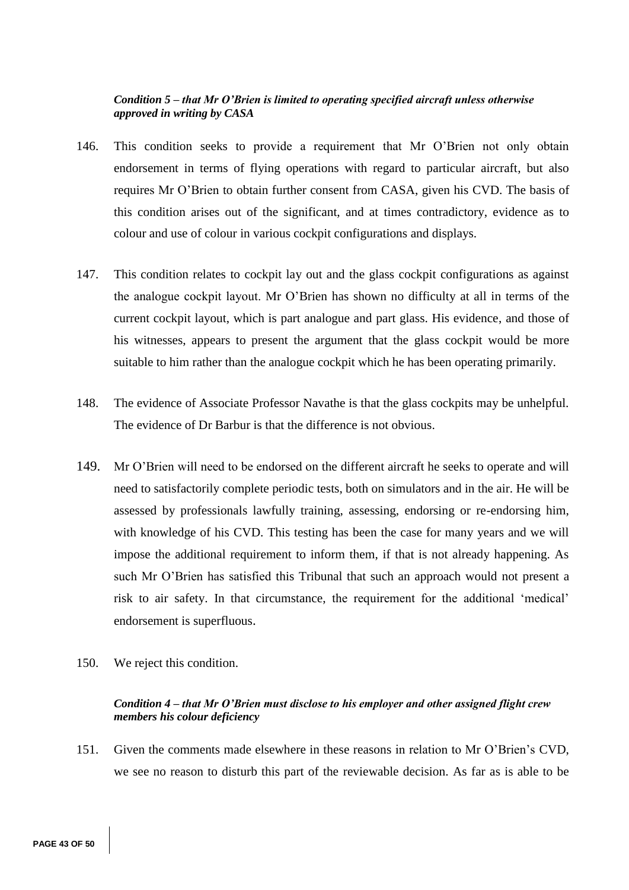***Condition 5 – that Mr O'Brien is limited to operating specified aircraft unless otherwise approved in writing by CASA***

146. This condition seeks to provide a requirement that Mr O'Brien not only obtain endorsement in terms of flying operations with regard to particular aircraft, but also requires Mr O'Brien to obtain further consent from CASA, given his CVD. The basis of this condition arises out of the significant, and at times contradictory, evidence as to colour and use of colour in various cockpit configurations and displays.

147. This condition relates to cockpit lay out and the glass cockpit configurations as against the analogue cockpit layout. Mr O'Brien has shown no difficulty at all in terms of the current cockpit layout, which is part analogue and part glass. His evidence, and those of his witnesses, appears to present the argument that the glass cockpit would be more suitable to him rather than the analogue cockpit which he has been operating primarily.

148. The evidence of Associate Professor Navathe is that the glass cockpits may be unhelpful. The evidence of Dr Barbur is that the difference is not obvious.

149. Mr O'Brien will need to be endorsed on the different aircraft he seeks to operate and will need to satisfactorily complete periodic tests, both on simulators and in the air. He will be assessed by professionals lawfully training, assessing, endorsing or re-endorsing him, with knowledge of his CVD. This testing has been the case for many years and we will impose the additional requirement to inform them, if that is not already happening. As such Mr O'Brien has satisfied this Tribunal that such an approach would not present a risk to air safety. In that circumstance, the requirement for the additional 'medical' endorsement is superfluous.

150. We reject this condition.

***Condition 4 – that Mr O'Brien must disclose to his employer and other assigned flight crew members his colour deficiency***

151. Given the comments made elsewhere in these reasons in relation to Mr O'Brien's CVD, we see no reason to disturb this part of the reviewable decision. As far as is able to be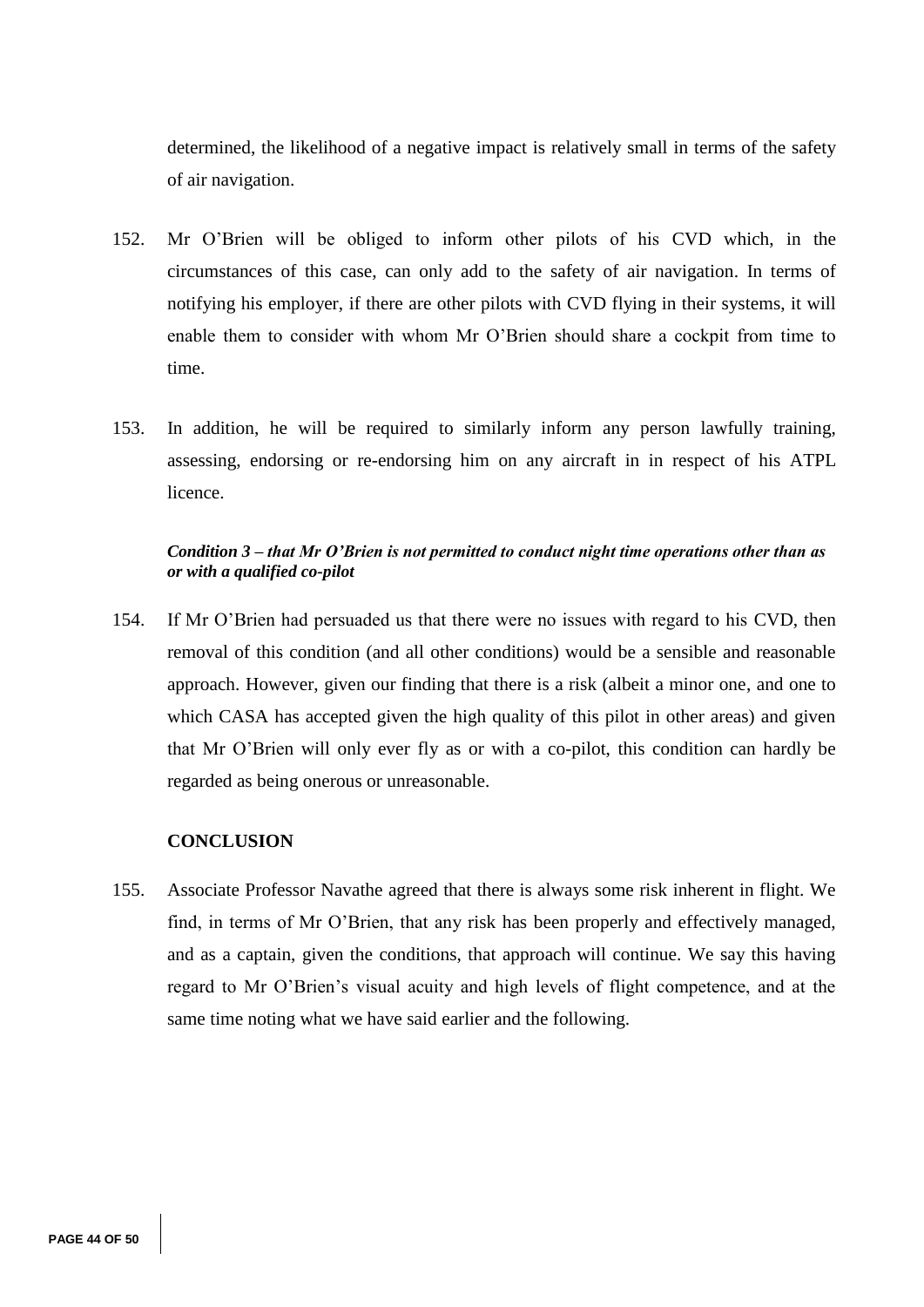determined, the likelihood of a negative impact is relatively small in terms of the safety of air navigation.

152. Mr O'Brien will be obliged to inform other pilots of his CVD which, in the circumstances of this case, can only add to the safety of air navigation. In terms of notifying his employer, if there are other pilots with CVD flying in their systems, it will enable them to consider with whom Mr O'Brien should share a cockpit from time to time.

153. In addition, he will be required to similarly inform any person lawfully training, assessing, endorsing or re-endorsing him on any aircraft in in respect of his ATPL licence.

***Condition 3 – that Mr O'Brien is not permitted to conduct night time operations other than as or with a qualified co-pilot***

154. If Mr O'Brien had persuaded us that there were no issues with regard to his CVD, then removal of this condition (and all other conditions) would be a sensible and reasonable approach. However, given our finding that there is a risk (albeit a minor one, and one to which CASA has accepted given the high quality of this pilot in other areas) and given that Mr O'Brien will only ever fly as or with a co-pilot, this condition can hardly be regarded as being onerous or unreasonable.

## CONCLUSION

155. Associate Professor Navathe agreed that there is always some risk inherent in flight. We find, in terms of Mr O'Brien, that any risk has been properly and effectively managed, and as a captain, given the conditions, that approach will continue. We say this having regard to Mr O'Brien's visual acuity and high levels of flight competence, and at the same time noting what we have said earlier and the following.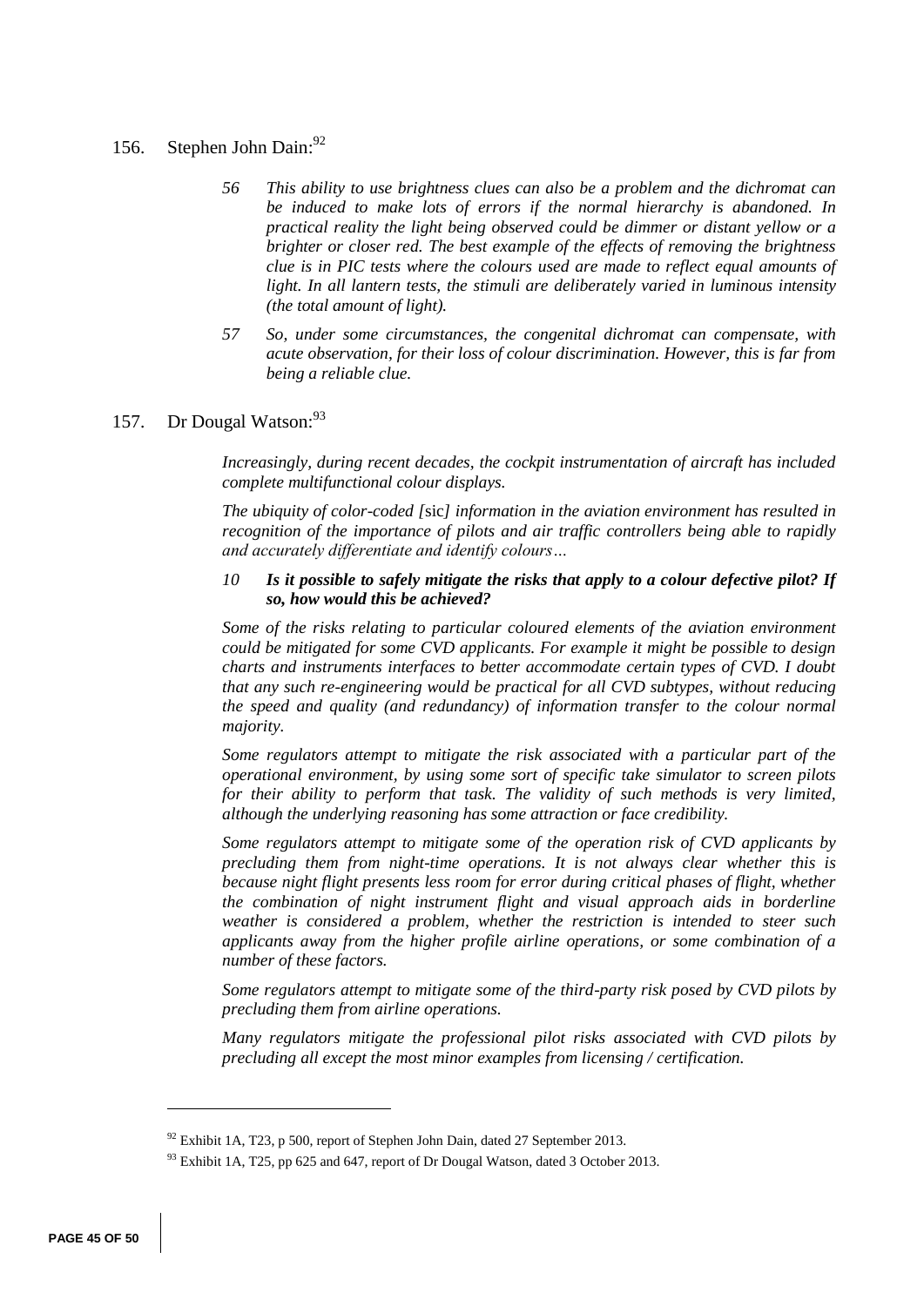156. Stephen John Dain:[92]

> *56 This ability to use brightness clues can also be a problem and the dichromat can be induced to make lots of errors if the normal hierarchy is abandoned. In practical reality the light being observed could be dimmer or distant yellow or a brighter or closer red. The best example of the effects of removing the brightness clue is in PIC tests where the colours used are made to reflect equal amounts of light. In all lantern tests, the stimuli are deliberately varied in luminous intensity (the total amount of light).*
>
> *57 So, under some circumstances, the congenital dichromat can compensate, with acute observation, for their loss of colour discrimination. However, this is far from being a reliable clue.*

157. Dr Dougal Watson:[93]

> *Increasingly, during recent decades, the cockpit instrumentation of aircraft has included complete multifunctional colour displays.*
>
> *The ubiquity of color-coded [*sic*] information in the aviation environment has resulted in recognition of the importance of pilots and air traffic controllers being able to rapidly and accurately differentiate and identify colours…*
>
> ***10 Is it possible to safely mitigate the risks that apply to a colour defective pilot? If so, how would this be achieved?***
>
> *Some of the risks relating to particular coloured elements of the aviation environment could be mitigated for some CVD applicants. For example it might be possible to design charts and instruments interfaces to better accommodate certain types of CVD. I doubt that any such re-engineering would be practical for all CVD subtypes, without reducing the speed and quality (and redundancy) of information transfer to the colour normal majority.*
>
> *Some regulators attempt to mitigate the risk associated with a particular part of the operational environment, by using some sort of specific take simulator to screen pilots for their ability to perform that task. The validity of such methods is very limited, although the underlying reasoning has some attraction or face credibility.*
>
> *Some regulators attempt to mitigate some of the operation risk of CVD applicants by precluding them from night-time operations. It is not always clear whether this is because night flight presents less room for error during critical phases of flight, whether the combination of night instrument flight and visual approach aids in borderline weather is considered a problem, whether the restriction is intended to steer such applicants away from the higher profile airline operations, or some combination of a number of these factors.*
>
> *Some regulators attempt to mitigate some of the third-party risk posed by CVD pilots by precluding them from airline operations.*
>
> *Many regulators mitigate the professional pilot risks associated with CVD pilots by precluding all except the most minor examples from licensing / certification.*

---

[92] Exhibit 1A, T23, p 500, report of Stephen John Dain, dated 27 September 2013.

[93] Exhibit 1A, T25, pp 625 and 647, report of Dr Dougal Watson, dated 3 October 2013.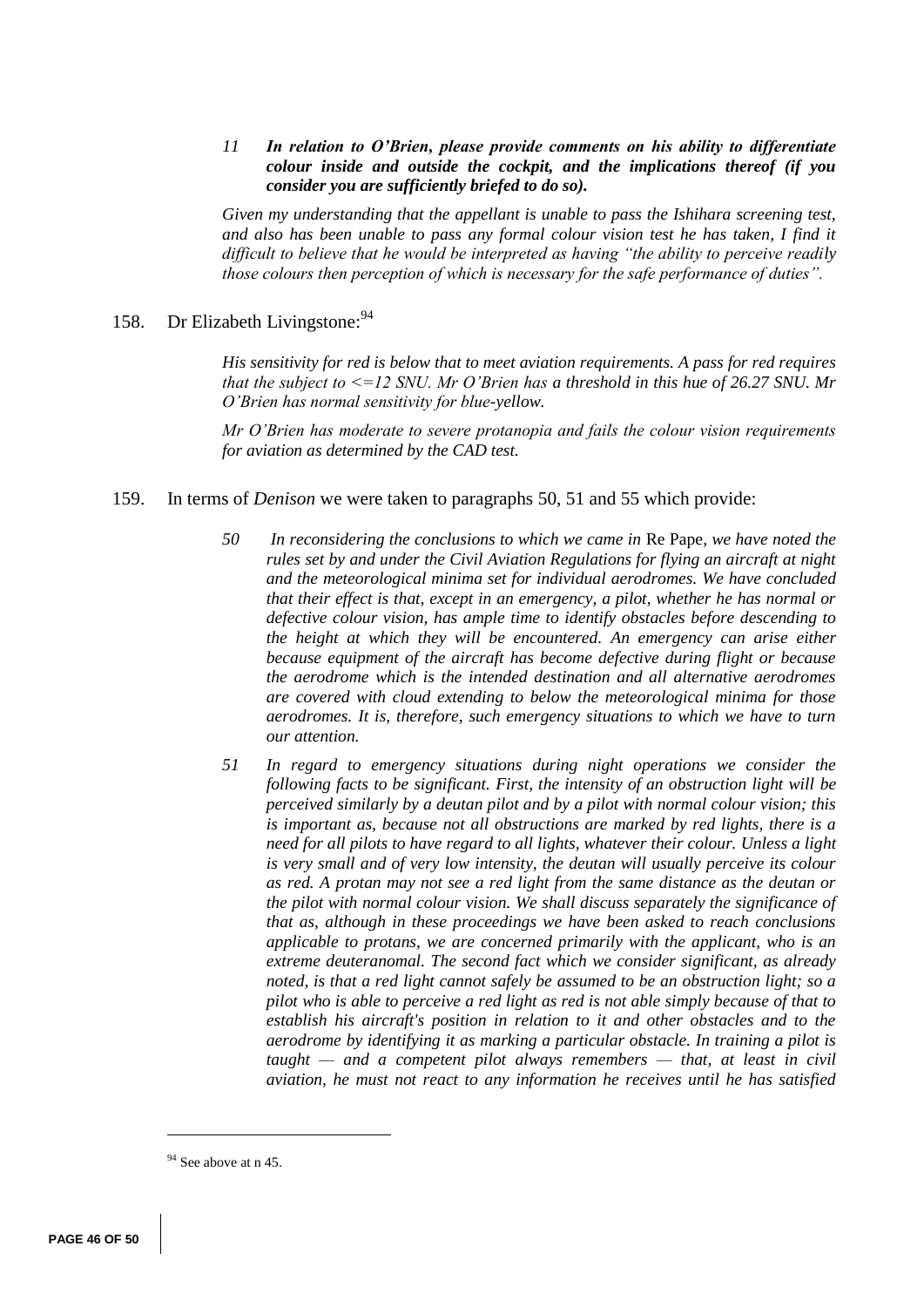> 11 ***In relation to O'Brien, please provide comments on his ability to differentiate colour inside and outside the cockpit, and the implications thereof (if you consider you are sufficiently briefed to do so).***
>
> *Given my understanding that the appellant is unable to pass the Ishihara screening test, and also has been unable to pass any formal colour vision test he has taken, I find it difficult to believe that he would be interpreted as having "the ability to perceive readily those colours then perception of which is necessary for the safe performance of duties".*

158. Dr Elizabeth Livingstone:[94]

> *His sensitivity for red is below that to meet aviation requirements. A pass for red requires that the subject to <=12 SNU. Mr O'Brien has a threshold in this hue of 26.27 SNU. Mr O'Brien has normal sensitivity for blue-yellow.*
>
> *Mr O'Brien has moderate to severe protanopia and fails the colour vision requirements for aviation as determined by the CAD test.*

159. In terms of *Denison* we were taken to paragraphs 50, 51 and 55 which provide:

> 50 *In reconsidering the conclusions to which we came in* Re Pape*, we have noted the rules set by and under the Civil Aviation Regulations for flying an aircraft at night and the meteorological minima set for individual aerodromes. We have concluded that their effect is that, except in an emergency, a pilot, whether he has normal or defective colour vision, has ample time to identify obstacles before descending to the height at which they will be encountered. An emergency can arise either because equipment of the aircraft has become defective during flight or because the aerodrome which is the intended destination and all alternative aerodromes are covered with cloud extending to below the meteorological minima for those aerodromes. It is, therefore, such emergency situations to which we have to turn our attention.*
>
> 51 *In regard to emergency situations during night operations we consider the following facts to be significant. First, the intensity of an obstruction light will be perceived similarly by a deutan pilot and by a pilot with normal colour vision; this is important as, because not all obstructions are marked by red lights, there is a need for all pilots to have regard to all lights, whatever their colour. Unless a light is very small and of very low intensity, the deutan will usually perceive its colour as red. A protan may not see a red light from the same distance as the deutan or the pilot with normal colour vision. We shall discuss separately the significance of that as, although in these proceedings we have been asked to reach conclusions applicable to protans, we are concerned primarily with the applicant, who is an extreme deuteranomal. The second fact which we consider significant, as already noted, is that a red light cannot safely be assumed to be an obstruction light; so a pilot who is able to perceive a red light as red is not able simply because of that to establish his aircraft's position in relation to it and other obstacles and to the aerodrome by identifying it as marking a particular obstacle. In training a pilot is taught — and a competent pilot always remembers — that, at least in civil aviation, he must not react to any information he receives until he has satisfied*

[94] See above at n 45.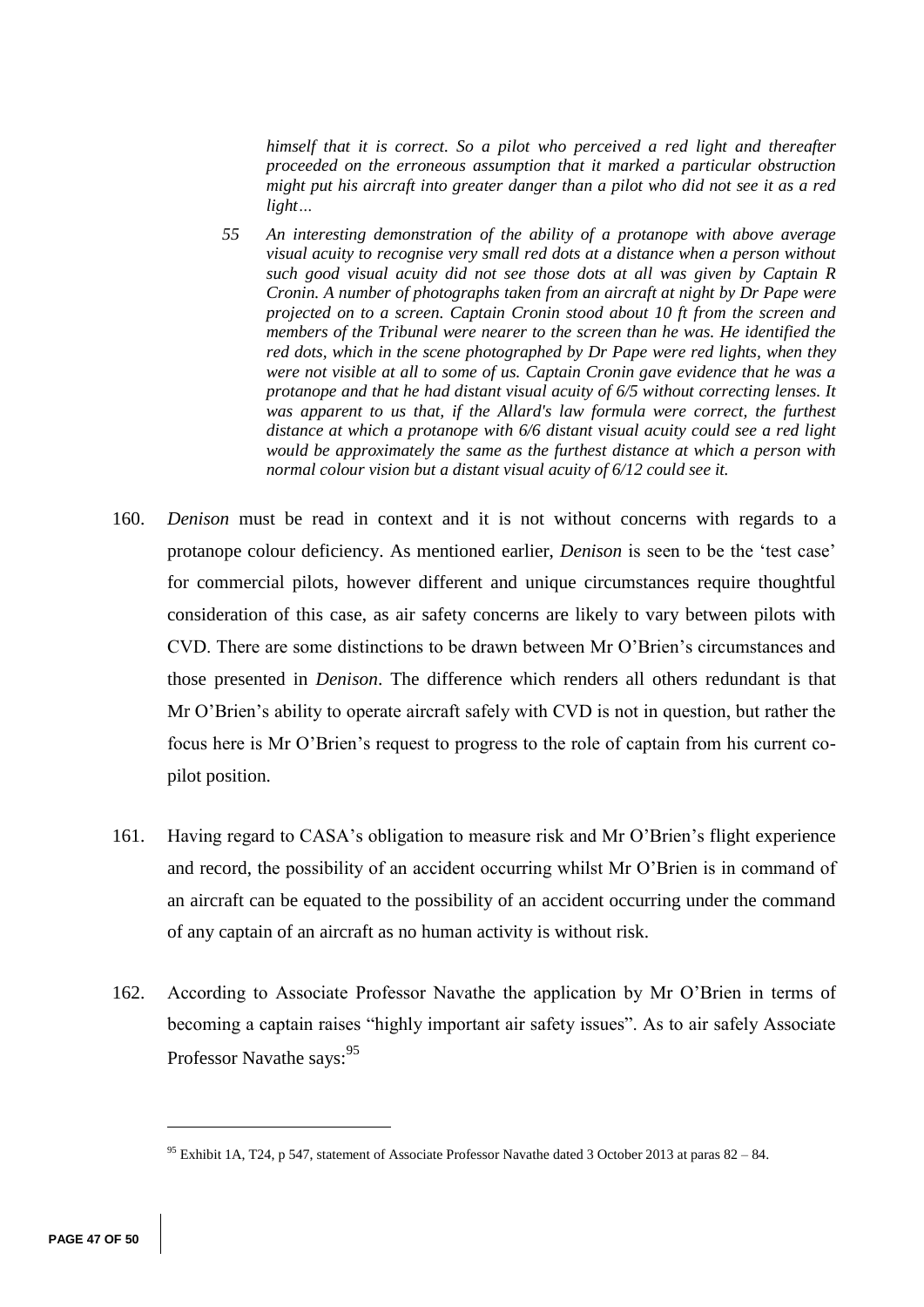> *himself that it is correct. So a pilot who perceived a red light and thereafter proceeded on the erroneous assumption that it marked a particular obstruction might put his aircraft into greater danger than a pilot who did not see it as a red light…*
>
> *55 An interesting demonstration of the ability of a protanope with above average visual acuity to recognise very small red dots at a distance when a person without such good visual acuity did not see those dots at all was given by Captain R Cronin. A number of photographs taken from an aircraft at night by Dr Pape were projected on to a screen. Captain Cronin stood about 10 ft from the screen and members of the Tribunal were nearer to the screen than he was. He identified the red dots, which in the scene photographed by Dr Pape were red lights, when they were not visible at all to some of us. Captain Cronin gave evidence that he was a protanope and that he had distant visual acuity of 6/5 without correcting lenses. It was apparent to us that, if the Allard's law formula were correct, the furthest distance at which a protanope with 6/6 distant visual acuity could see a red light would be approximately the same as the furthest distance at which a person with normal colour vision but a distant visual acuity of 6/12 could see it.*

160. *Denison* must be read in context and it is not without concerns with regards to a protanope colour deficiency. As mentioned earlier, *Denison* is seen to be the 'test case' for commercial pilots, however different and unique circumstances require thoughtful consideration of this case, as air safety concerns are likely to vary between pilots with CVD. There are some distinctions to be drawn between Mr O'Brien's circumstances and those presented in *Denison*. The difference which renders all others redundant is that Mr O'Brien's ability to operate aircraft safely with CVD is not in question, but rather the focus here is Mr O'Brien's request to progress to the role of captain from his current co-pilot position.

161. Having regard to CASA's obligation to measure risk and Mr O'Brien's flight experience and record, the possibility of an accident occurring whilst Mr O'Brien is in command of an aircraft can be equated to the possibility of an accident occurring under the command of any captain of an aircraft as no human activity is without risk.

162. According to Associate Professor Navathe the application by Mr O'Brien in terms of becoming a captain raises "highly important air safety issues". As to air safely Associate Professor Navathe says:[95]

---

[95] Exhibit 1A, T24, p 547, statement of Associate Professor Navathe dated 3 October 2013 at paras 82 – 84.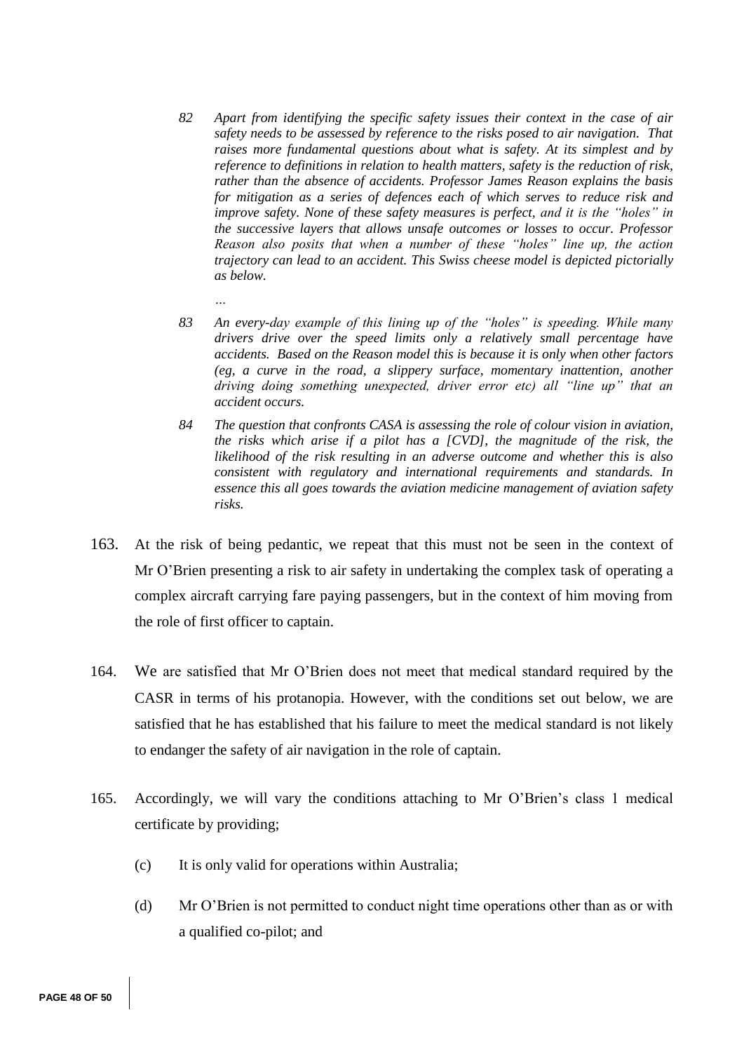> *82 Apart from identifying the specific safety issues their context in the case of air safety needs to be assessed by reference to the risks posed to air navigation. That raises more fundamental questions about what is safety. At its simplest and by reference to definitions in relation to health matters, safety is the reduction of risk, rather than the absence of accidents. Professor James Reason explains the basis for mitigation as a series of defences each of which serves to reduce risk and improve safety. None of these safety measures is perfect, and it is the "holes" in the successive layers that allows unsafe outcomes or losses to occur. Professor Reason also posits that when a number of these "holes" line up, the action trajectory can lead to an accident. This Swiss cheese model is depicted pictorially as below.*
>
> *…*
>
> *83 An every-day example of this lining up of the "holes" is speeding. While many drivers drive over the speed limits only a relatively small percentage have accidents. Based on the Reason model this is because it is only when other factors (eg, a curve in the road, a slippery surface, momentary inattention, another driving doing something unexpected, driver error etc) all "line up" that an accident occurs.*
>
> *84 The question that confronts CASA is assessing the role of colour vision in aviation, the risks which arise if a pilot has a [CVD], the magnitude of the risk, the likelihood of the risk resulting in an adverse outcome and whether this is also consistent with regulatory and international requirements and standards. In essence this all goes towards the aviation medicine management of aviation safety risks.*

163. At the risk of being pedantic, we repeat that this must not be seen in the context of Mr O'Brien presenting a risk to air safety in undertaking the complex task of operating a complex aircraft carrying fare paying passengers, but in the context of him moving from the role of first officer to captain.

164. We are satisfied that Mr O'Brien does not meet that medical standard required by the CASR in terms of his protanopia. However, with the conditions set out below, we are satisfied that he has established that his failure to meet the medical standard is not likely to endanger the safety of air navigation in the role of captain.

165. Accordingly, we will vary the conditions attaching to Mr O'Brien's class 1 medical certificate by providing;

    (c) It is only valid for operations within Australia;

    (d) Mr O'Brien is not permitted to conduct night time operations other than as or with a qualified co-pilot; and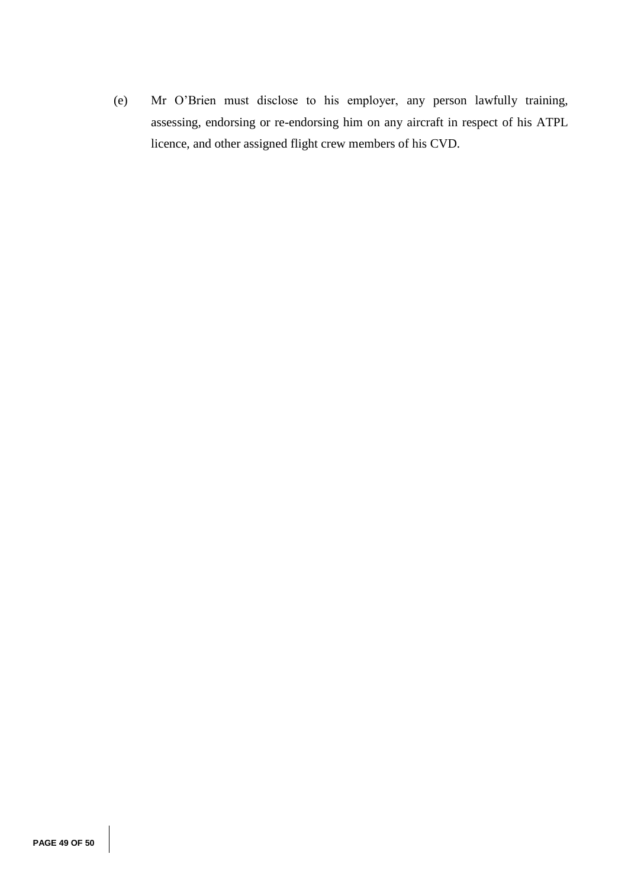(e) Mr O'Brien must disclose to his employer, any person lawfully training, assessing, endorsing or re-endorsing him on any aircraft in respect of his ATPL licence, and other assigned flight crew members of his CVD.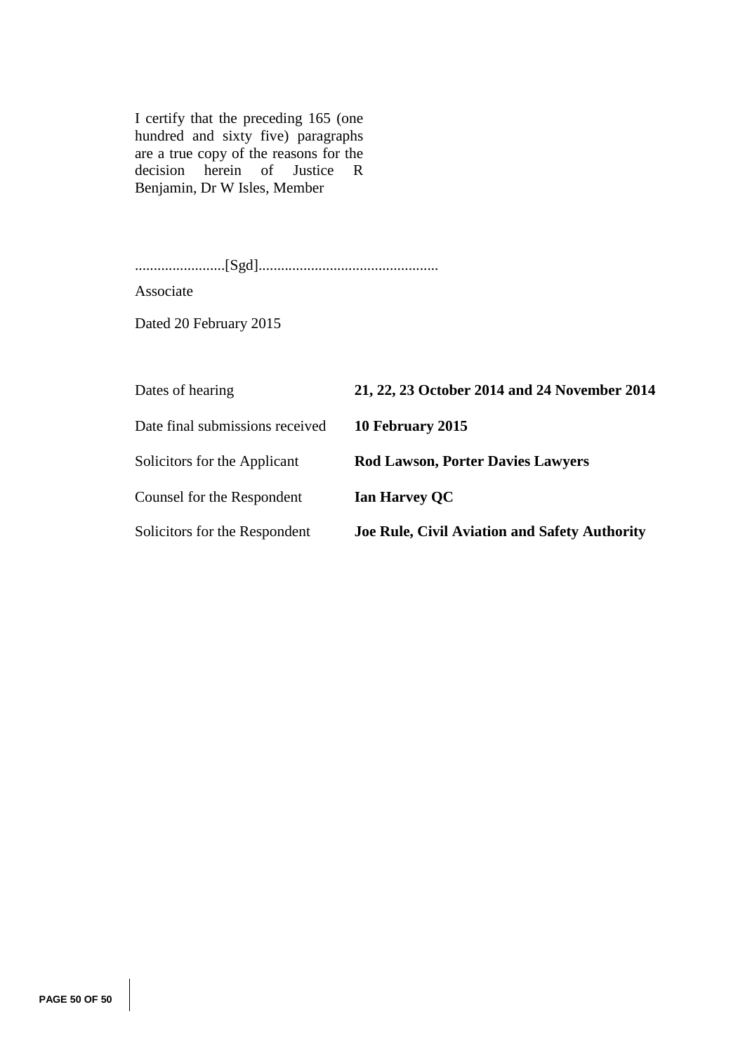I certify that the preceding 165 (one hundred and sixty five) paragraphs are a true copy of the reasons for the decision herein of Justice R Benjamin, Dr W Isles, Member

........................[Sgd]................................................

Associate

Dated 20 February 2015

| | |
|---|---|
| Dates of hearing | **21, 22, 23 October 2014 and 24 November 2014** |
| Date final submissions received | **10 February 2015** |
| Solicitors for the Applicant | **Rod Lawson, Porter Davies Lawyers** |
| Counsel for the Respondent | **Ian Harvey QC** |
| Solicitors for the Respondent | **Joe Rule, Civil Aviation and Safety Authority** |